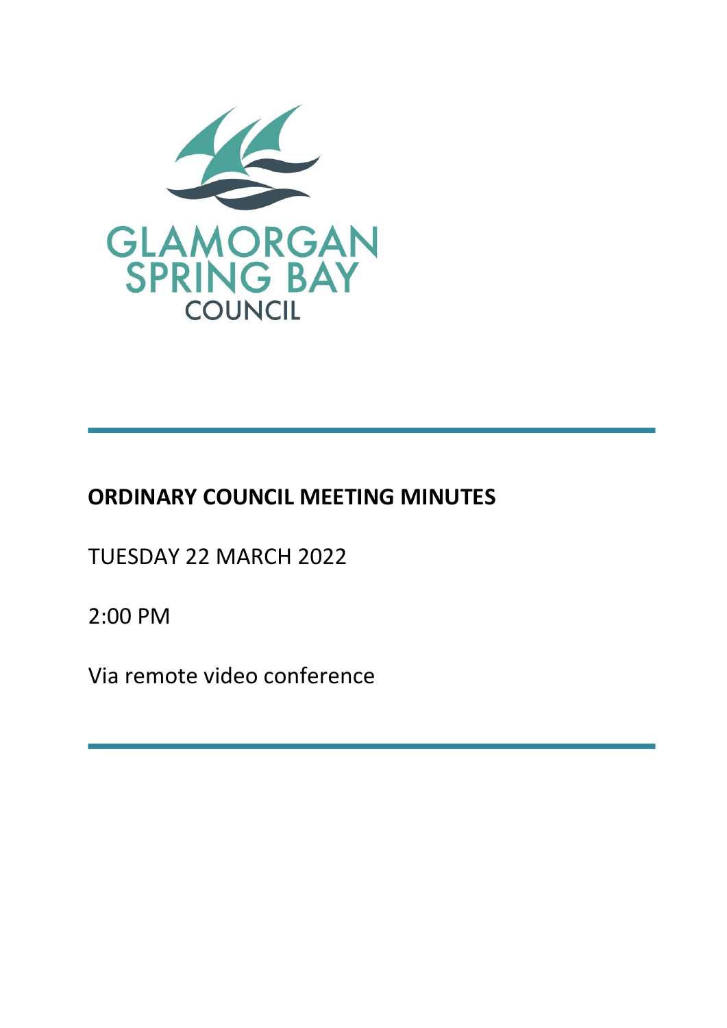GLAMORGAN SPRING BAY COUNCIL

# ORDINARY COUNCIL MEETING MINUTES

TUESDAY 22 MARCH 2022

2:00 PM

Via remote video conference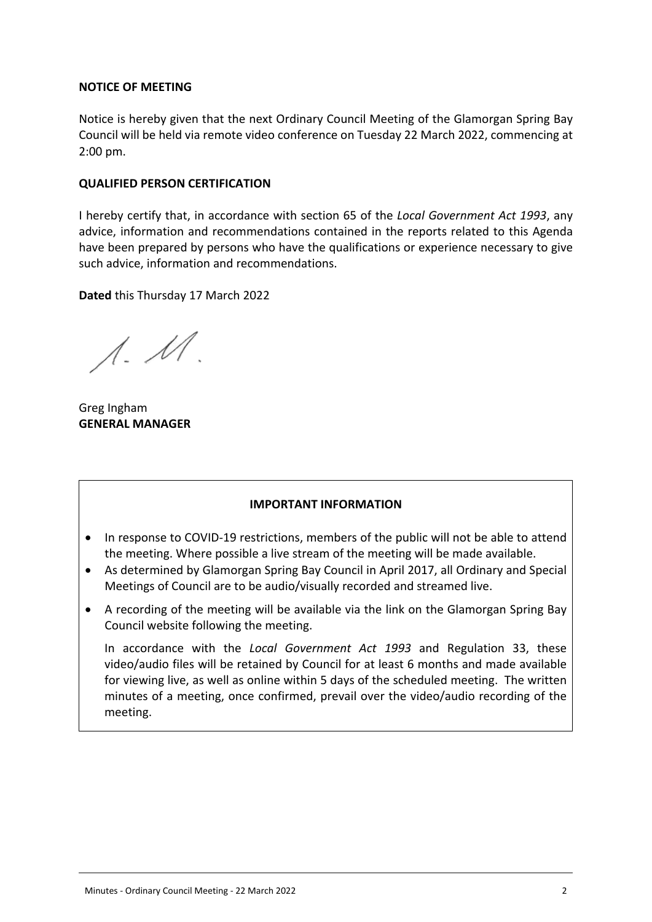**NOTICE OF MEETING**

Notice is hereby given that the next Ordinary Council Meeting of the Glamorgan Spring Bay Council will be held via remote video conference on Tuesday 22 March 2022, commencing at 2:00 pm.

**QUALIFIED PERSON CERTIFICATION**

I hereby certify that, in accordance with section 65 of the *Local Government Act 1993*, any advice, information and recommendations contained in the reports related to this Agenda have been prepared by persons who have the qualifications or experience necessary to give such advice, information and recommendations.

**Dated** this Thursday 17 March 2022

Greg Ingham
**GENERAL MANAGER**

**IMPORTANT INFORMATION**

- In response to COVID-19 restrictions, members of the public will not be able to attend the meeting. Where possible a live stream of the meeting will be made available.
- As determined by Glamorgan Spring Bay Council in April 2017, all Ordinary and Special Meetings of Council are to be audio/visually recorded and streamed live.
- A recording of the meeting will be available via the link on the Glamorgan Spring Bay Council website following the meeting.

  In accordance with the *Local Government Act 1993* and Regulation 33, these video/audio files will be retained by Council for at least 6 months and made available for viewing live, as well as online within 5 days of the scheduled meeting. The written minutes of a meeting, once confirmed, prevail over the video/audio recording of the meeting.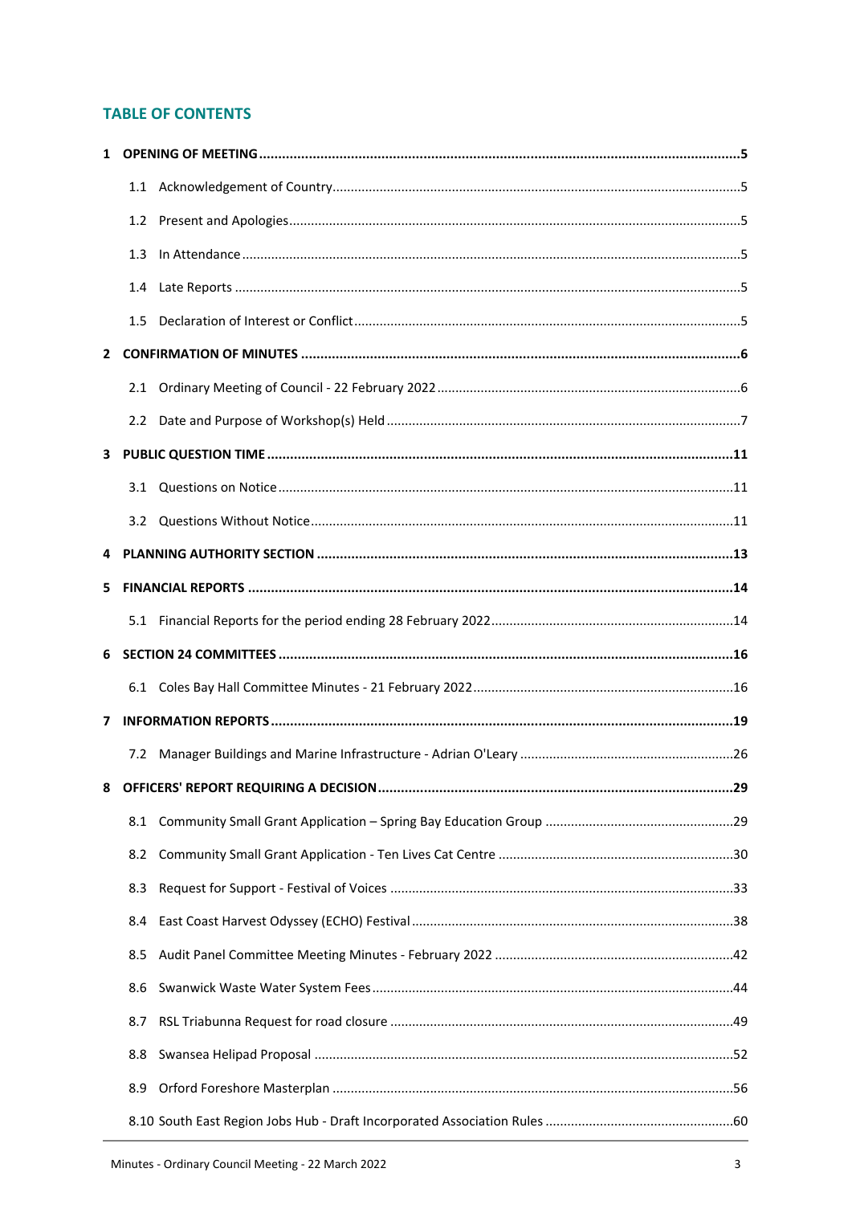## TABLE OF CONTENTS

**1 OPENING OF MEETING ........................................................................................................... 5**

1.1 Acknowledgement of Country ............................................................................................. 5

1.2 Present and Apologies ......................................................................................................... 5

1.3 In Attendance ....................................................................................................................... 5

1.4 Late Reports ......................................................................................................................... 5

1.5 Declaration of Interest or Conflict ....................................................................................... 5

**2 CONFIRMATION OF MINUTES .................................................................................................. 6**

2.1 Ordinary Meeting of Council - 22 February 2022 ................................................................. 6

2.2 Date and Purpose of Workshop(s) Held ............................................................................... 7

**3 PUBLIC QUESTION TIME ......................................................................................................... 11**

3.1 Questions on Notice ........................................................................................................... 11

3.2 Questions Without Notice .................................................................................................. 11

**4 PLANNING AUTHORITY SECTION ............................................................................................ 13**

**5 FINANCIAL REPORTS .............................................................................................................. 14**

5.1 Financial Reports for the period ending 28 February 2022 ................................................. 14

**6 SECTION 24 COMMITTEES ...................................................................................................... 16**

6.1 Coles Bay Hall Committee Minutes - 21 February 2022 ..................................................... 16

**7 INFORMATION REPORTS ........................................................................................................ 19**

7.2 Manager Buildings and Marine Infrastructure - Adrian O'Leary ......................................... 26

**8 OFFICERS' REPORT REQUIRING A DECISION ............................................................................ 29**

8.1 Community Small Grant Application – Spring Bay Education Group ................................... 29

8.2 Community Small Grant Application - Ten Lives Cat Centre ............................................... 30

8.3 Request for Support - Festival of Voices ............................................................................ 33

8.4 East Coast Harvest Odyssey (ECHO) Festival ....................................................................... 38

8.5 Audit Panel Committee Meeting Minutes - February 2022 ................................................ 42

8.6 Swanwick Waste Water System Fees .................................................................................. 44

8.7 RSL Triabunna Request for road closure ............................................................................. 49

8.8 Swansea Helipad Proposal .................................................................................................. 52

8.9 Orford Foreshore Masterplan ............................................................................................. 56

8.10 South East Region Jobs Hub - Draft Incorporated Association Rules .................................. 60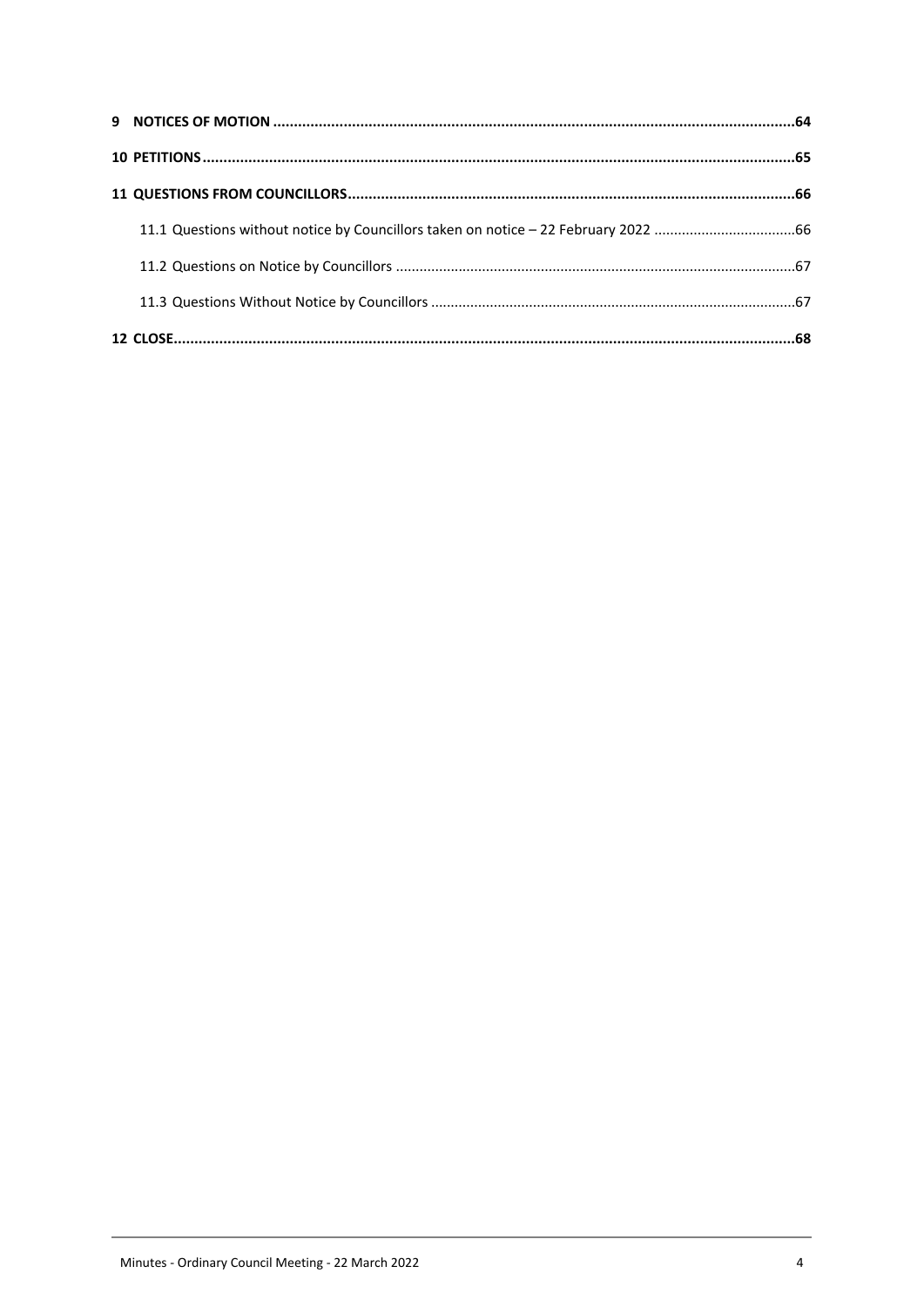**9 NOTICES OF MOTION** ............................................................................................................................64

**10 PETITIONS** ..........................................................................................................................................65

**11 QUESTIONS FROM COUNCILLORS** ........................................................................................................66

11.1 Questions without notice by Councillors taken on notice – 22 February 2022 ...................................66

11.2 Questions on Notice by Councillors ....................................................................................................67

11.3 Questions Without Notice by Councillors ............................................................................................67

**12 CLOSE** ..................................................................................................................................................68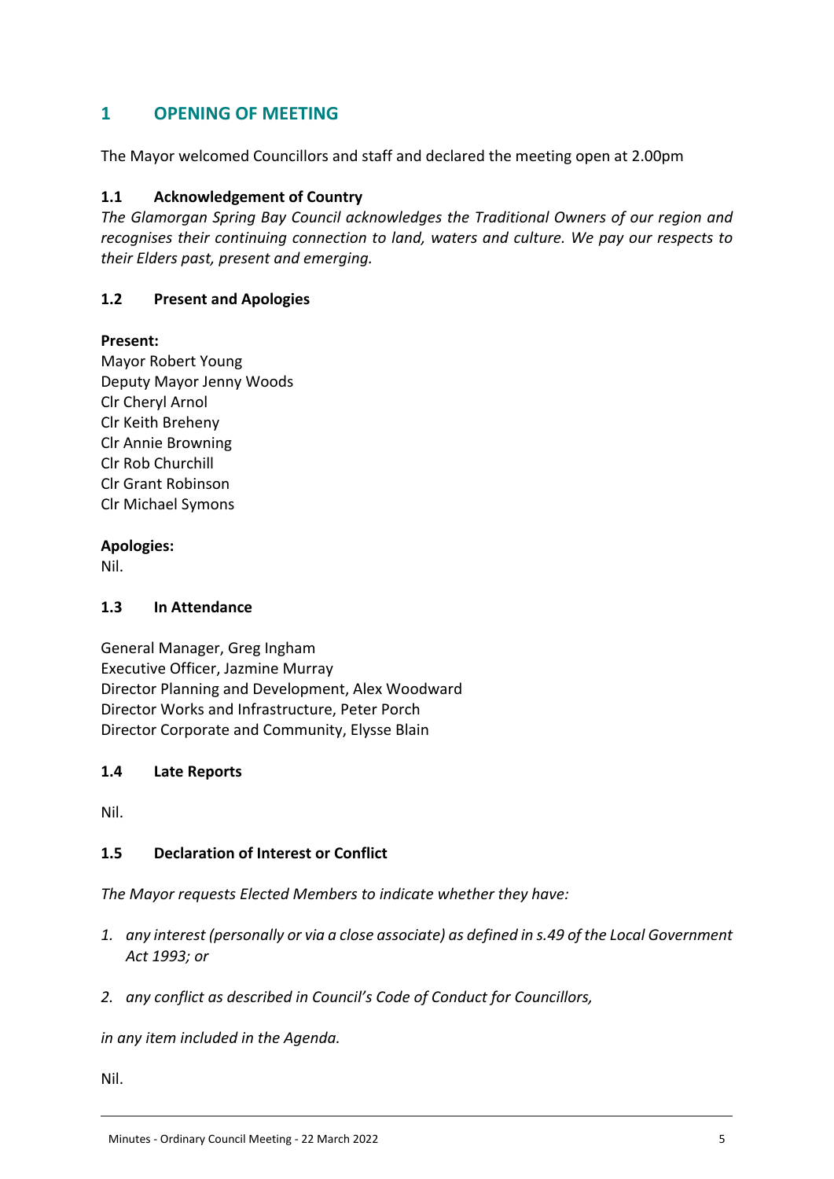## 1 OPENING OF MEETING

The Mayor welcomed Councillors and staff and declared the meeting open at 2.00pm

### 1.1 Acknowledgement of Country

*The Glamorgan Spring Bay Council acknowledges the Traditional Owners of our region and recognises their continuing connection to land, waters and culture. We pay our respects to their Elders past, present and emerging.*

### 1.2 Present and Apologies

**Present:**
Mayor Robert Young
Deputy Mayor Jenny Woods
Clr Cheryl Arnol
Clr Keith Breheny
Clr Annie Browning
Clr Rob Churchill
Clr Grant Robinson
Clr Michael Symons

**Apologies:**
Nil.

### 1.3 In Attendance

General Manager, Greg Ingham
Executive Officer, Jazmine Murray
Director Planning and Development, Alex Woodward
Director Works and Infrastructure, Peter Porch
Director Corporate and Community, Elysse Blain

### 1.4 Late Reports

Nil.

### 1.5 Declaration of Interest or Conflict

*The Mayor requests Elected Members to indicate whether they have:*

1. *any interest (personally or via a close associate) as defined in s.49 of the Local Government Act 1993; or*
2. *any conflict as described in Council's Code of Conduct for Councillors,*

*in any item included in the Agenda.*

Nil.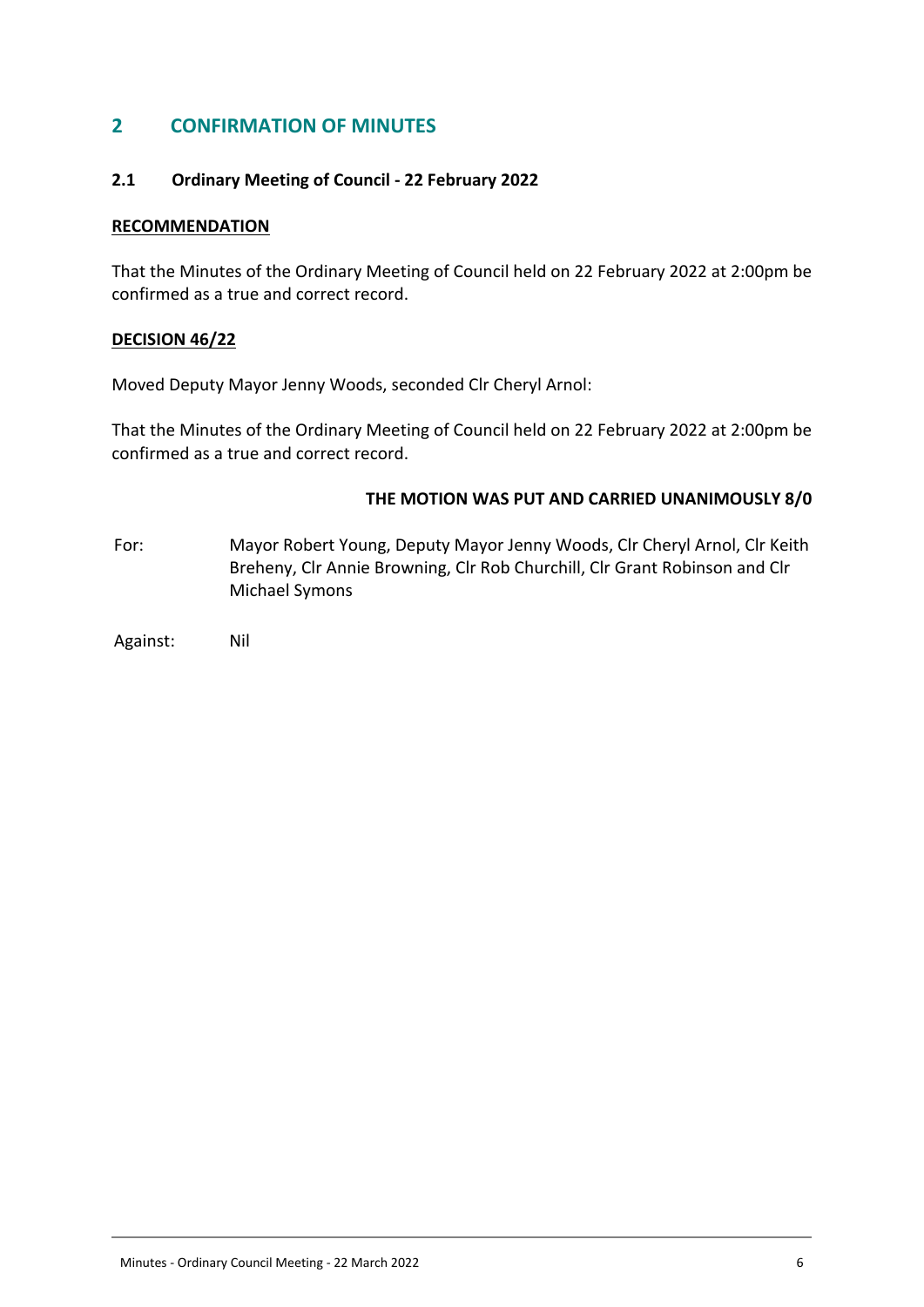## 2 CONFIRMATION OF MINUTES

### 2.1 Ordinary Meeting of Council - 22 February 2022

**RECOMMENDATION**

That the Minutes of the Ordinary Meeting of Council held on 22 February 2022 at 2:00pm be confirmed as a true and correct record.

**DECISION 46/22**

Moved Deputy Mayor Jenny Woods, seconded Clr Cheryl Arnol:

That the Minutes of the Ordinary Meeting of Council held on 22 February 2022 at 2:00pm be confirmed as a true and correct record.

**THE MOTION WAS PUT AND CARRIED UNANIMOUSLY 8/0**

For: Mayor Robert Young, Deputy Mayor Jenny Woods, Clr Cheryl Arnol, Clr Keith Breheny, Clr Annie Browning, Clr Rob Churchill, Clr Grant Robinson and Clr Michael Symons

Against: Nil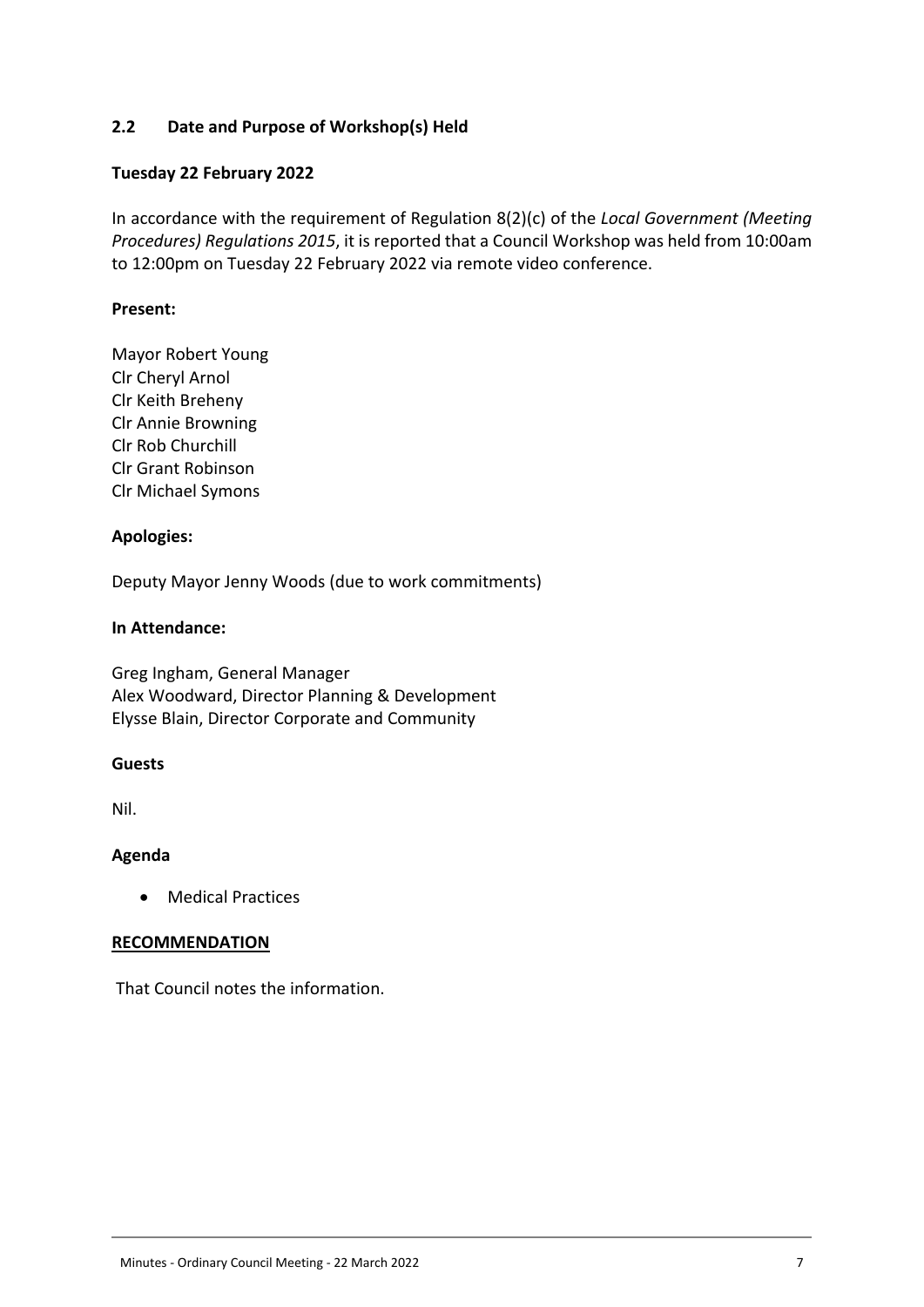## 2.2 Date and Purpose of Workshop(s) Held

**Tuesday 22 February 2022**

In accordance with the requirement of Regulation 8(2)(c) of the *Local Government (Meeting Procedures) Regulations 2015*, it is reported that a Council Workshop was held from 10:00am to 12:00pm on Tuesday 22 February 2022 via remote video conference.

**Present:**

Mayor Robert Young
Clr Cheryl Arnol
Clr Keith Breheny
Clr Annie Browning
Clr Rob Churchill
Clr Grant Robinson
Clr Michael Symons

**Apologies:**

Deputy Mayor Jenny Woods (due to work commitments)

**In Attendance:**

Greg Ingham, General Manager
Alex Woodward, Director Planning & Development
Elysse Blain, Director Corporate and Community

**Guests**

Nil.

**Agenda**

- Medical Practices

**RECOMMENDATION**

That Council notes the information.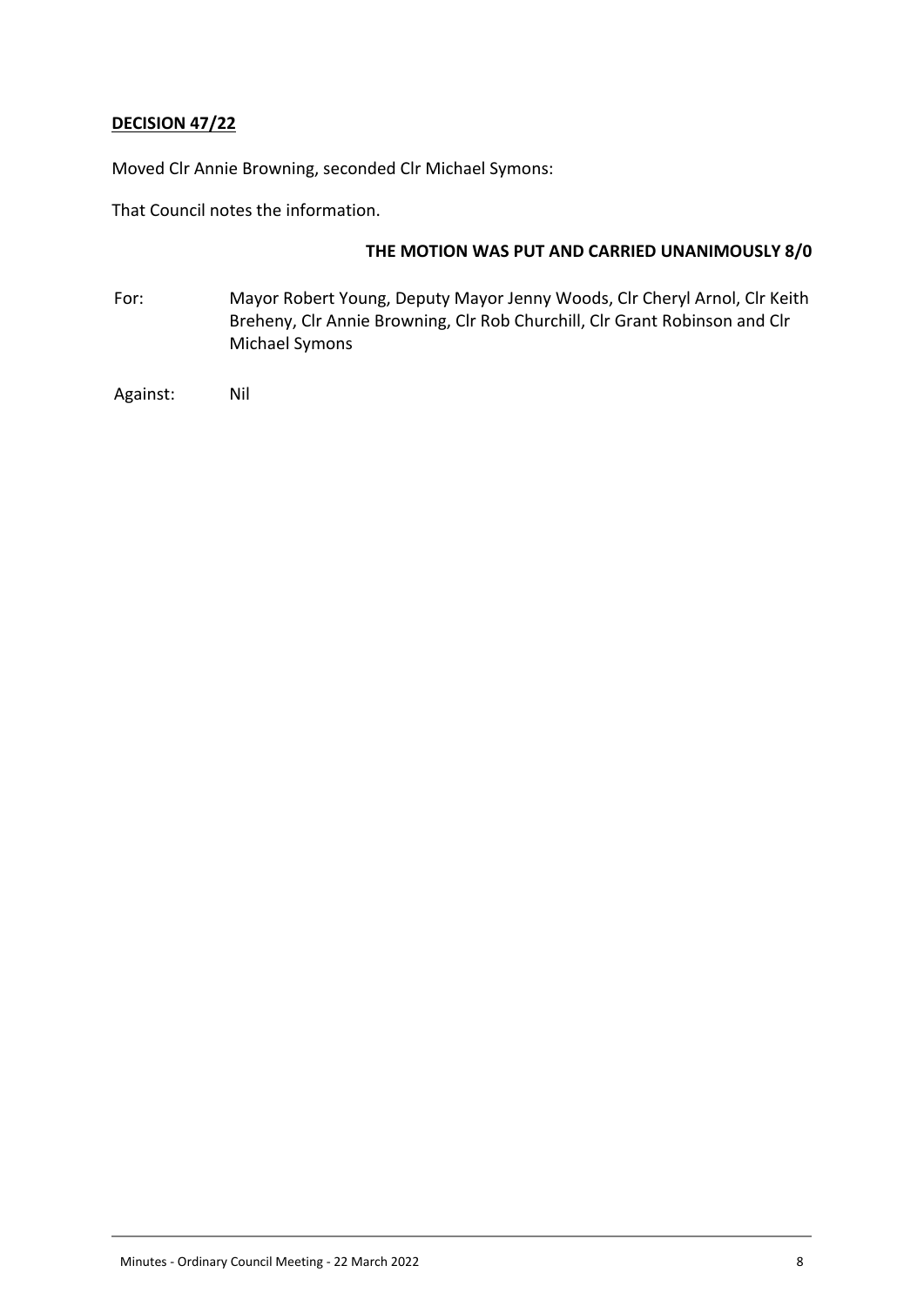**DECISION 47/22**

Moved Clr Annie Browning, seconded Clr Michael Symons:

That Council notes the information.

**THE MOTION WAS PUT AND CARRIED UNANIMOUSLY 8/0**

For: Mayor Robert Young, Deputy Mayor Jenny Woods, Clr Cheryl Arnol, Clr Keith Breheny, Clr Annie Browning, Clr Rob Churchill, Clr Grant Robinson and Clr Michael Symons

Against: Nil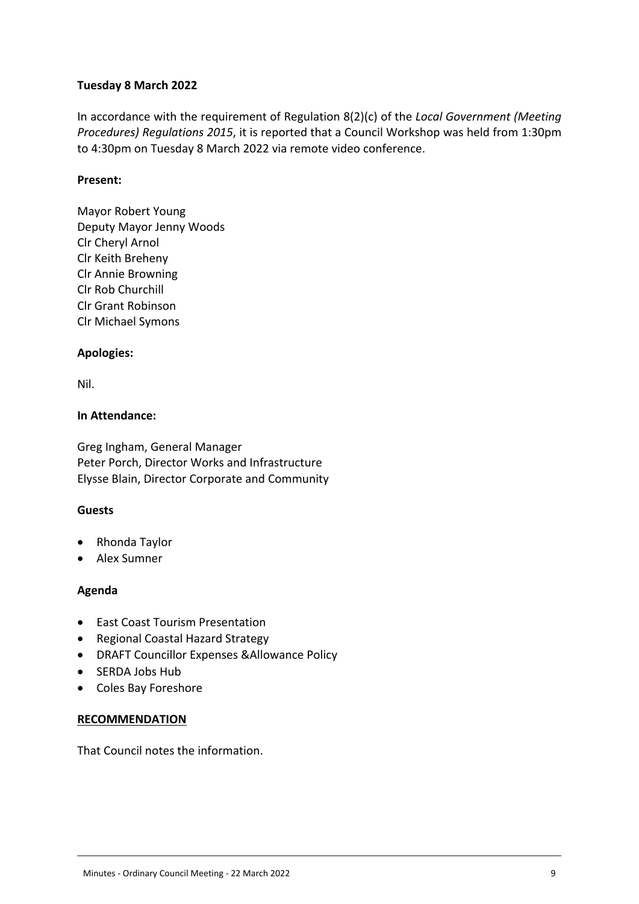**Tuesday 8 March 2022**

In accordance with the requirement of Regulation 8(2)(c) of the *Local Government (Meeting Procedures) Regulations 2015*, it is reported that a Council Workshop was held from 1:30pm to 4:30pm on Tuesday 8 March 2022 via remote video conference.

**Present:**

Mayor Robert Young
Deputy Mayor Jenny Woods
Clr Cheryl Arnol
Clr Keith Breheny
Clr Annie Browning
Clr Rob Churchill
Clr Grant Robinson
Clr Michael Symons

**Apologies:**

Nil.

**In Attendance:**

Greg Ingham, General Manager
Peter Porch, Director Works and Infrastructure
Elysse Blain, Director Corporate and Community

**Guests**

- Rhonda Taylor
- Alex Sumner

**Agenda**

- East Coast Tourism Presentation
- Regional Coastal Hazard Strategy
- DRAFT Councillor Expenses &Allowance Policy
- SERDA Jobs Hub
- Coles Bay Foreshore

**RECOMMENDATION**

That Council notes the information.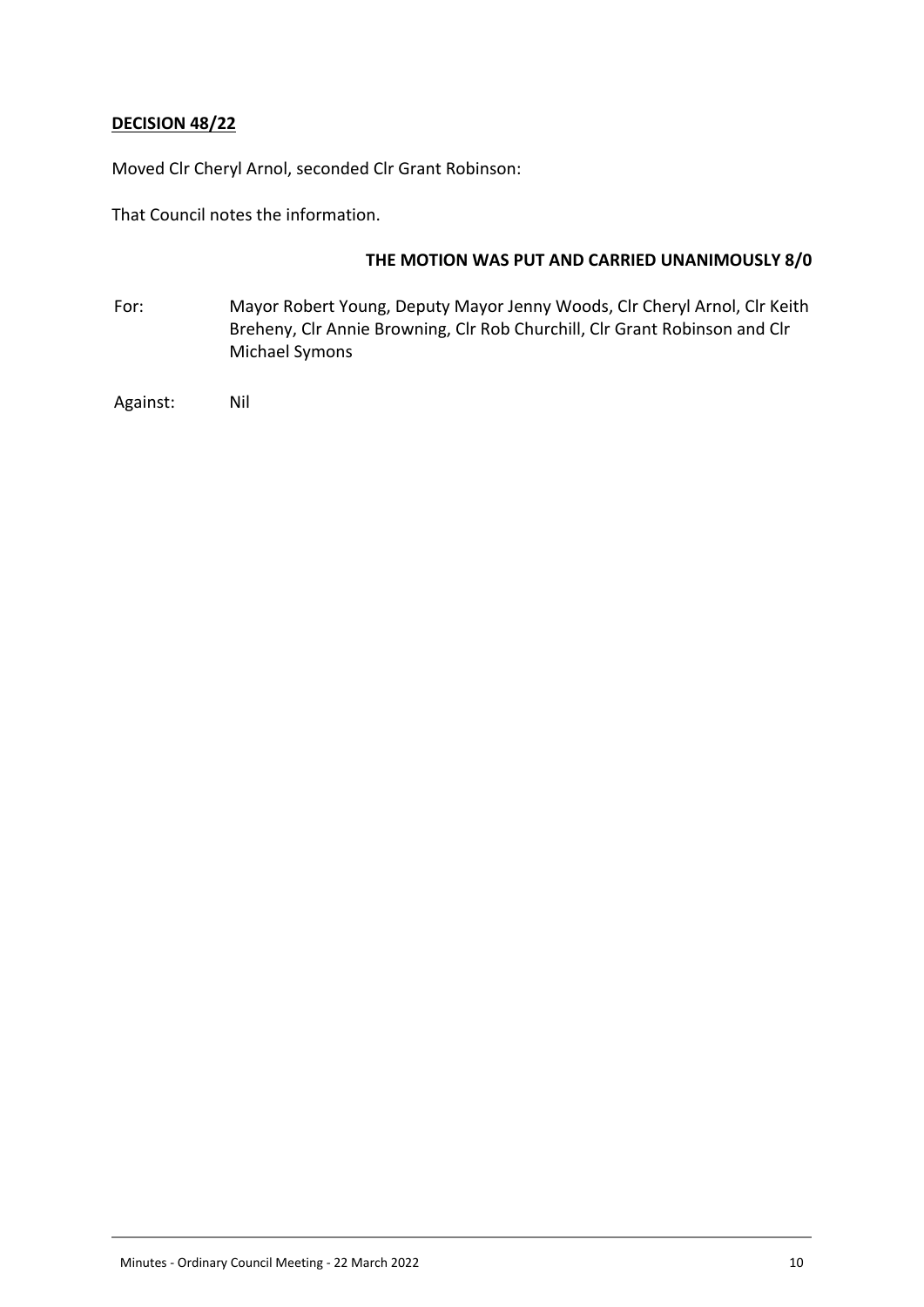**DECISION 48/22**

Moved Clr Cheryl Arnol, seconded Clr Grant Robinson:

That Council notes the information.

**THE MOTION WAS PUT AND CARRIED UNANIMOUSLY 8/0**

For: Mayor Robert Young, Deputy Mayor Jenny Woods, Clr Cheryl Arnol, Clr Keith Breheny, Clr Annie Browning, Clr Rob Churchill, Clr Grant Robinson and Clr Michael Symons

Against: Nil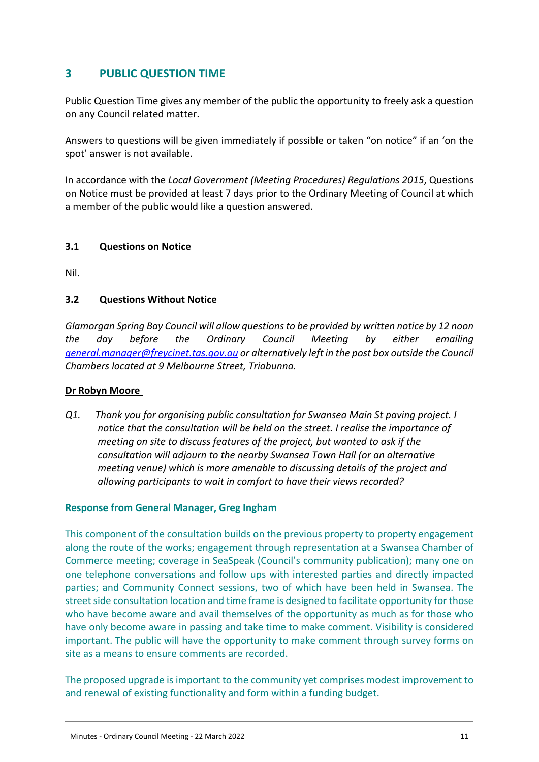## 3 PUBLIC QUESTION TIME

Public Question Time gives any member of the public the opportunity to freely ask a question on any Council related matter.

Answers to questions will be given immediately if possible or taken "on notice" if an 'on the spot' answer is not available.

In accordance with the *Local Government (Meeting Procedures) Regulations 2015*, Questions on Notice must be provided at least 7 days prior to the Ordinary Meeting of Council at which a member of the public would like a question answered.

### 3.1 Questions on Notice

Nil.

### 3.2 Questions Without Notice

*Glamorgan Spring Bay Council will allow questions to be provided by written notice by 12 noon the day before the Ordinary Council Meeting by either emailing general.manager@freycinet.tas.gov.au or alternatively left in the post box outside the Council Chambers located at 9 Melbourne Street, Triabunna.*

**Dr Robyn Moore**

*Q1. Thank you for organising public consultation for Swansea Main St paving project. I notice that the consultation will be held on the street. I realise the importance of meeting on site to discuss features of the project, but wanted to ask if the consultation will adjourn to the nearby Swansea Town Hall (or an alternative meeting venue) which is more amenable to discussing details of the project and allowing participants to wait in comfort to have their views recorded?*

**Response from General Manager, Greg Ingham**

This component of the consultation builds on the previous property to property engagement along the route of the works; engagement through representation at a Swansea Chamber of Commerce meeting; coverage in SeaSpeak (Council's community publication); many one on one telephone conversations and follow ups with interested parties and directly impacted parties; and Community Connect sessions, two of which have been held in Swansea. The street side consultation location and time frame is designed to facilitate opportunity for those who have become aware and avail themselves of the opportunity as much as for those who have only become aware in passing and take time to make comment. Visibility is considered important. The public will have the opportunity to make comment through survey forms on site as a means to ensure comments are recorded.

The proposed upgrade is important to the community yet comprises modest improvement to and renewal of existing functionality and form within a funding budget.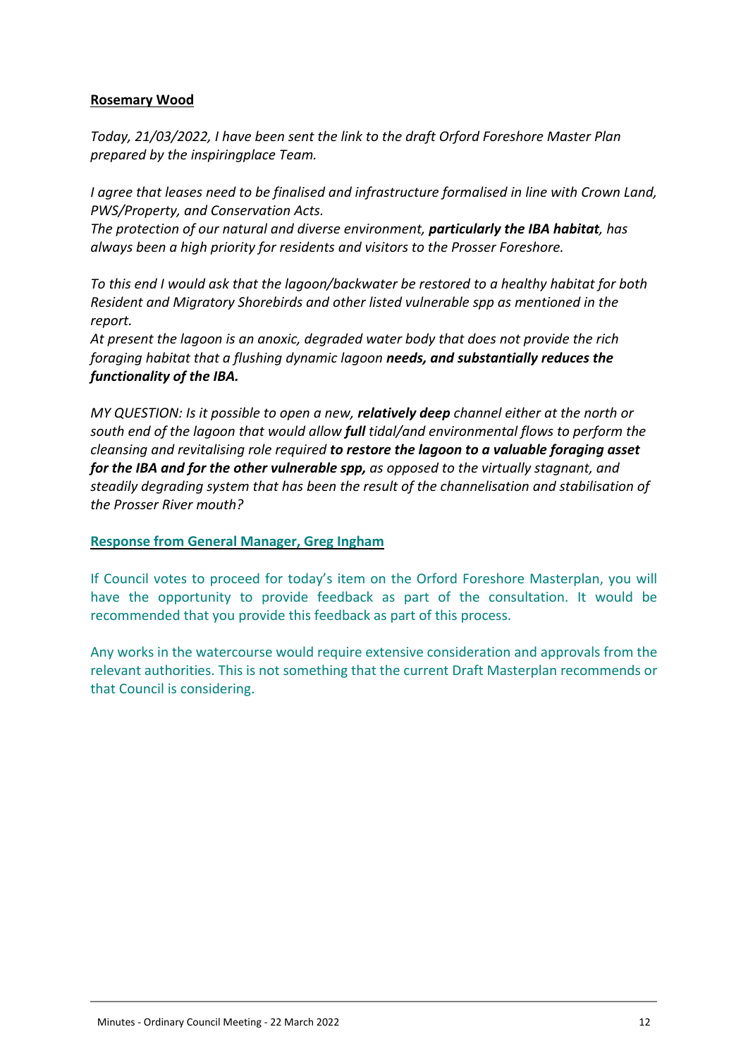**<u>Rosemary Wood</u>**

*Today, 21/03/2022, I have been sent the link to the draft Orford Foreshore Master Plan prepared by the inspiringplace Team.*

*I agree that leases need to be finalised and infrastructure formalised in line with Crown Land, PWS/Property, and Conservation Acts.*
*The protection of our natural and diverse environment, **particularly the IBA habitat**, has always been a high priority for residents and visitors to the Prosser Foreshore.*

*To this end I would ask that the lagoon/backwater be restored to a healthy habitat for both Resident and Migratory Shorebirds and other listed vulnerable spp as mentioned in the report.*
*At present the lagoon is an anoxic, degraded water body that does not provide the rich foraging habitat that a flushing dynamic lagoon **needs, and substantially reduces the functionality of the IBA.***

*MY QUESTION: Is it possible to open a new, **relatively deep** channel either at the north or south end of the lagoon that would allow **full** tidal/and environmental flows to perform the cleansing and revitalising role required **to restore the lagoon to a valuable foraging asset for the IBA and for the other vulnerable spp,** as opposed to the virtually stagnant, and steadily degrading system that has been the result of the channelisation and stabilisation of the Prosser River mouth?*

**<u>Response from General Manager, Greg Ingham</u>**

If Council votes to proceed for today's item on the Orford Foreshore Masterplan, you will have the opportunity to provide feedback as part of the consultation. It would be recommended that you provide this feedback as part of this process.

Any works in the watercourse would require extensive consideration and approvals from the relevant authorities. This is not something that the current Draft Masterplan recommends or that Council is considering.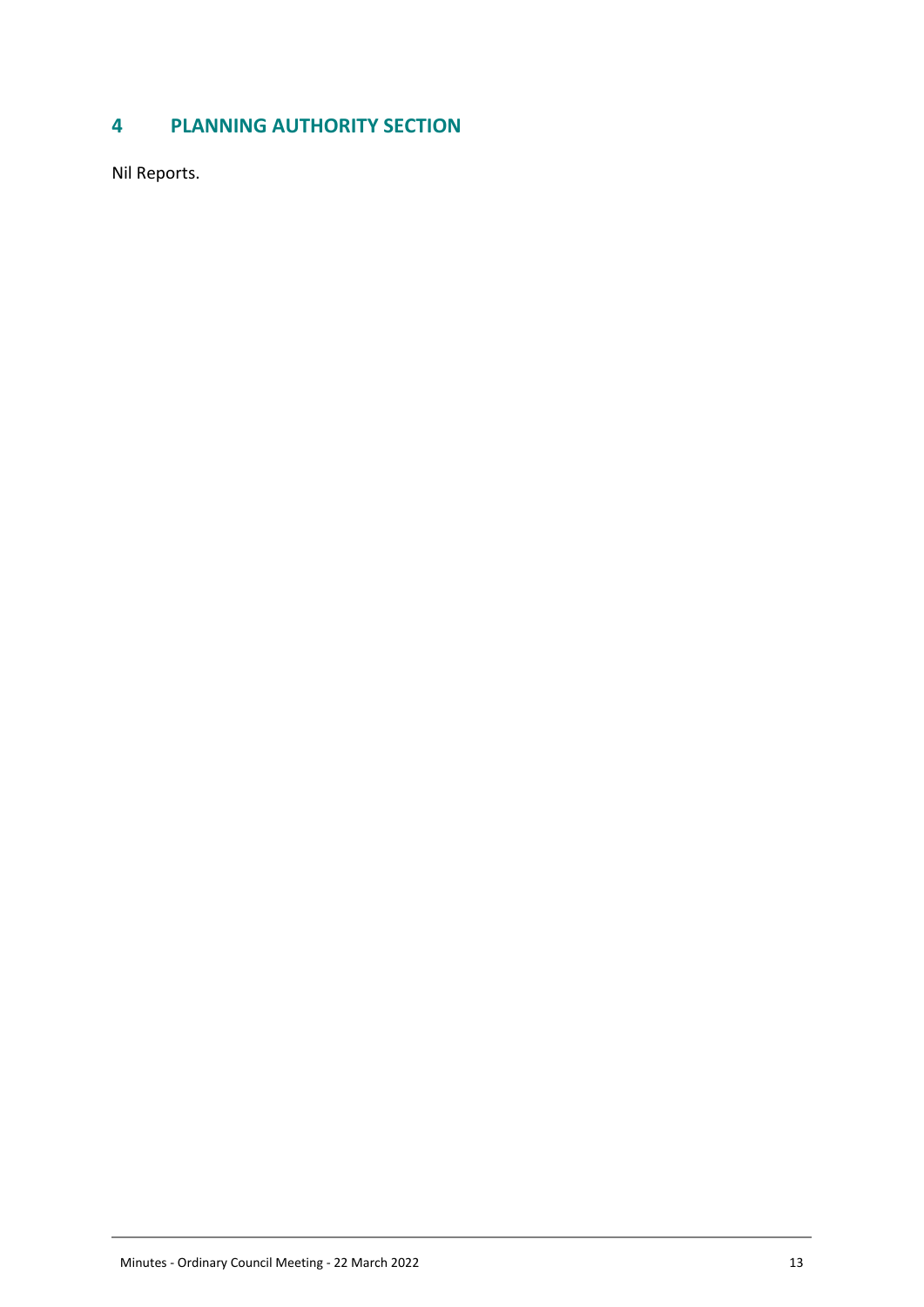# 4 PLANNING AUTHORITY SECTION

Nil Reports.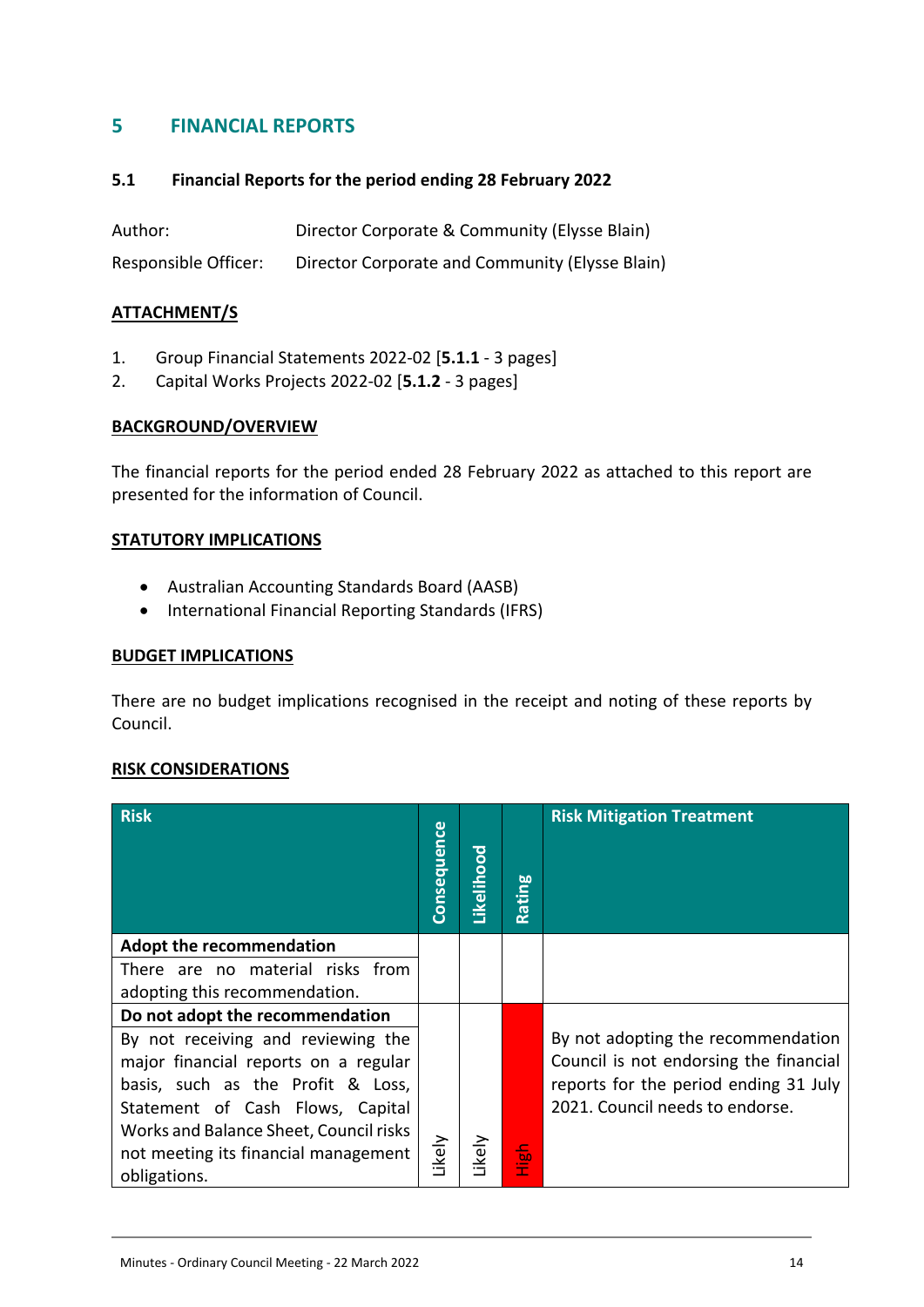# 5 FINANCIAL REPORTS

## 5.1 Financial Reports for the period ending 28 February 2022

Author: Director Corporate & Community (Elysse Blain)

Responsible Officer: Director Corporate and Community (Elysse Blain)

**ATTACHMENT/S**

1. Group Financial Statements 2022-02 [**5.1.1** - 3 pages]
2. Capital Works Projects 2022-02 [**5.1.2** - 3 pages]

**BACKGROUND/OVERVIEW**

The financial reports for the period ended 28 February 2022 as attached to this report are presented for the information of Council.

**STATUTORY IMPLICATIONS**

- Australian Accounting Standards Board (AASB)
- International Financial Reporting Standards (IFRS)

**BUDGET IMPLICATIONS**

There are no budget implications recognised in the receipt and noting of these reports by Council.

**RISK CONSIDERATIONS**

| Risk | Consequence | Likelihood | Rating | Risk Mitigation Treatment |
|---|---|---|---|---|
| **Adopt the recommendation**<br>There are no material risks from adopting this recommendation. | | | | |
| **Do not adopt the recommendation**<br>By not receiving and reviewing the major financial reports on a regular basis, such as the Profit & Loss, Statement of Cash Flows, Capital Works and Balance Sheet, Council risks not meeting its financial management obligations. | Likely | Likely | High | By not adopting the recommendation Council is not endorsing the financial reports for the period ending 31 July 2021. Council needs to endorse. |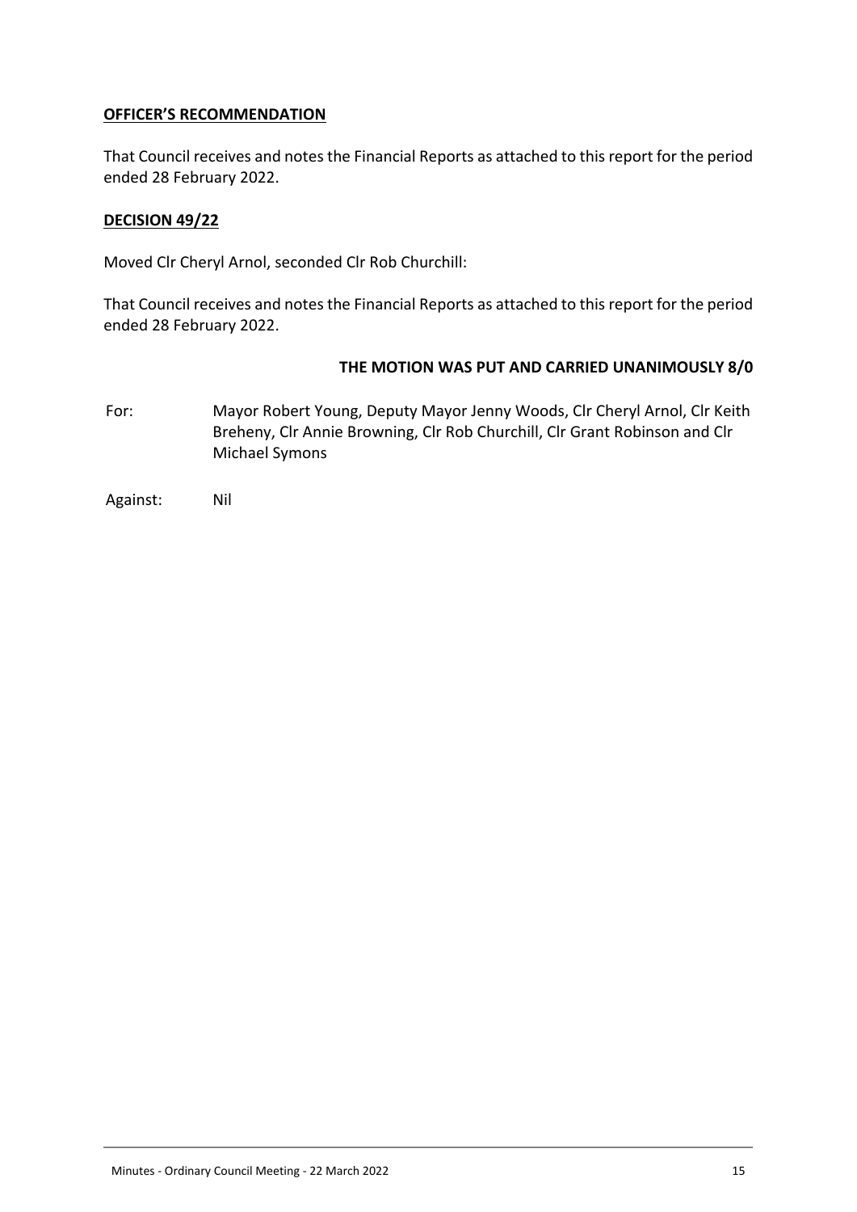**OFFICER'S RECOMMENDATION**

That Council receives and notes the Financial Reports as attached to this report for the period ended 28 February 2022.

**DECISION 49/22**

Moved Clr Cheryl Arnol, seconded Clr Rob Churchill:

That Council receives and notes the Financial Reports as attached to this report for the period ended 28 February 2022.

**THE MOTION WAS PUT AND CARRIED UNANIMOUSLY 8/0**

For: Mayor Robert Young, Deputy Mayor Jenny Woods, Clr Cheryl Arnol, Clr Keith Breheny, Clr Annie Browning, Clr Rob Churchill, Clr Grant Robinson and Clr Michael Symons

Against: Nil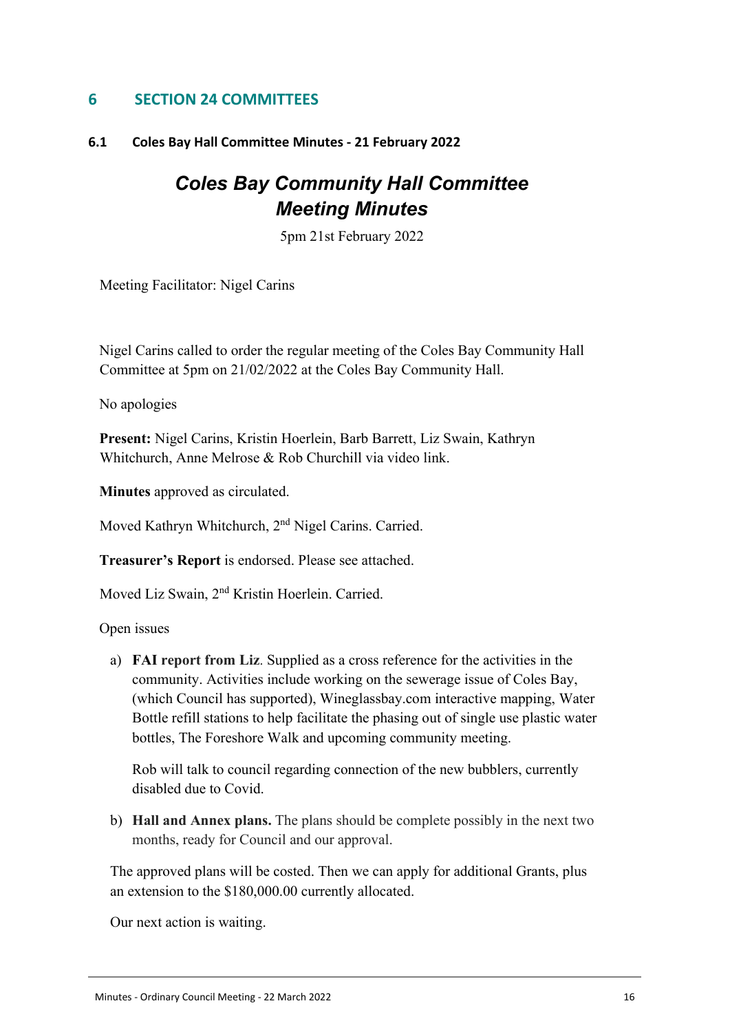## 6 SECTION 24 COMMITTEES

### 6.1 Coles Bay Hall Committee Minutes - 21 February 2022

# *Coles Bay Community Hall Committee Meeting Minutes*

5pm 21st February 2022

Meeting Facilitator: Nigel Carins

Nigel Carins called to order the regular meeting of the Coles Bay Community Hall Committee at 5pm on 21/02/2022 at the Coles Bay Community Hall.

No apologies

**Present:** Nigel Carins, Kristin Hoerlein, Barb Barrett, Liz Swain, Kathryn Whitchurch, Anne Melrose & Rob Churchill via video link.

**Minutes** approved as circulated.

Moved Kathryn Whitchurch, 2nd Nigel Carins. Carried.

**Treasurer's Report** is endorsed. Please see attached.

Moved Liz Swain, 2nd Kristin Hoerlein. Carried.

Open issues

a) **FAI report from Liz**. Supplied as a cross reference for the activities in the community. Activities include working on the sewerage issue of Coles Bay, (which Council has supported), Wineglassbay.com interactive mapping, Water Bottle refill stations to help facilitate the phasing out of single use plastic water bottles, The Foreshore Walk and upcoming community meeting.

   Rob will talk to council regarding connection of the new bubblers, currently disabled due to Covid.

b) **Hall and Annex plans.** The plans should be complete possibly in the next two months, ready for Council and our approval.

The approved plans will be costed. Then we can apply for additional Grants, plus an extension to the $180,000.00 currently allocated.

Our next action is waiting.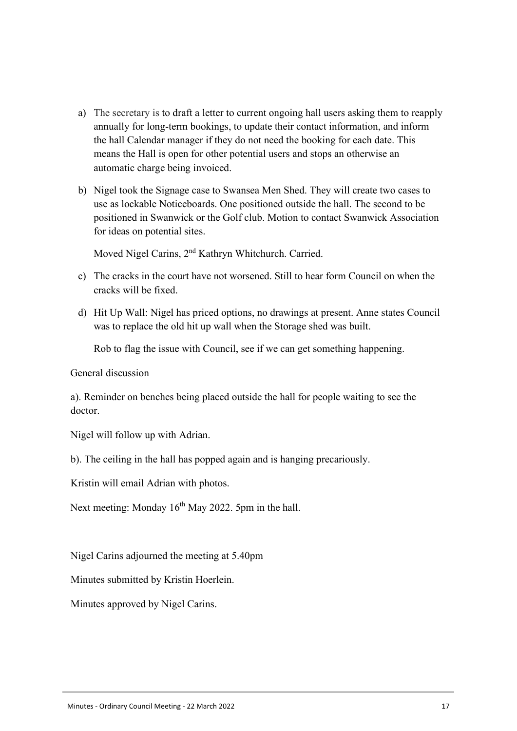a) The secretary is to draft a letter to current ongoing hall users asking them to reapply annually for long-term bookings, to update their contact information, and inform the hall Calendar manager if they do not need the booking for each date. This means the Hall is open for other potential users and stops an otherwise an automatic charge being invoiced.

b) Nigel took the Signage case to Swansea Men Shed. They will create two cases to use as lockable Noticeboards. One positioned outside the hall. The second to be positioned in Swanwick or the Golf club. Motion to contact Swanwick Association for ideas on potential sites.

   Moved Nigel Carins, 2nd Kathryn Whitchurch. Carried.

c) The cracks in the court have not worsened. Still to hear form Council on when the cracks will be fixed.

d) Hit Up Wall: Nigel has priced options, no drawings at present. Anne states Council was to replace the old hit up wall when the Storage shed was built.

   Rob to flag the issue with Council, see if we can get something happening.

General discussion

a). Reminder on benches being placed outside the hall for people waiting to see the doctor.

Nigel will follow up with Adrian.

b). The ceiling in the hall has popped again and is hanging precariously.

Kristin will email Adrian with photos.

Next meeting: Monday 16th May 2022. 5pm in the hall.

Nigel Carins adjourned the meeting at 5.40pm

Minutes submitted by Kristin Hoerlein.

Minutes approved by Nigel Carins.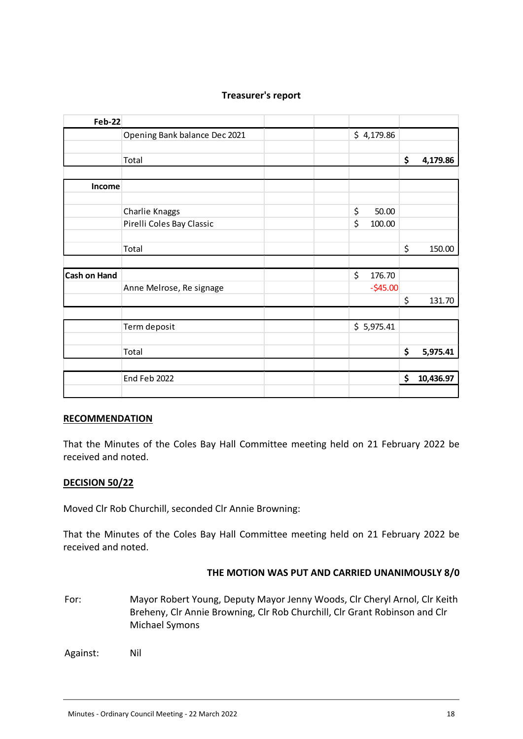**Treasurer's report**

| Feb-22 | | | | | |
|---|---|---|---|---|---|
| | Opening Bank balance Dec 2021 | | | $ 4,179.86 | |
| | | | | | |
| | Total | | | | **$ 4,179.86** |
| | | | | | |
| **Income** | | | | | |
| | | | | | |
| | Charlie Knaggs | | | $ 50.00 | |
| | Pirelli Coles Bay Classic | | | $ 100.00 | |
| | | | | | |
| | Total | | | | $ 150.00 |
| | | | | | |
| **Cash on Hand** | | | | $ 176.70 | |
| | Anne Melrose, Re signage | | | -$45.00 | |
| | | | | | $ 131.70 |
| | | | | | |
| | Term deposit | | | $ 5,975.41 | |
| | | | | | |
| | Total | | | | **$ 5,975.41** |
| | | | | | |
| | End Feb 2022 | | | | **$ 10,436.97** |

**RECOMMENDATION**

That the Minutes of the Coles Bay Hall Committee meeting held on 21 February 2022 be received and noted.

**DECISION 50/22**

Moved Clr Rob Churchill, seconded Clr Annie Browning:

That the Minutes of the Coles Bay Hall Committee meeting held on 21 February 2022 be received and noted.

**THE MOTION WAS PUT AND CARRIED UNANIMOUSLY 8/0**

For: Mayor Robert Young, Deputy Mayor Jenny Woods, Clr Cheryl Arnol, Clr Keith Breheny, Clr Annie Browning, Clr Rob Churchill, Clr Grant Robinson and Clr Michael Symons

Against: Nil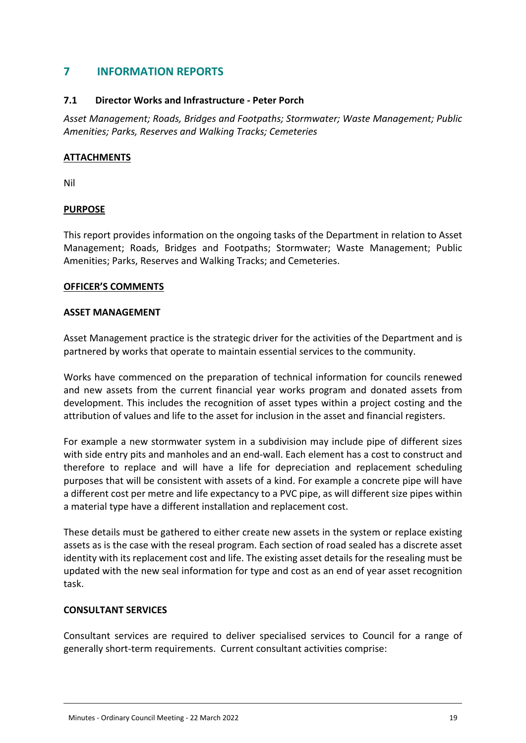# 7 INFORMATION REPORTS

## 7.1 Director Works and Infrastructure - Peter Porch

*Asset Management; Roads, Bridges and Footpaths; Stormwater; Waste Management; Public Amenities; Parks, Reserves and Walking Tracks; Cemeteries*

**ATTACHMENTS**

Nil

**PURPOSE**

This report provides information on the ongoing tasks of the Department in relation to Asset Management; Roads, Bridges and Footpaths; Stormwater; Waste Management; Public Amenities; Parks, Reserves and Walking Tracks; and Cemeteries.

**OFFICER'S COMMENTS**

**ASSET MANAGEMENT**

Asset Management practice is the strategic driver for the activities of the Department and is partnered by works that operate to maintain essential services to the community.

Works have commenced on the preparation of technical information for councils renewed and new assets from the current financial year works program and donated assets from development. This includes the recognition of asset types within a project costing and the attribution of values and life to the asset for inclusion in the asset and financial registers.

For example a new stormwater system in a subdivision may include pipe of different sizes with side entry pits and manholes and an end-wall. Each element has a cost to construct and therefore to replace and will have a life for depreciation and replacement scheduling purposes that will be consistent with assets of a kind. For example a concrete pipe will have a different cost per metre and life expectancy to a PVC pipe, as will different size pipes within a material type have a different installation and replacement cost.

These details must be gathered to either create new assets in the system or replace existing assets as is the case with the reseal program. Each section of road sealed has a discrete asset identity with its replacement cost and life. The existing asset details for the resealing must be updated with the new seal information for type and cost as an end of year asset recognition task.

**CONSULTANT SERVICES**

Consultant services are required to deliver specialised services to Council for a range of generally short-term requirements. Current consultant activities comprise: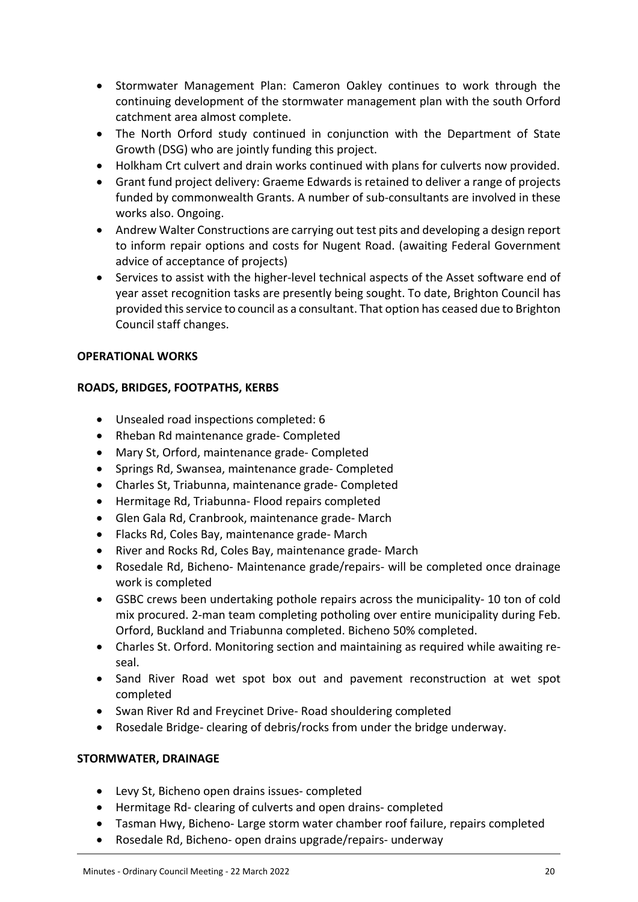- Stormwater Management Plan: Cameron Oakley continues to work through the continuing development of the stormwater management plan with the south Orford catchment area almost complete.
- The North Orford study continued in conjunction with the Department of State Growth (DSG) who are jointly funding this project.
- Holkham Crt culvert and drain works continued with plans for culverts now provided.
- Grant fund project delivery: Graeme Edwards is retained to deliver a range of projects funded by commonwealth Grants. A number of sub-consultants are involved in these works also. Ongoing.
- Andrew Walter Constructions are carrying out test pits and developing a design report to inform repair options and costs for Nugent Road. (awaiting Federal Government advice of acceptance of projects)
- Services to assist with the higher-level technical aspects of the Asset software end of year asset recognition tasks are presently being sought. To date, Brighton Council has provided this service to council as a consultant. That option has ceased due to Brighton Council staff changes.

**OPERATIONAL WORKS**

**ROADS, BRIDGES, FOOTPATHS, KERBS**

- Unsealed road inspections completed: 6
- Rheban Rd maintenance grade- Completed
- Mary St, Orford, maintenance grade- Completed
- Springs Rd, Swansea, maintenance grade- Completed
- Charles St, Triabunna, maintenance grade- Completed
- Hermitage Rd, Triabunna- Flood repairs completed
- Glen Gala Rd, Cranbrook, maintenance grade- March
- Flacks Rd, Coles Bay, maintenance grade- March
- River and Rocks Rd, Coles Bay, maintenance grade- March
- Rosedale Rd, Bicheno- Maintenance grade/repairs- will be completed once drainage work is completed
- GSBC crews been undertaking pothole repairs across the municipality- 10 ton of cold mix procured. 2-man team completing potholing over entire municipality during Feb. Orford, Buckland and Triabunna completed. Bicheno 50% completed.
- Charles St. Orford. Monitoring section and maintaining as required while awaiting re-seal.
- Sand River Road wet spot box out and pavement reconstruction at wet spot completed
- Swan River Rd and Freycinet Drive- Road shouldering completed
- Rosedale Bridge- clearing of debris/rocks from under the bridge underway.

**STORMWATER, DRAINAGE**

- Levy St, Bicheno open drains issues- completed
- Hermitage Rd- clearing of culverts and open drains- completed
- Tasman Hwy, Bicheno- Large storm water chamber roof failure, repairs completed
- Rosedale Rd, Bicheno- open drains upgrade/repairs- underway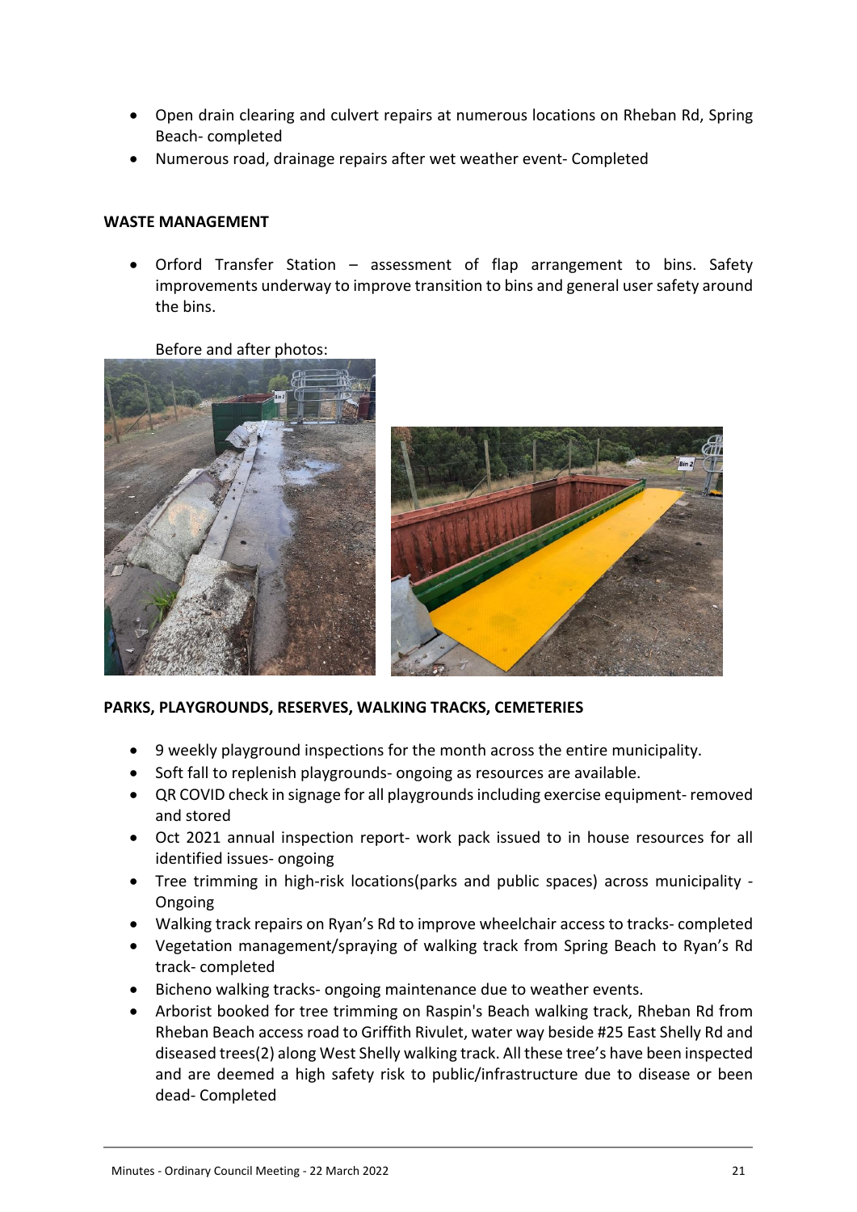- Open drain clearing and culvert repairs at numerous locations on Rheban Rd, Spring Beach- completed
- Numerous road, drainage repairs after wet weather event- Completed

**WASTE MANAGEMENT**

- Orford Transfer Station – assessment of flap arrangement to bins. Safety improvements underway to improve transition to bins and general user safety around the bins.

  Before and after photos:

**PARKS, PLAYGROUNDS, RESERVES, WALKING TRACKS, CEMETERIES**

- 9 weekly playground inspections for the month across the entire municipality.
- Soft fall to replenish playgrounds- ongoing as resources are available.
- QR COVID check in signage for all playgrounds including exercise equipment- removed and stored
- Oct 2021 annual inspection report- work pack issued to in house resources for all identified issues- ongoing
- Tree trimming in high-risk locations(parks and public spaces) across municipality - Ongoing
- Walking track repairs on Ryan's Rd to improve wheelchair access to tracks- completed
- Vegetation management/spraying of walking track from Spring Beach to Ryan's Rd track- completed
- Bicheno walking tracks- ongoing maintenance due to weather events.
- Arborist booked for tree trimming on Raspin's Beach walking track, Rheban Rd from Rheban Beach access road to Griffith Rivulet, water way beside #25 East Shelly Rd and diseased trees(2) along West Shelly walking track. All these tree's have been inspected and are deemed a high safety risk to public/infrastructure due to disease or been dead- Completed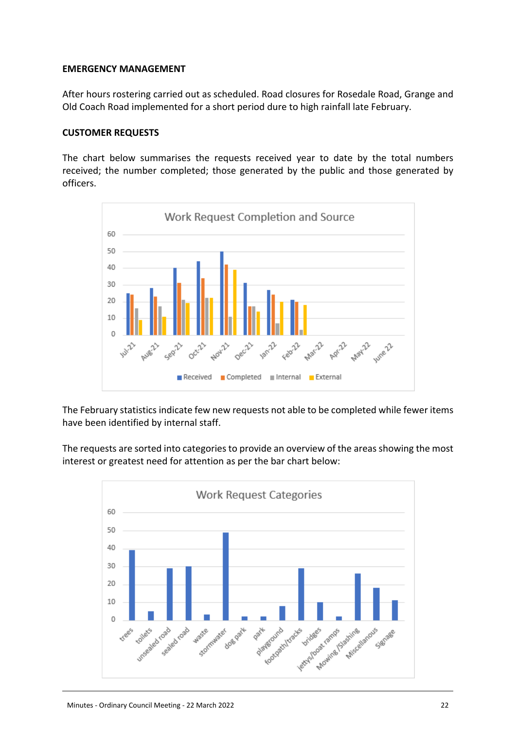**EMERGENCY MANAGEMENT**

After hours rostering carried out as scheduled. Road closures for Rosedale Road, Grange and Old Coach Road implemented for a short period dure to high rainfall late February.

**CUSTOMER REQUESTS**

The chart below summarises the requests received year to date by the total numbers received; the number completed; those generated by the public and those generated by officers.

The February statistics indicate few new requests not able to be completed while fewer items have been identified by internal staff.

The requests are sorted into categories to provide an overview of the areas showing the most interest or greatest need for attention as per the bar chart below: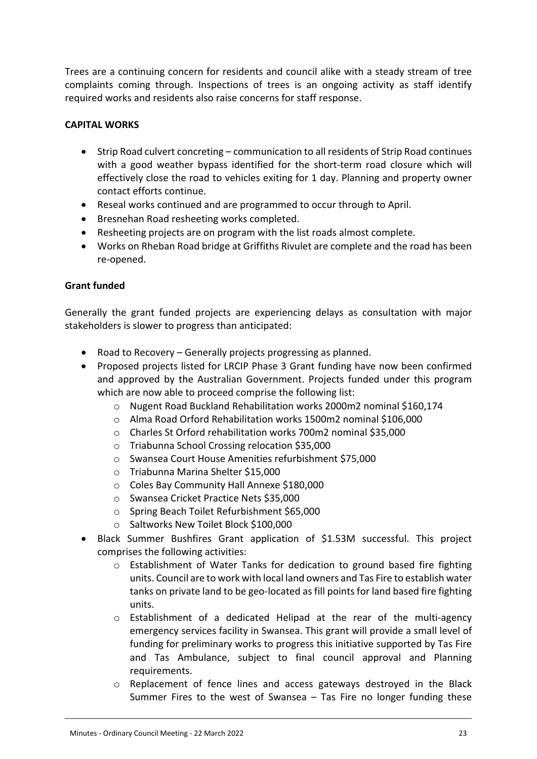Trees are a continuing concern for residents and council alike with a steady stream of tree complaints coming through. Inspections of trees is an ongoing activity as staff identify required works and residents also raise concerns for staff response.

**CAPITAL WORKS**

- Strip Road culvert concreting – communication to all residents of Strip Road continues with a good weather bypass identified for the short-term road closure which will effectively close the road to vehicles exiting for 1 day. Planning and property owner contact efforts continue.
- Reseal works continued and are programmed to occur through to April.
- Bresnehan Road resheeting works completed.
- Resheeting projects are on program with the list roads almost complete.
- Works on Rheban Road bridge at Griffiths Rivulet are complete and the road has been re-opened.

**Grant funded**

Generally the grant funded projects are experiencing delays as consultation with major stakeholders is slower to progress than anticipated:

- Road to Recovery – Generally projects progressing as planned.
- Proposed projects listed for LRCIP Phase 3 Grant funding have now been confirmed and approved by the Australian Government. Projects funded under this program which are now able to proceed comprise the following list:
  - Nugent Road Buckland Rehabilitation works 2000m2 nominal $160,174
  - Alma Road Orford Rehabilitation works 1500m2 nominal $106,000
  - Charles St Orford rehabilitation works 700m2 nominal $35,000
  - Triabunna School Crossing relocation $35,000
  - Swansea Court House Amenities refurbishment $75,000
  - Triabunna Marina Shelter $15,000
  - Coles Bay Community Hall Annexe $180,000
  - Swansea Cricket Practice Nets $35,000
  - Spring Beach Toilet Refurbishment $65,000
  - Saltworks New Toilet Block $100,000
- Black Summer Bushfires Grant application of $1.53M successful. This project comprises the following activities:
  - Establishment of Water Tanks for dedication to ground based fire fighting units. Council are to work with local land owners and Tas Fire to establish water tanks on private land to be geo-located as fill points for land based fire fighting units.
  - Establishment of a dedicated Helipad at the rear of the multi-agency emergency services facility in Swansea. This grant will provide a small level of funding for preliminary works to progress this initiative supported by Tas Fire and Tas Ambulance, subject to final council approval and Planning requirements.
  - Replacement of fence lines and access gateways destroyed in the Black Summer Fires to the west of Swansea – Tas Fire no longer funding these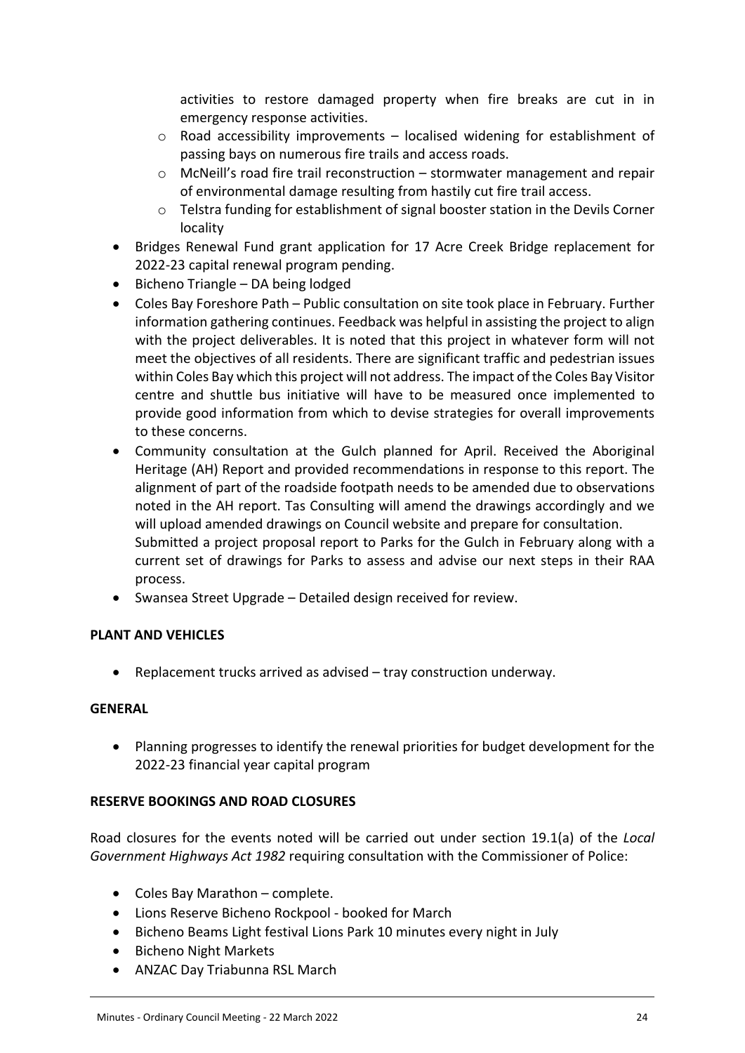activities to restore damaged property when fire breaks are cut in in emergency response activities.
    - Road accessibility improvements – localised widening for establishment of passing bays on numerous fire trails and access roads.
    - McNeill's road fire trail reconstruction – stormwater management and repair of environmental damage resulting from hastily cut fire trail access.
    - Telstra funding for establishment of signal booster station in the Devils Corner locality
- Bridges Renewal Fund grant application for 17 Acre Creek Bridge replacement for 2022-23 capital renewal program pending.
- Bicheno Triangle – DA being lodged
- Coles Bay Foreshore Path – Public consultation on site took place in February. Further information gathering continues. Feedback was helpful in assisting the project to align with the project deliverables. It is noted that this project in whatever form will not meet the objectives of all residents. There are significant traffic and pedestrian issues within Coles Bay which this project will not address. The impact of the Coles Bay Visitor centre and shuttle bus initiative will have to be measured once implemented to provide good information from which to devise strategies for overall improvements to these concerns.
- Community consultation at the Gulch planned for April. Received the Aboriginal Heritage (AH) Report and provided recommendations in response to this report. The alignment of part of the roadside footpath needs to be amended due to observations noted in the AH report. Tas Consulting will amend the drawings accordingly and we will upload amended drawings on Council website and prepare for consultation.
  Submitted a project proposal report to Parks for the Gulch in February along with a current set of drawings for Parks to assess and advise our next steps in their RAA process.
- Swansea Street Upgrade – Detailed design received for review.

**PLANT AND VEHICLES**

- Replacement trucks arrived as advised – tray construction underway.

**GENERAL**

- Planning progresses to identify the renewal priorities for budget development for the 2022-23 financial year capital program

**RESERVE BOOKINGS AND ROAD CLOSURES**

Road closures for the events noted will be carried out under section 19.1(a) of the *Local Government Highways Act 1982* requiring consultation with the Commissioner of Police:

- Coles Bay Marathon – complete.
- Lions Reserve Bicheno Rockpool - booked for March
- Bicheno Beams Light festival Lions Park 10 minutes every night in July
- Bicheno Night Markets
- ANZAC Day Triabunna RSL March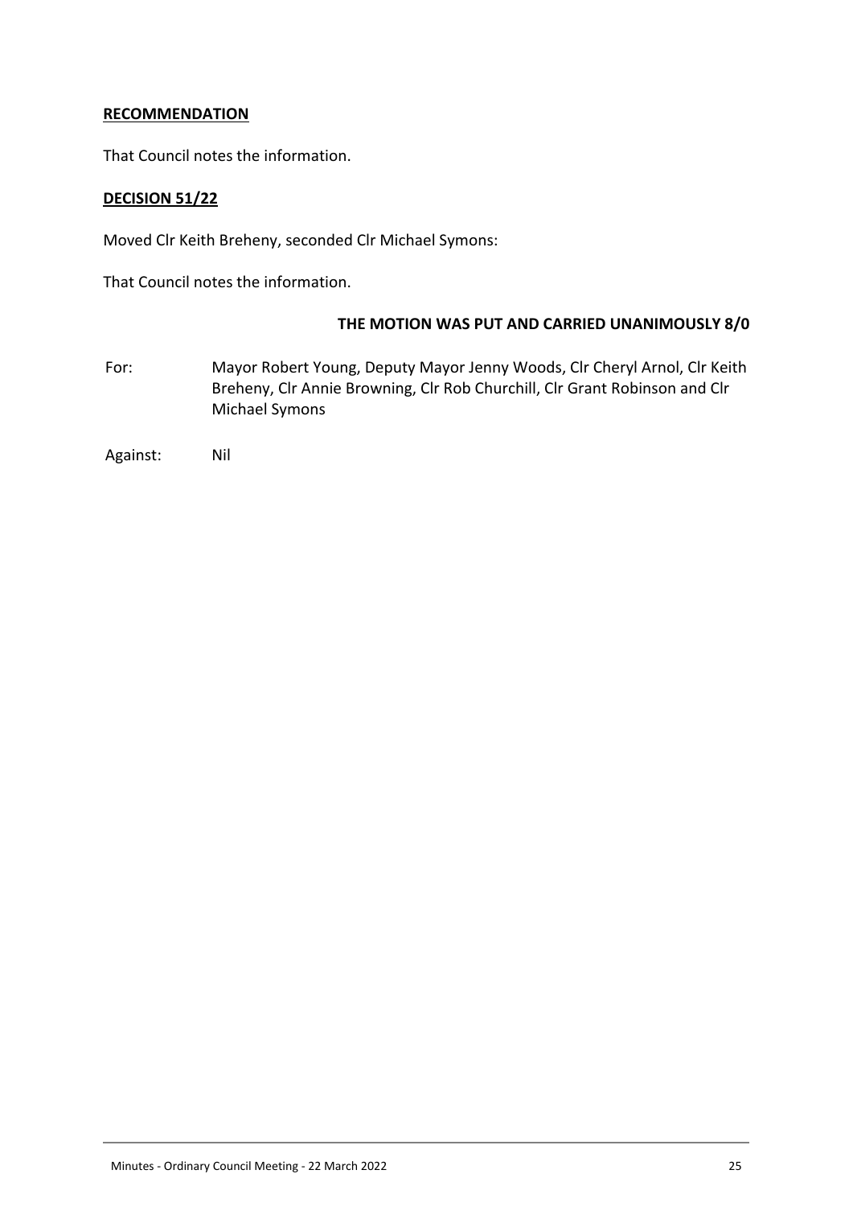**RECOMMENDATION**

That Council notes the information.

**DECISION 51/22**

Moved Clr Keith Breheny, seconded Clr Michael Symons:

That Council notes the information.

**THE MOTION WAS PUT AND CARRIED UNANIMOUSLY 8/0**

For: Mayor Robert Young, Deputy Mayor Jenny Woods, Clr Cheryl Arnol, Clr Keith Breheny, Clr Annie Browning, Clr Rob Churchill, Clr Grant Robinson and Clr Michael Symons

Against: Nil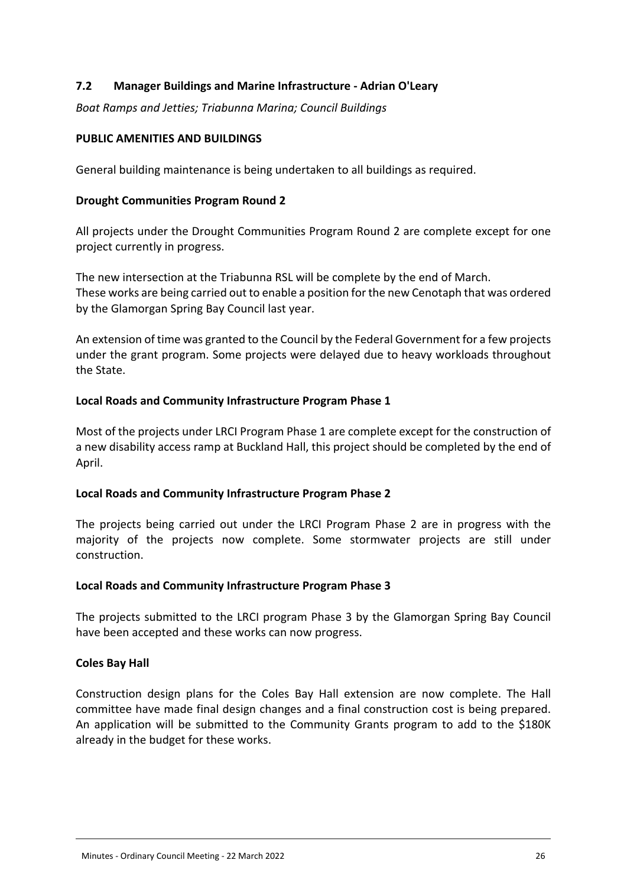## 7.2 Manager Buildings and Marine Infrastructure - Adrian O'Leary

*Boat Ramps and Jetties; Triabunna Marina; Council Buildings*

### PUBLIC AMENITIES AND BUILDINGS

General building maintenance is being undertaken to all buildings as required.

### Drought Communities Program Round 2

All projects under the Drought Communities Program Round 2 are complete except for one project currently in progress.

The new intersection at the Triabunna RSL will be complete by the end of March.
These works are being carried out to enable a position for the new Cenotaph that was ordered by the Glamorgan Spring Bay Council last year.

An extension of time was granted to the Council by the Federal Government for a few projects under the grant program. Some projects were delayed due to heavy workloads throughout the State.

### Local Roads and Community Infrastructure Program Phase 1

Most of the projects under LRCI Program Phase 1 are complete except for the construction of a new disability access ramp at Buckland Hall, this project should be completed by the end of April.

### Local Roads and Community Infrastructure Program Phase 2

The projects being carried out under the LRCI Program Phase 2 are in progress with the majority of the projects now complete. Some stormwater projects are still under construction.

### Local Roads and Community Infrastructure Program Phase 3

The projects submitted to the LRCI program Phase 3 by the Glamorgan Spring Bay Council have been accepted and these works can now progress.

### Coles Bay Hall

Construction design plans for the Coles Bay Hall extension are now complete. The Hall committee have made final design changes and a final construction cost is being prepared. An application will be submitted to the Community Grants program to add to the $180K already in the budget for these works.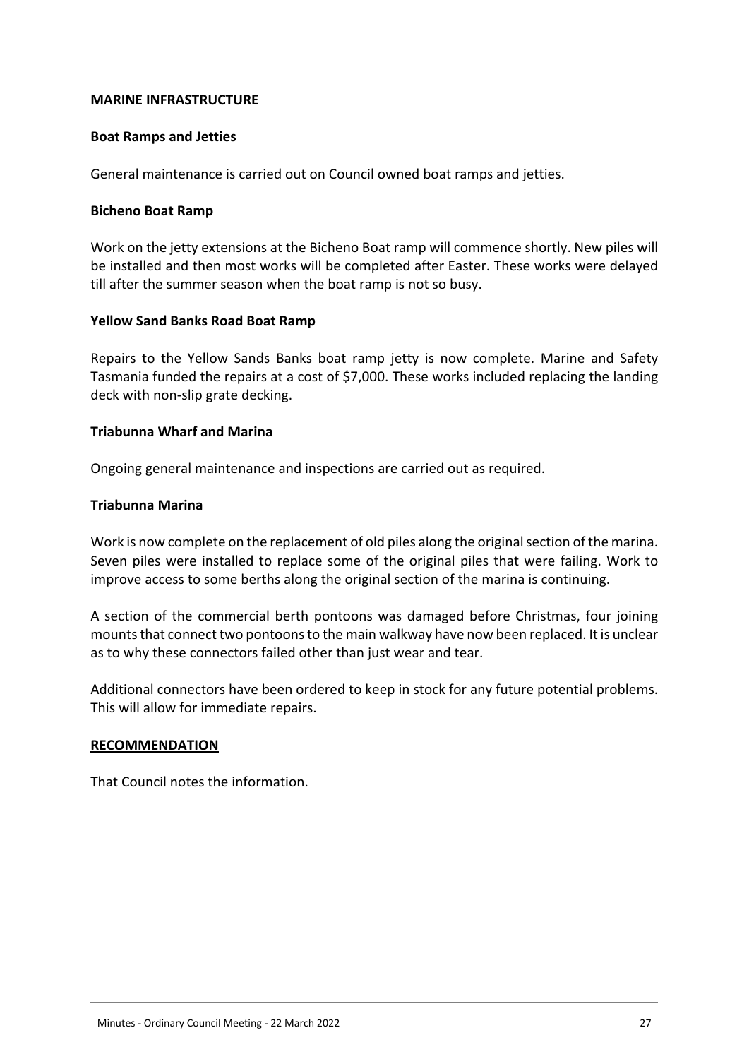**MARINE INFRASTRUCTURE**

**Boat Ramps and Jetties**

General maintenance is carried out on Council owned boat ramps and jetties.

**Bicheno Boat Ramp**

Work on the jetty extensions at the Bicheno Boat ramp will commence shortly. New piles will be installed and then most works will be completed after Easter. These works were delayed till after the summer season when the boat ramp is not so busy.

**Yellow Sand Banks Road Boat Ramp**

Repairs to the Yellow Sands Banks boat ramp jetty is now complete. Marine and Safety Tasmania funded the repairs at a cost of $7,000. These works included replacing the landing deck with non-slip grate decking.

**Triabunna Wharf and Marina**

Ongoing general maintenance and inspections are carried out as required.

**Triabunna Marina**

Work is now complete on the replacement of old piles along the original section of the marina. Seven piles were installed to replace some of the original piles that were failing. Work to improve access to some berths along the original section of the marina is continuing.

A section of the commercial berth pontoons was damaged before Christmas, four joining mounts that connect two pontoons to the main walkway have now been replaced. It is unclear as to why these connectors failed other than just wear and tear.

Additional connectors have been ordered to keep in stock for any future potential problems. This will allow for immediate repairs.

**RECOMMENDATION**

That Council notes the information.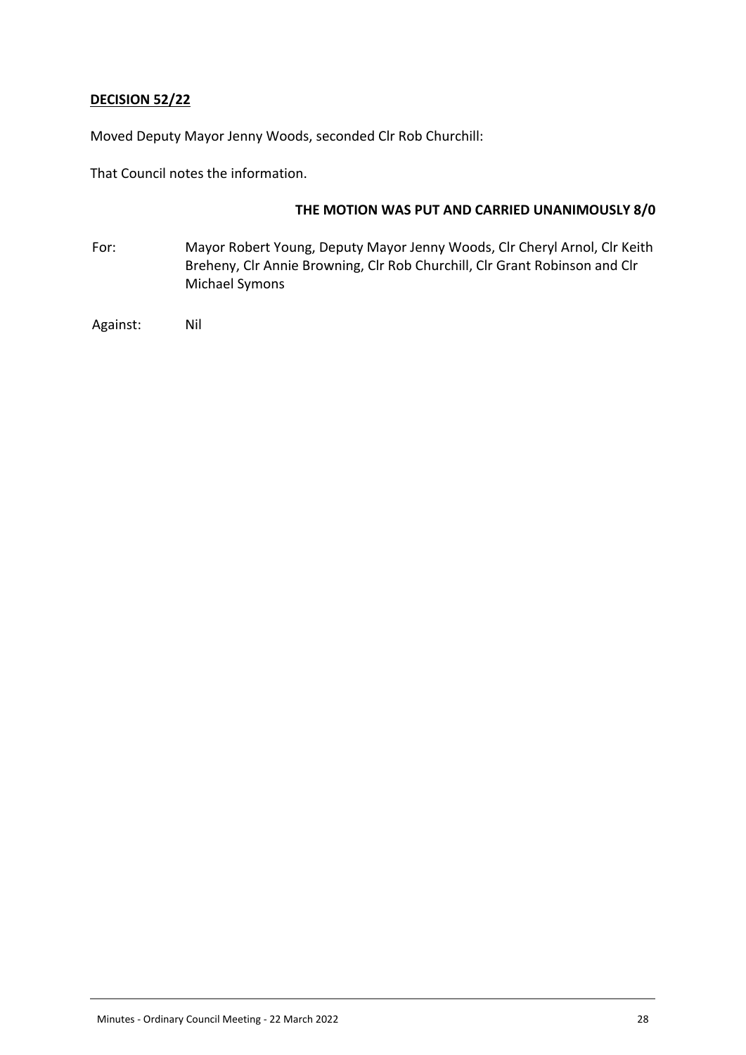**DECISION 52/22**

Moved Deputy Mayor Jenny Woods, seconded Clr Rob Churchill:

That Council notes the information.

**THE MOTION WAS PUT AND CARRIED UNANIMOUSLY 8/0**

For: Mayor Robert Young, Deputy Mayor Jenny Woods, Clr Cheryl Arnol, Clr Keith Breheny, Clr Annie Browning, Clr Rob Churchill, Clr Grant Robinson and Clr Michael Symons

Against: Nil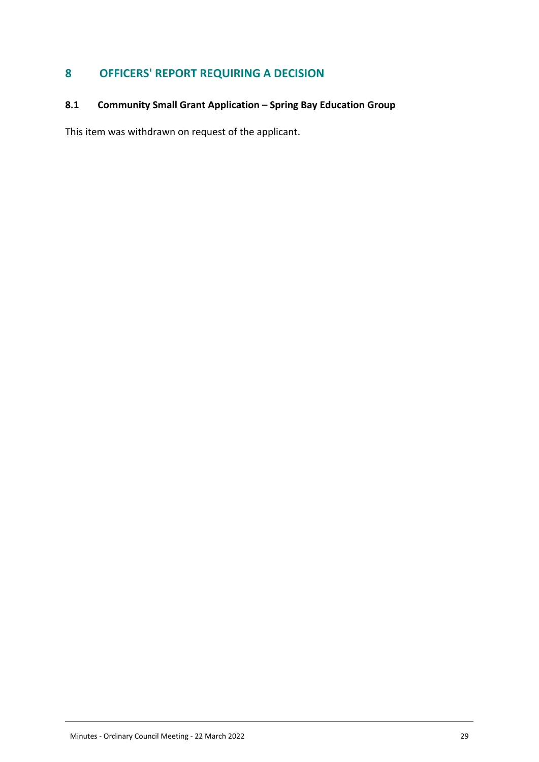# 8 OFFICERS' REPORT REQUIRING A DECISION

## 8.1 Community Small Grant Application – Spring Bay Education Group

This item was withdrawn on request of the applicant.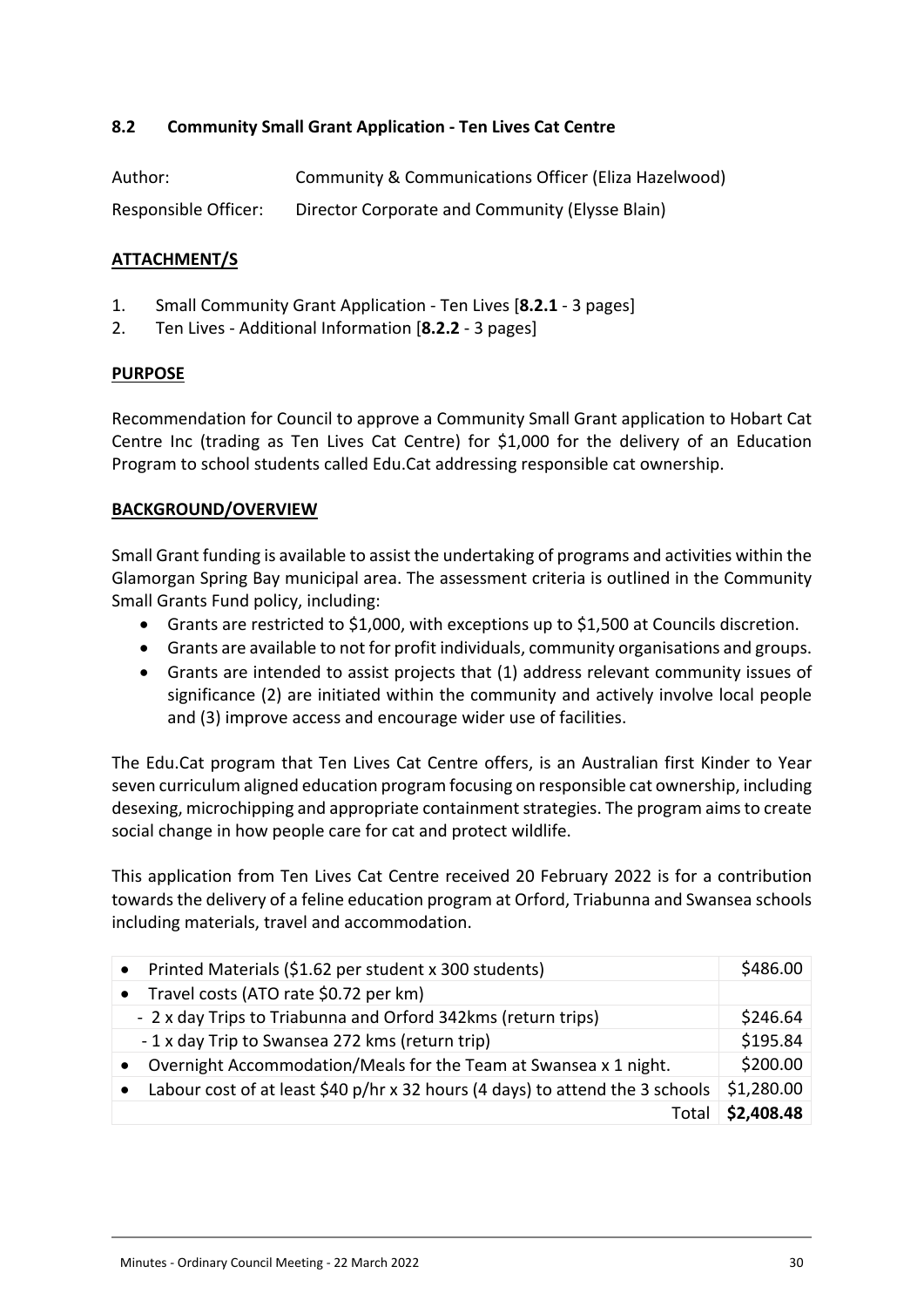### 8.2 Community Small Grant Application - Ten Lives Cat Centre

Author: Community & Communications Officer (Eliza Hazelwood)

Responsible Officer: Director Corporate and Community (Elysse Blain)

**ATTACHMENT/S**

1. Small Community Grant Application - Ten Lives [**8.2.1** - 3 pages]
2. Ten Lives - Additional Information [**8.2.2** - 3 pages]

**PURPOSE**

Recommendation for Council to approve a Community Small Grant application to Hobart Cat Centre Inc (trading as Ten Lives Cat Centre) for $1,000 for the delivery of an Education Program to school students called Edu.Cat addressing responsible cat ownership.

**BACKGROUND/OVERVIEW**

Small Grant funding is available to assist the undertaking of programs and activities within the Glamorgan Spring Bay municipal area. The assessment criteria is outlined in the Community Small Grants Fund policy, including:

- Grants are restricted to $1,000, with exceptions up to $1,500 at Councils discretion.
- Grants are available to not for profit individuals, community organisations and groups.
- Grants are intended to assist projects that (1) address relevant community issues of significance (2) are initiated within the community and actively involve local people and (3) improve access and encourage wider use of facilities.

The Edu.Cat program that Ten Lives Cat Centre offers, is an Australian first Kinder to Year seven curriculum aligned education program focusing on responsible cat ownership, including desexing, microchipping and appropriate containment strategies. The program aims to create social change in how people care for cat and protect wildlife.

This application from Ten Lives Cat Centre received 20 February 2022 is for a contribution towards the delivery of a feline education program at Orford, Triabunna and Swansea schools including materials, travel and accommodation.

| Item | Cost |
|---|---|
| • Printed Materials ($1.62 per student x 300 students) | $486.00 |
| • Travel costs (ATO rate $0.72 per km) | |
| - 2 x day Trips to Triabunna and Orford 342kms (return trips) | $246.64 |
| - 1 x day Trip to Swansea 272 kms (return trip) | $195.84 |
| • Overnight Accommodation/Meals for the Team at Swansea x 1 night. | $200.00 |
| • Labour cost of at least $40 p/hr x 32 hours (4 days) to attend the 3 schools | $1,280.00 |
| Total | **$2,408.48** |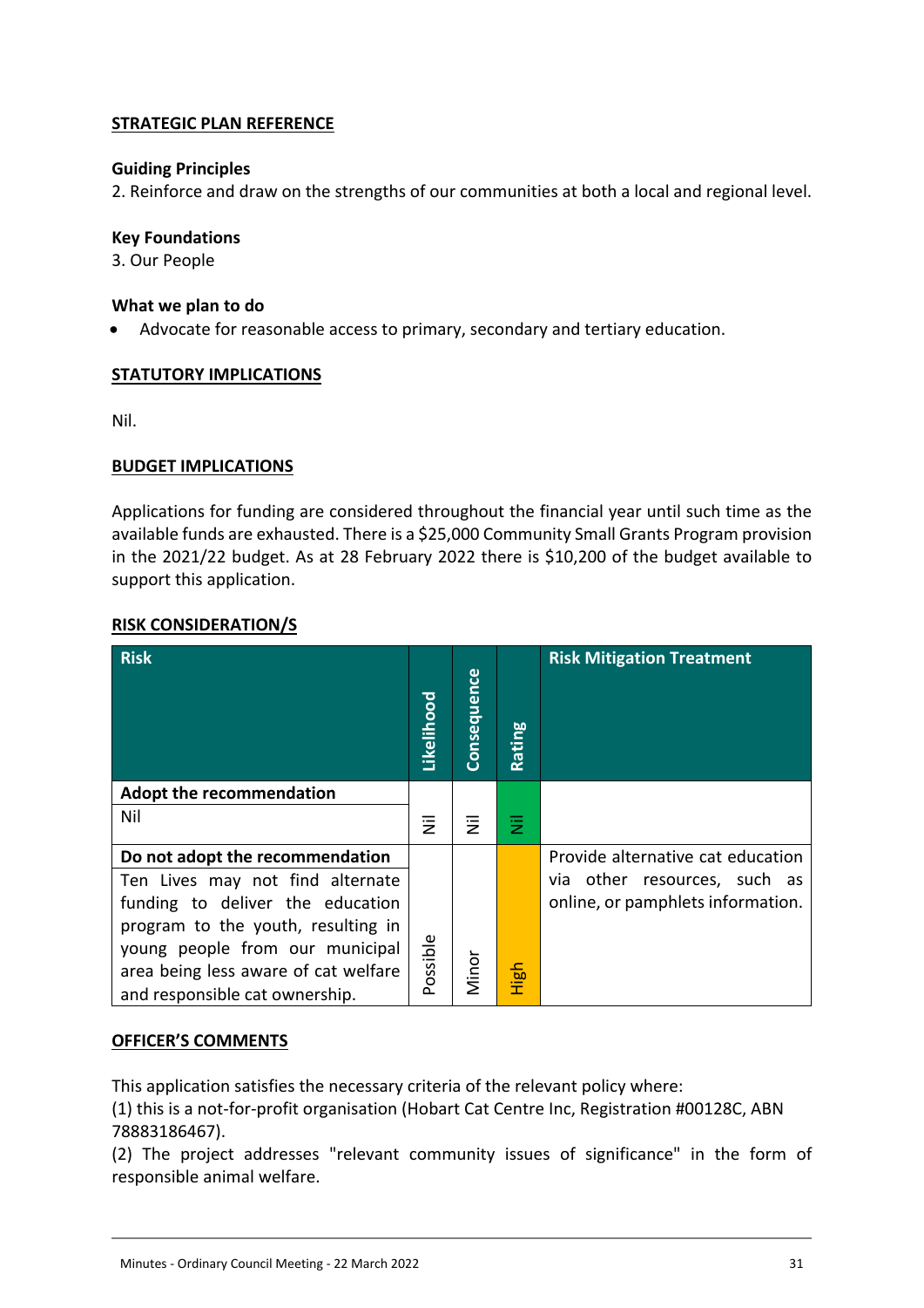**STRATEGIC PLAN REFERENCE**

**Guiding Principles**
2. Reinforce and draw on the strengths of our communities at both a local and regional level.

**Key Foundations**
3. Our People

**What we plan to do**

- Advocate for reasonable access to primary, secondary and tertiary education.

**STATUTORY IMPLICATIONS**

Nil.

**BUDGET IMPLICATIONS**

Applications for funding are considered throughout the financial year until such time as the available funds are exhausted. There is a $25,000 Community Small Grants Program provision in the 2021/22 budget. As at 28 February 2022 there is $10,200 of the budget available to support this application.

**RISK CONSIDERATION/S**

| Risk | Likelihood | Consequence | Rating | Risk Mitigation Treatment |
|---|---|---|---|---|
| **Adopt the recommendation**<br>Nil | Nil | Nil | Nil | |
| **Do not adopt the recommendation**<br>Ten Lives may not find alternate funding to deliver the education program to the youth, resulting in young people from our municipal area being less aware of cat welfare and responsible cat ownership. | Possible | Minor | High | Provide alternative cat education via other resources, such as online, or pamphlets information. |

**OFFICER'S COMMENTS**

This application satisfies the necessary criteria of the relevant policy where:
(1) this is a not-for-profit organisation (Hobart Cat Centre Inc, Registration #00128C, ABN 78883186467).
(2) The project addresses "relevant community issues of significance" in the form of responsible animal welfare.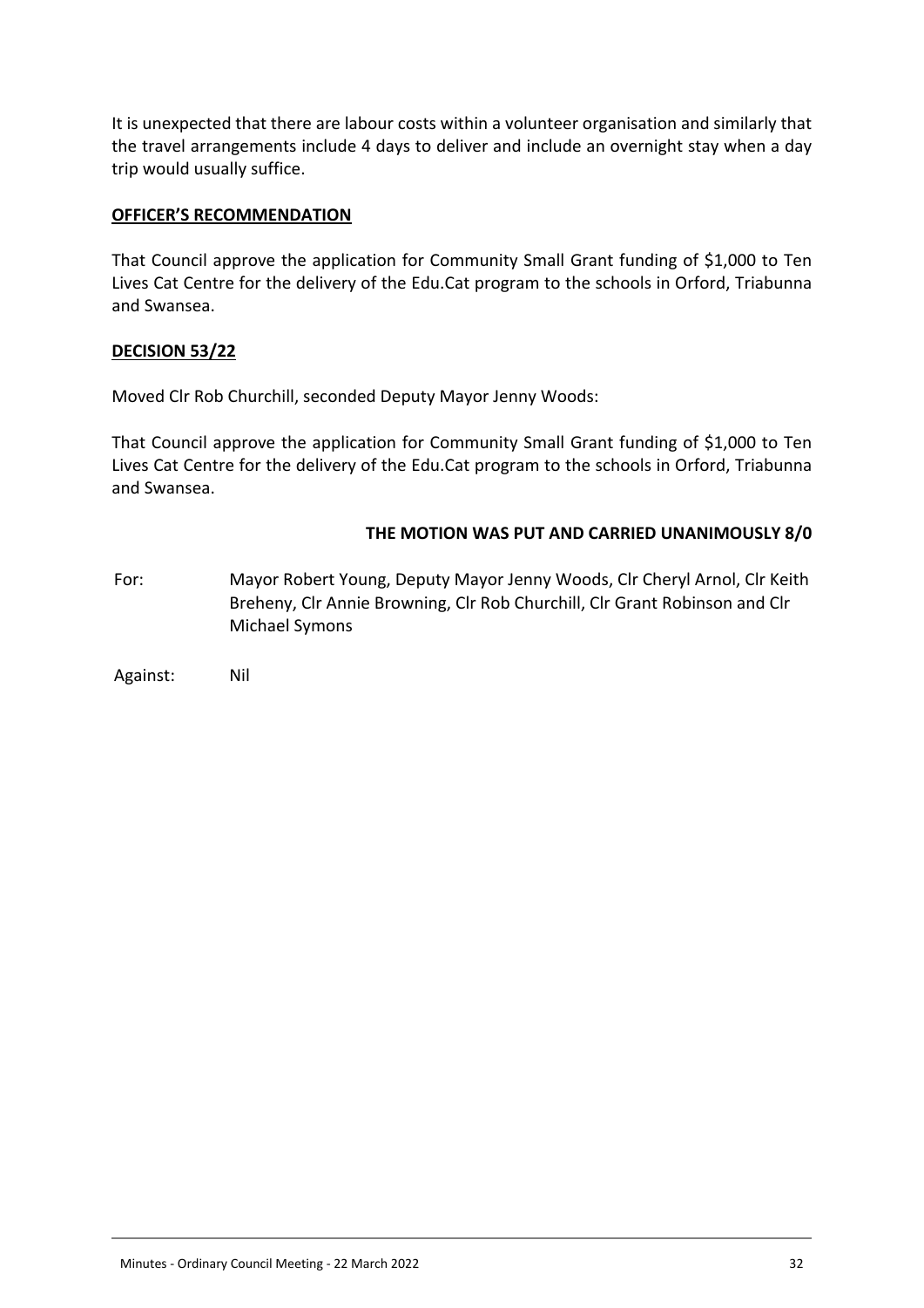It is unexpected that there are labour costs within a volunteer organisation and similarly that the travel arrangements include 4 days to deliver and include an overnight stay when a day trip would usually suffice.

**OFFICER'S RECOMMENDATION**

That Council approve the application for Community Small Grant funding of $1,000 to Ten Lives Cat Centre for the delivery of the Edu.Cat program to the schools in Orford, Triabunna and Swansea.

**DECISION 53/22**

Moved Clr Rob Churchill, seconded Deputy Mayor Jenny Woods:

That Council approve the application for Community Small Grant funding of $1,000 to Ten Lives Cat Centre for the delivery of the Edu.Cat program to the schools in Orford, Triabunna and Swansea.

**THE MOTION WAS PUT AND CARRIED UNANIMOUSLY 8/0**

For: Mayor Robert Young, Deputy Mayor Jenny Woods, Clr Cheryl Arnol, Clr Keith Breheny, Clr Annie Browning, Clr Rob Churchill, Clr Grant Robinson and Clr Michael Symons

Against: Nil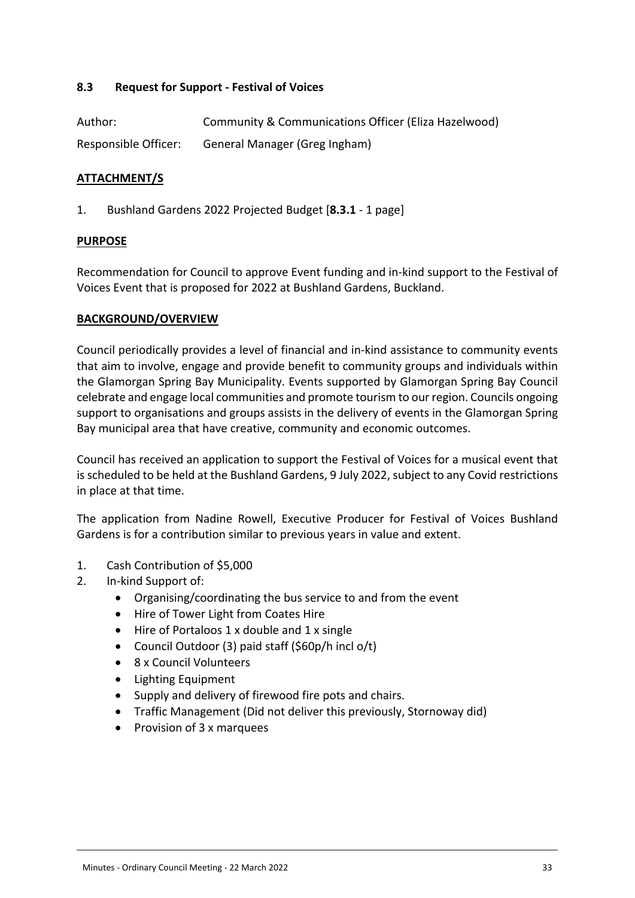### 8.3 Request for Support - Festival of Voices

Author: Community & Communications Officer (Eliza Hazelwood)

Responsible Officer: General Manager (Greg Ingham)

**ATTACHMENT/S**

1. Bushland Gardens 2022 Projected Budget [**8.3.1** - 1 page]

**PURPOSE**

Recommendation for Council to approve Event funding and in-kind support to the Festival of Voices Event that is proposed for 2022 at Bushland Gardens, Buckland.

**BACKGROUND/OVERVIEW**

Council periodically provides a level of financial and in-kind assistance to community events that aim to involve, engage and provide benefit to community groups and individuals within the Glamorgan Spring Bay Municipality. Events supported by Glamorgan Spring Bay Council celebrate and engage local communities and promote tourism to our region. Councils ongoing support to organisations and groups assists in the delivery of events in the Glamorgan Spring Bay municipal area that have creative, community and economic outcomes.

Council has received an application to support the Festival of Voices for a musical event that is scheduled to be held at the Bushland Gardens, 9 July 2022, subject to any Covid restrictions in place at that time.

The application from Nadine Rowell, Executive Producer for Festival of Voices Bushland Gardens is for a contribution similar to previous years in value and extent.

1. Cash Contribution of $5,000
2. In-kind Support of:
   - Organising/coordinating the bus service to and from the event
   - Hire of Tower Light from Coates Hire
   - Hire of Portaloos 1 x double and 1 x single
   - Council Outdoor (3) paid staff ($60p/h incl o/t)
   - 8 x Council Volunteers
   - Lighting Equipment
   - Supply and delivery of firewood fire pots and chairs.
   - Traffic Management (Did not deliver this previously, Stornoway did)
   - Provision of 3 x marquees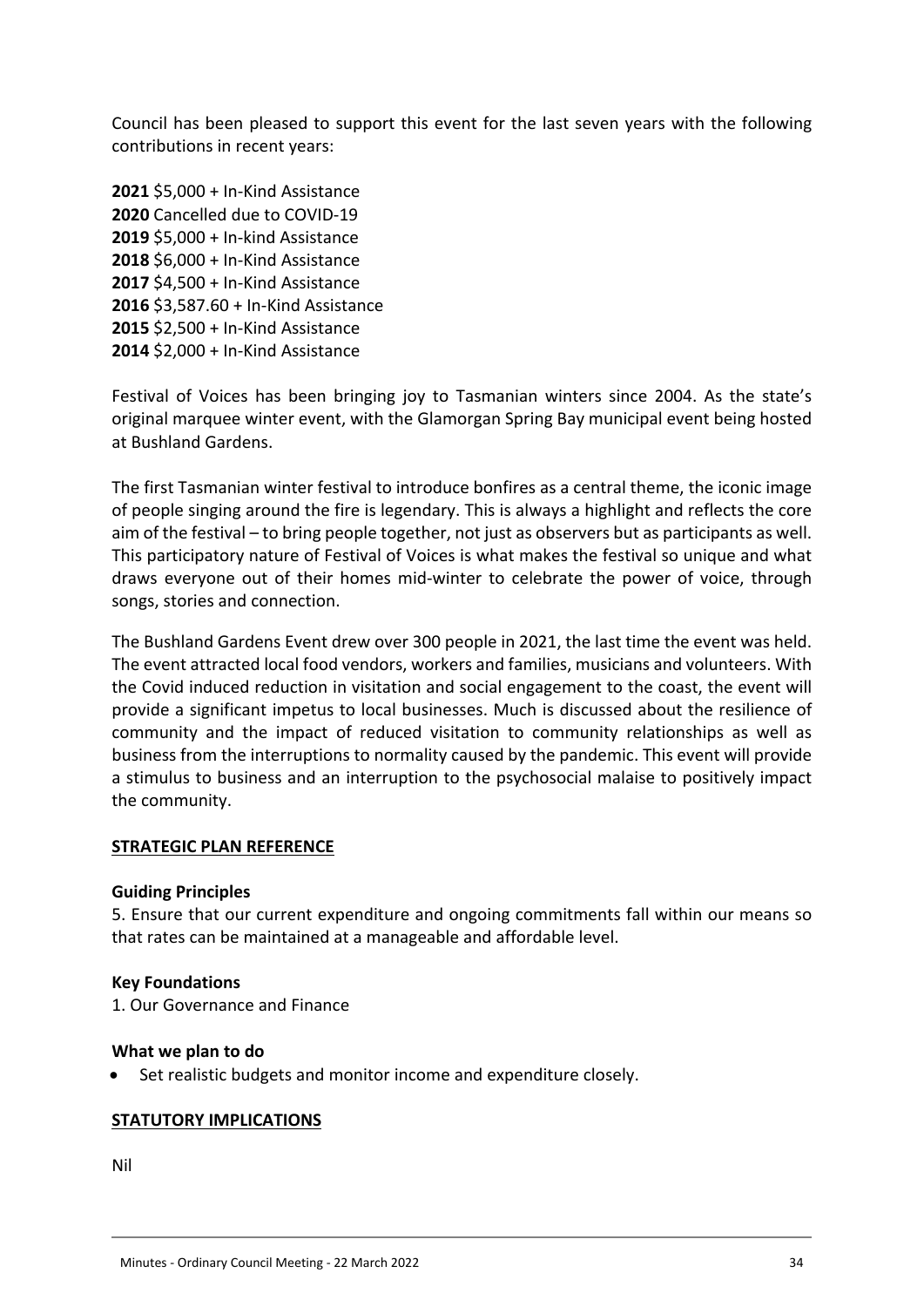Council has been pleased to support this event for the last seven years with the following contributions in recent years:

**2021** $5,000 + In-Kind Assistance
**2020** Cancelled due to COVID-19
**2019** $5,000 + In-kind Assistance
**2018** $6,000 + In-Kind Assistance
**2017** $4,500 + In-Kind Assistance
**2016** $3,587.60 + In-Kind Assistance
**2015** $2,500 + In-Kind Assistance
**2014** $2,000 + In-Kind Assistance

Festival of Voices has been bringing joy to Tasmanian winters since 2004. As the state's original marquee winter event, with the Glamorgan Spring Bay municipal event being hosted at Bushland Gardens.

The first Tasmanian winter festival to introduce bonfires as a central theme, the iconic image of people singing around the fire is legendary. This is always a highlight and reflects the core aim of the festival – to bring people together, not just as observers but as participants as well. This participatory nature of Festival of Voices is what makes the festival so unique and what draws everyone out of their homes mid-winter to celebrate the power of voice, through songs, stories and connection.

The Bushland Gardens Event drew over 300 people in 2021, the last time the event was held. The event attracted local food vendors, workers and families, musicians and volunteers. With the Covid induced reduction in visitation and social engagement to the coast, the event will provide a significant impetus to local businesses. Much is discussed about the resilience of community and the impact of reduced visitation to community relationships as well as business from the interruptions to normality caused by the pandemic. This event will provide a stimulus to business and an interruption to the psychosocial malaise to positively impact the community.

## STRATEGIC PLAN REFERENCE

**Guiding Principles**

5. Ensure that our current expenditure and ongoing commitments fall within our means so that rates can be maintained at a manageable and affordable level.

**Key Foundations**

1. Our Governance and Finance

**What we plan to do**

- Set realistic budgets and monitor income and expenditure closely.

## STATUTORY IMPLICATIONS

Nil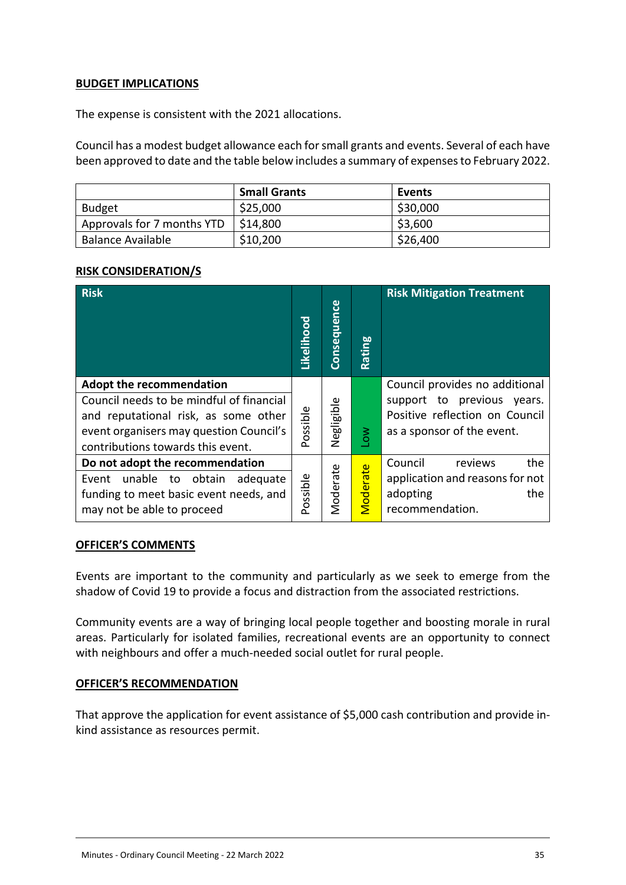**BUDGET IMPLICATIONS**

The expense is consistent with the 2021 allocations.

Council has a modest budget allowance each for small grants and events. Several of each have been approved to date and the table below includes a summary of expenses to February 2022.

| | Small Grants | Events |
|---|---|---|
| Budget | $25,000 | $30,000 |
| Approvals for 7 months YTD | $14,800 | $3,600 |
| Balance Available | $10,200 | $26,400 |

**RISK CONSIDERATION/S**

| Risk | Likelihood | Consequence | Rating | Risk Mitigation Treatment |
|---|---|---|---|---|
| **Adopt the recommendation** Council needs to be mindful of financial and reputational risk, as some other event organisers may question Council's contributions towards this event. | Possible | Negligible | Low | Council provides no additional support to previous years. Positive reflection on Council as a sponsor of the event. |
| **Do not adopt the recommendation** Event unable to obtain adequate funding to meet basic event needs, and may not be able to proceed | Possible | Moderate | Moderate | Council reviews the application and reasons for not adopting the recommendation. |

**OFFICER'S COMMENTS**

Events are important to the community and particularly as we seek to emerge from the shadow of Covid 19 to provide a focus and distraction from the associated restrictions.

Community events are a way of bringing local people together and boosting morale in rural areas. Particularly for isolated families, recreational events are an opportunity to connect with neighbours and offer a much-needed social outlet for rural people.

**OFFICER'S RECOMMENDATION**

That approve the application for event assistance of $5,000 cash contribution and provide in-kind assistance as resources permit.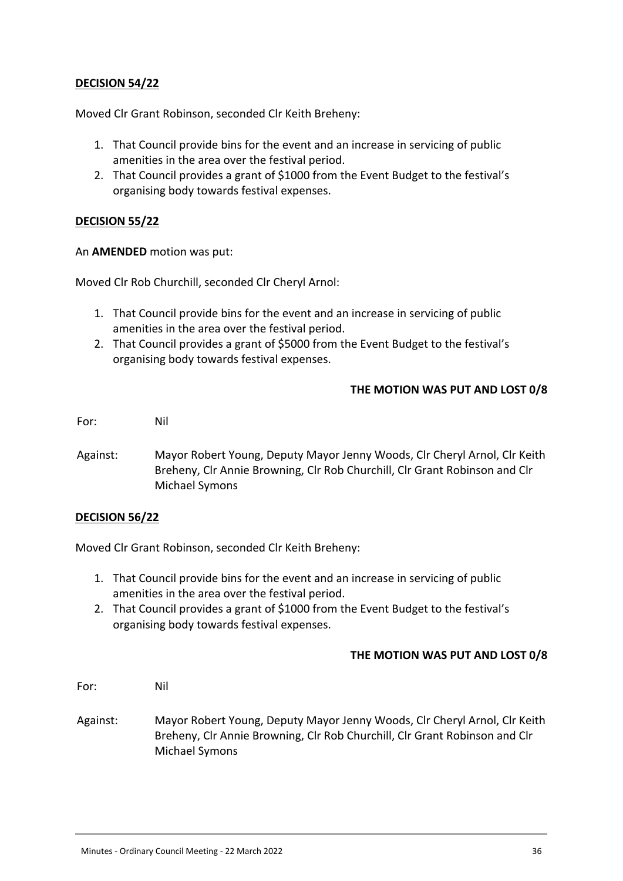**DECISION 54/22**

Moved Clr Grant Robinson, seconded Clr Keith Breheny:

1. That Council provide bins for the event and an increase in servicing of public amenities in the area over the festival period.
2. That Council provides a grant of $1000 from the Event Budget to the festival's organising body towards festival expenses.

**DECISION 55/22**

An **AMENDED** motion was put:

Moved Clr Rob Churchill, seconded Clr Cheryl Arnol:

1. That Council provide bins for the event and an increase in servicing of public amenities in the area over the festival period.
2. That Council provides a grant of $5000 from the Event Budget to the festival's organising body towards festival expenses.

**THE MOTION WAS PUT AND LOST 0/8**

For: Nil

Against: Mayor Robert Young, Deputy Mayor Jenny Woods, Clr Cheryl Arnol, Clr Keith Breheny, Clr Annie Browning, Clr Rob Churchill, Clr Grant Robinson and Clr Michael Symons

**DECISION 56/22**

Moved Clr Grant Robinson, seconded Clr Keith Breheny:

1. That Council provide bins for the event and an increase in servicing of public amenities in the area over the festival period.
2. That Council provides a grant of $1000 from the Event Budget to the festival's organising body towards festival expenses.

**THE MOTION WAS PUT AND LOST 0/8**

For: Nil

Against: Mayor Robert Young, Deputy Mayor Jenny Woods, Clr Cheryl Arnol, Clr Keith Breheny, Clr Annie Browning, Clr Rob Churchill, Clr Grant Robinson and Clr Michael Symons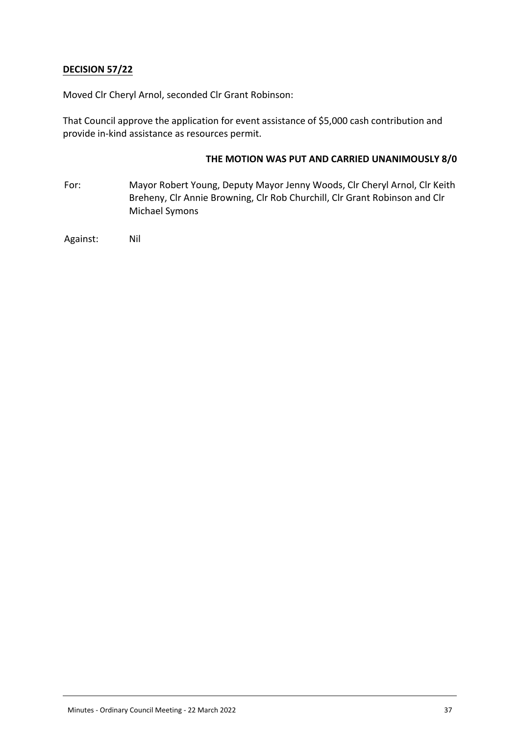**DECISION 57/22**

Moved Clr Cheryl Arnol, seconded Clr Grant Robinson:

That Council approve the application for event assistance of $5,000 cash contribution and provide in-kind assistance as resources permit.

**THE MOTION WAS PUT AND CARRIED UNANIMOUSLY 8/0**

For: Mayor Robert Young, Deputy Mayor Jenny Woods, Clr Cheryl Arnol, Clr Keith Breheny, Clr Annie Browning, Clr Rob Churchill, Clr Grant Robinson and Clr Michael Symons

Against: Nil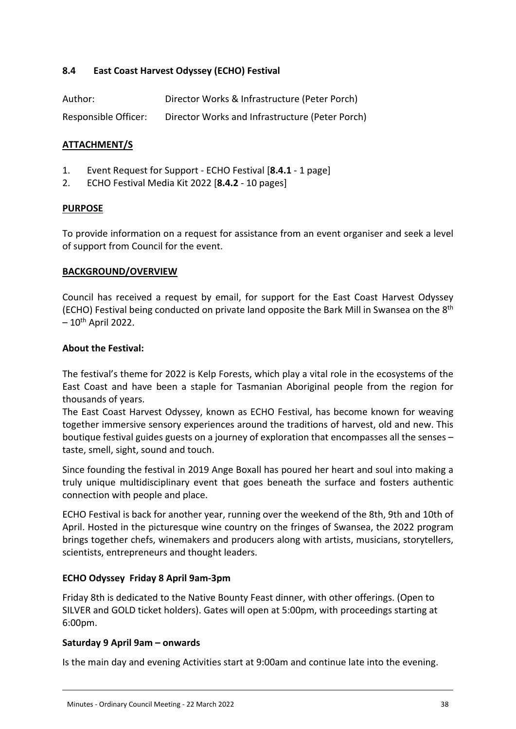## 8.4 East Coast Harvest Odyssey (ECHO) Festival

Author: Director Works & Infrastructure (Peter Porch)

Responsible Officer: Director Works and Infrastructure (Peter Porch)

### ATTACHMENT/S

1. Event Request for Support - ECHO Festival [**8.4.1** - 1 page]
2. ECHO Festival Media Kit 2022 [**8.4.2** - 10 pages]

### PURPOSE

To provide information on a request for assistance from an event organiser and seek a level of support from Council for the event.

### BACKGROUND/OVERVIEW

Council has received a request by email, for support for the East Coast Harvest Odyssey (ECHO) Festival being conducted on private land opposite the Bark Mill in Swansea on the 8th – 10th April 2022.

**About the Festival:**

The festival's theme for 2022 is Kelp Forests, which play a vital role in the ecosystems of the East Coast and have been a staple for Tasmanian Aboriginal people from the region for thousands of years.

The East Coast Harvest Odyssey, known as ECHO Festival, has become known for weaving together immersive sensory experiences around the traditions of harvest, old and new. This boutique festival guides guests on a journey of exploration that encompasses all the senses – taste, smell, sight, sound and touch.

Since founding the festival in 2019 Ange Boxall has poured her heart and soul into making a truly unique multidisciplinary event that goes beneath the surface and fosters authentic connection with people and place.

ECHO Festival is back for another year, running over the weekend of the 8th, 9th and 10th of April. Hosted in the picturesque wine country on the fringes of Swansea, the 2022 program brings together chefs, winemakers and producers along with artists, musicians, storytellers, scientists, entrepreneurs and thought leaders.

**ECHO Odyssey Friday 8 April 9am-3pm**

Friday 8th is dedicated to the Native Bounty Feast dinner, with other offerings. (Open to SILVER and GOLD ticket holders). Gates will open at 5:00pm, with proceedings starting at 6:00pm.

**Saturday 9 April 9am – onwards**

Is the main day and evening Activities start at 9:00am and continue late into the evening.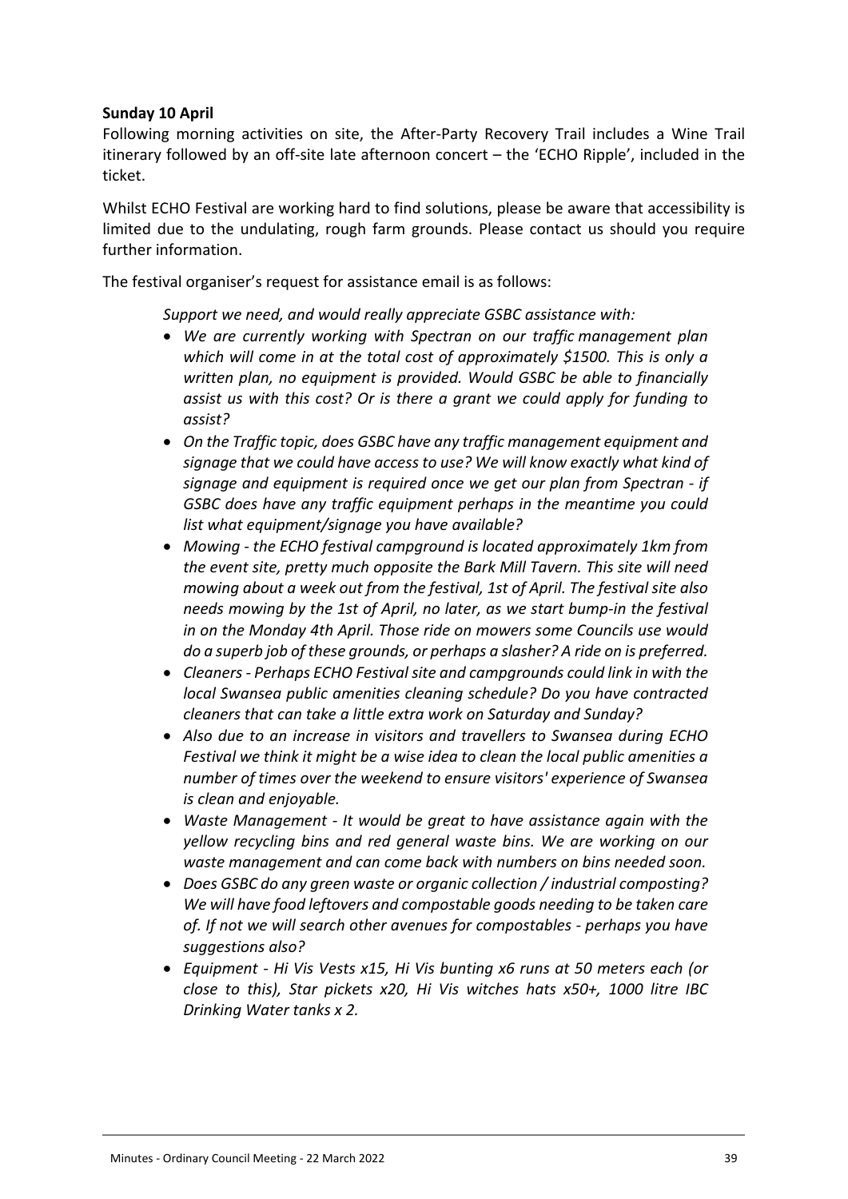**Sunday 10 April**

Following morning activities on site, the After-Party Recovery Trail includes a Wine Trail itinerary followed by an off-site late afternoon concert – the 'ECHO Ripple', included in the ticket.

Whilst ECHO Festival are working hard to find solutions, please be aware that accessibility is limited due to the undulating, rough farm grounds. Please contact us should you require further information.

The festival organiser's request for assistance email is as follows:

> *Support we need, and would really appreciate GSBC assistance with:*
>
> - *We are currently working with Spectran on our traffic management plan which will come in at the total cost of approximately $1500. This is only a written plan, no equipment is provided. Would GSBC be able to financially assist us with this cost? Or is there a grant we could apply for funding to assist?*
> - *On the Traffic topic, does GSBC have any traffic management equipment and signage that we could have access to use? We will know exactly what kind of signage and equipment is required once we get our plan from Spectran - if GSBC does have any traffic equipment perhaps in the meantime you could list what equipment/signage you have available?*
> - *Mowing - the ECHO festival campground is located approximately 1km from the event site, pretty much opposite the Bark Mill Tavern. This site will need mowing about a week out from the festival, 1st of April. The festival site also needs mowing by the 1st of April, no later, as we start bump-in the festival in on the Monday 4th April. Those ride on mowers some Councils use would do a superb job of these grounds, or perhaps a slasher? A ride on is preferred.*
> - *Cleaners - Perhaps ECHO Festival site and campgrounds could link in with the local Swansea public amenities cleaning schedule? Do you have contracted cleaners that can take a little extra work on Saturday and Sunday?*
> - *Also due to an increase in visitors and travellers to Swansea during ECHO Festival we think it might be a wise idea to clean the local public amenities a number of times over the weekend to ensure visitors' experience of Swansea is clean and enjoyable.*
> - *Waste Management - It would be great to have assistance again with the yellow recycling bins and red general waste bins. We are working on our waste management and can come back with numbers on bins needed soon.*
> - *Does GSBC do any green waste or organic collection / industrial composting? We will have food leftovers and compostable goods needing to be taken care of. If not we will search other avenues for compostables - perhaps you have suggestions also?*
> - *Equipment - Hi Vis Vests x15, Hi Vis bunting x6 runs at 50 meters each (or close to this), Star pickets x20, Hi Vis witches hats x50+, 1000 litre IBC Drinking Water tanks x 2.*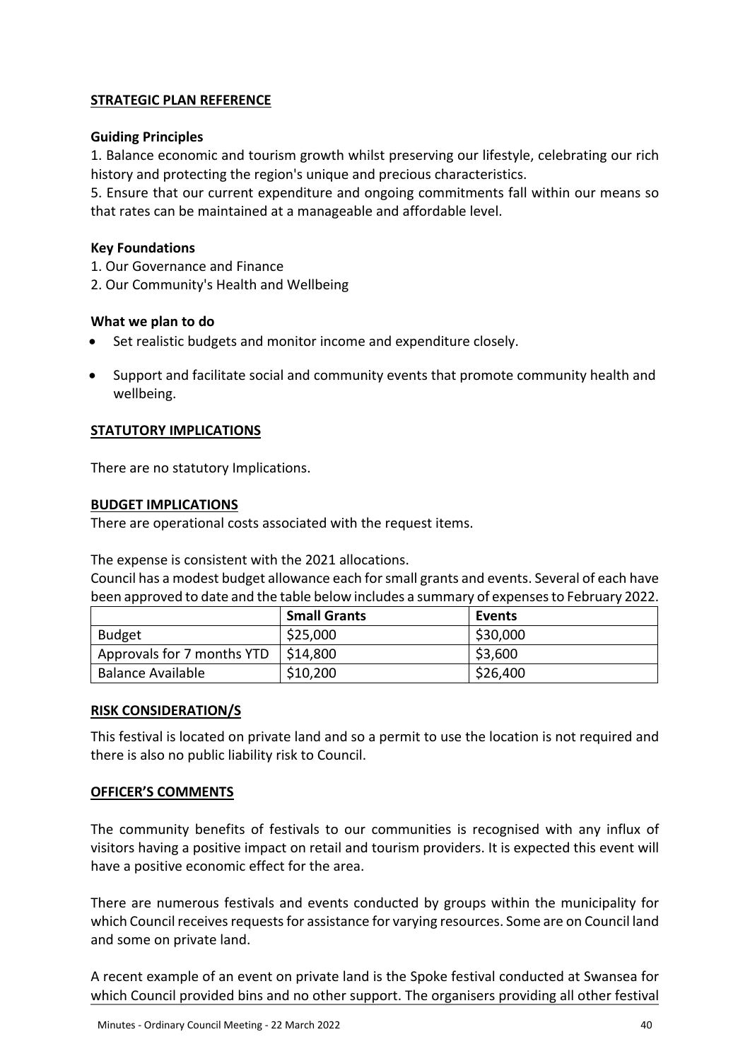## STRATEGIC PLAN REFERENCE

**Guiding Principles**

1. Balance economic and tourism growth whilst preserving our lifestyle, celebrating our rich history and protecting the region's unique and precious characteristics.
5. Ensure that our current expenditure and ongoing commitments fall within our means so that rates can be maintained at a manageable and affordable level.

**Key Foundations**

1. Our Governance and Finance
2. Our Community's Health and Wellbeing

**What we plan to do**

- Set realistic budgets and monitor income and expenditure closely.
- Support and facilitate social and community events that promote community health and wellbeing.

## STATUTORY IMPLICATIONS

There are no statutory Implications.

## BUDGET IMPLICATIONS

There are operational costs associated with the request items.

The expense is consistent with the 2021 allocations.
Council has a modest budget allowance each for small grants and events. Several of each have been approved to date and the table below includes a summary of expenses to February 2022.

| | **Small Grants** | **Events** |
|---|---|---|
| Budget | $25,000 | $30,000 |
| Approvals for 7 months YTD | $14,800 | $3,600 |
| Balance Available | $10,200 | $26,400 |

## RISK CONSIDERATION/S

This festival is located on private land and so a permit to use the location is not required and there is also no public liability risk to Council.

## OFFICER'S COMMENTS

The community benefits of festivals to our communities is recognised with any influx of visitors having a positive impact on retail and tourism providers. It is expected this event will have a positive economic effect for the area.

There are numerous festivals and events conducted by groups within the municipality for which Council receives requests for assistance for varying resources. Some are on Council land and some on private land.

A recent example of an event on private land is the Spoke festival conducted at Swansea for which Council provided bins and no other support. The organisers providing all other festival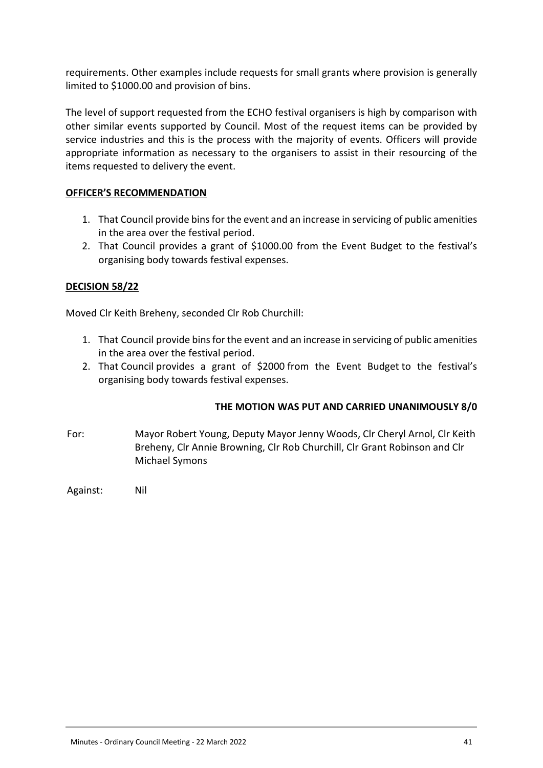requirements. Other examples include requests for small grants where provision is generally limited to $1000.00 and provision of bins.

The level of support requested from the ECHO festival organisers is high by comparison with other similar events supported by Council. Most of the request items can be provided by service industries and this is the process with the majority of events. Officers will provide appropriate information as necessary to the organisers to assist in their resourcing of the items requested to delivery the event.

**OFFICER'S RECOMMENDATION**

1. That Council provide bins for the event and an increase in servicing of public amenities in the area over the festival period.
2. That Council provides a grant of $1000.00 from the Event Budget to the festival's organising body towards festival expenses.

**DECISION 58/22**

Moved Clr Keith Breheny, seconded Clr Rob Churchill:

1. That Council provide bins for the event and an increase in servicing of public amenities in the area over the festival period.
2. That Council provides a grant of $2000 from the Event Budget to the festival's organising body towards festival expenses.

**THE MOTION WAS PUT AND CARRIED UNANIMOUSLY 8/0**

For: Mayor Robert Young, Deputy Mayor Jenny Woods, Clr Cheryl Arnol, Clr Keith Breheny, Clr Annie Browning, Clr Rob Churchill, Clr Grant Robinson and Clr Michael Symons

Against: Nil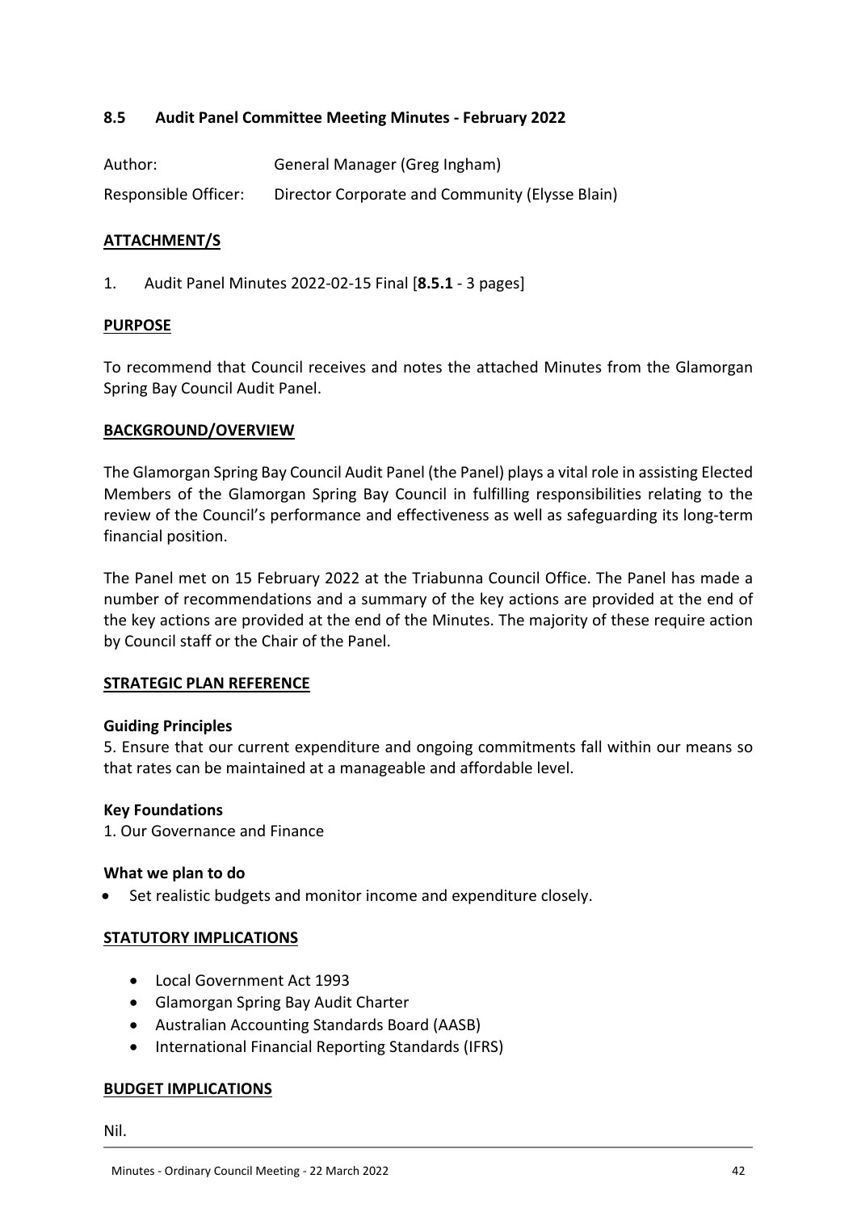## 8.5 Audit Panel Committee Meeting Minutes - February 2022

Author: General Manager (Greg Ingham)

Responsible Officer: Director Corporate and Community (Elysse Blain)

### ATTACHMENT/S

1. Audit Panel Minutes 2022-02-15 Final [**8.5.1** - 3 pages]

### PURPOSE

To recommend that Council receives and notes the attached Minutes from the Glamorgan Spring Bay Council Audit Panel.

### BACKGROUND/OVERVIEW

The Glamorgan Spring Bay Council Audit Panel (the Panel) plays a vital role in assisting Elected Members of the Glamorgan Spring Bay Council in fulfilling responsibilities relating to the review of the Council's performance and effectiveness as well as safeguarding its long-term financial position.

The Panel met on 15 February 2022 at the Triabunna Council Office. The Panel has made a number of recommendations and a summary of the key actions are provided at the end of the key actions are provided at the end of the Minutes. The majority of these require action by Council staff or the Chair of the Panel.

### STRATEGIC PLAN REFERENCE

**Guiding Principles**

5. Ensure that our current expenditure and ongoing commitments fall within our means so that rates can be maintained at a manageable and affordable level.

**Key Foundations**

1. Our Governance and Finance

**What we plan to do**

- Set realistic budgets and monitor income and expenditure closely.

### STATUTORY IMPLICATIONS

- Local Government Act 1993
- Glamorgan Spring Bay Audit Charter
- Australian Accounting Standards Board (AASB)
- International Financial Reporting Standards (IFRS)

### BUDGET IMPLICATIONS

Nil.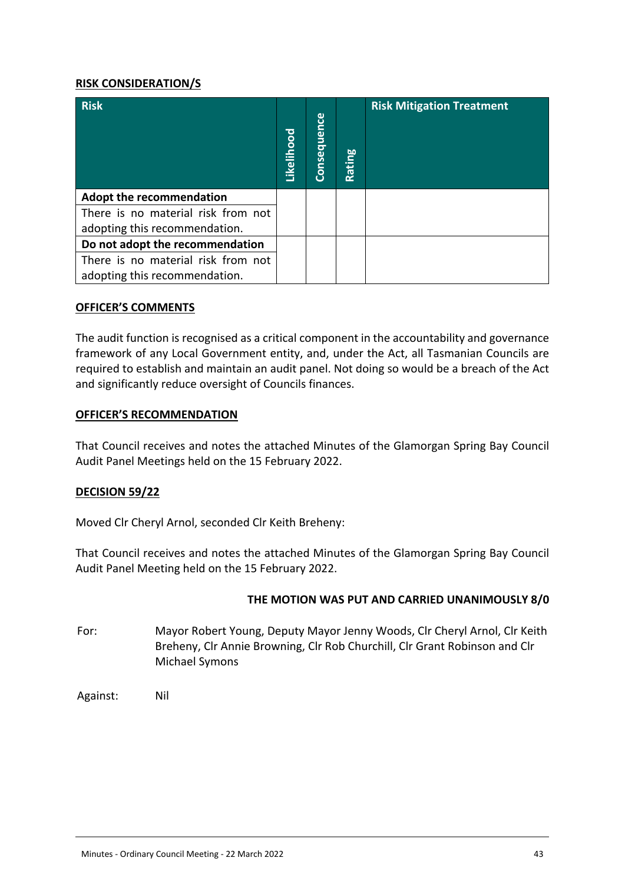**RISK CONSIDERATION/S**

| Risk | Likelihood | Consequence | Rating | Risk Mitigation Treatment |
|---|---|---|---|---|
| **Adopt the recommendation** | | | | |
| There is no material risk from not adopting this recommendation. | | | | |
| **Do not adopt the recommendation** | | | | |
| There is no material risk from not adopting this recommendation. | | | | |

**OFFICER'S COMMENTS**

The audit function is recognised as a critical component in the accountability and governance framework of any Local Government entity, and, under the Act, all Tasmanian Councils are required to establish and maintain an audit panel. Not doing so would be a breach of the Act and significantly reduce oversight of Councils finances.

**OFFICER'S RECOMMENDATION**

That Council receives and notes the attached Minutes of the Glamorgan Spring Bay Council Audit Panel Meetings held on the 15 February 2022.

**DECISION 59/22**

Moved Clr Cheryl Arnol, seconded Clr Keith Breheny:

That Council receives and notes the attached Minutes of the Glamorgan Spring Bay Council Audit Panel Meeting held on the 15 February 2022.

**THE MOTION WAS PUT AND CARRIED UNANIMOUSLY 8/0**

For: Mayor Robert Young, Deputy Mayor Jenny Woods, Clr Cheryl Arnol, Clr Keith Breheny, Clr Annie Browning, Clr Rob Churchill, Clr Grant Robinson and Clr Michael Symons

Against: Nil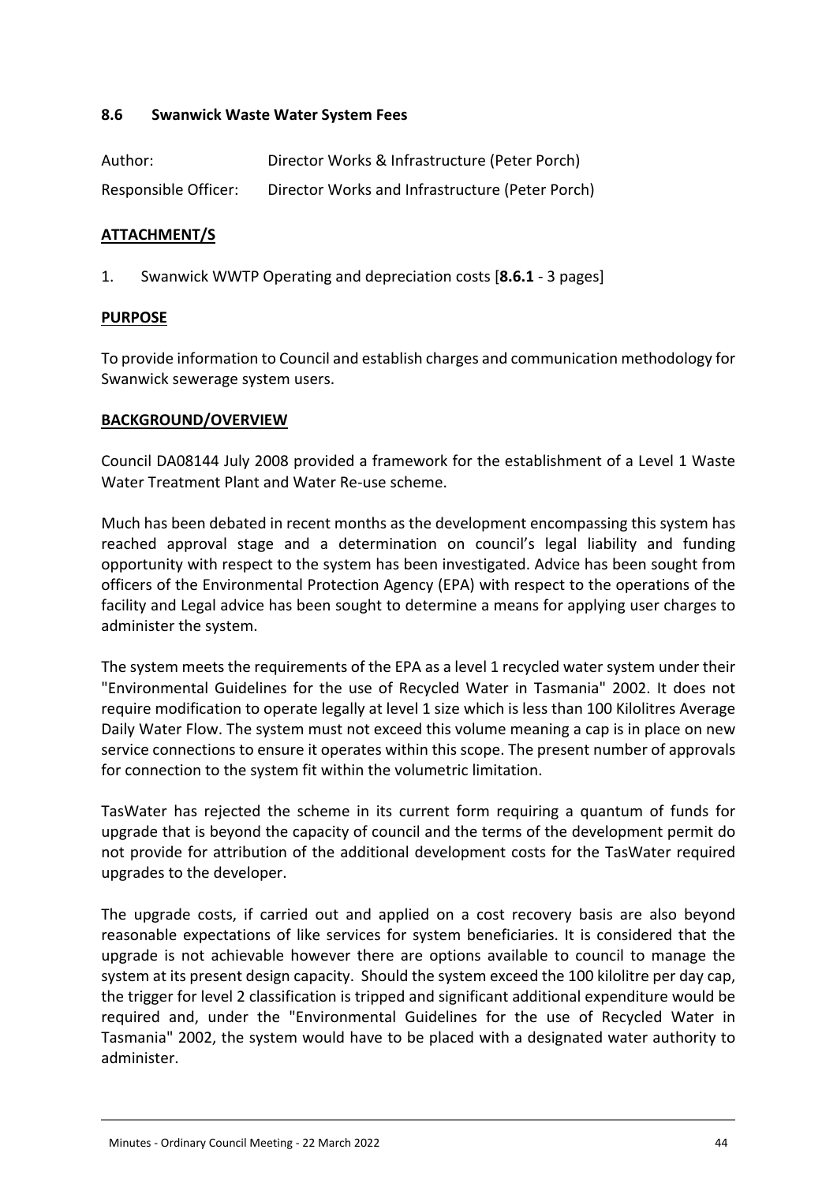### 8.6 Swanwick Waste Water System Fees

Author: Director Works & Infrastructure (Peter Porch)

Responsible Officer: Director Works and Infrastructure (Peter Porch)

**ATTACHMENT/S**

1. Swanwick WWTP Operating and depreciation costs [**8.6.1** - 3 pages]

**PURPOSE**

To provide information to Council and establish charges and communication methodology for Swanwick sewerage system users.

**BACKGROUND/OVERVIEW**

Council DA08144 July 2008 provided a framework for the establishment of a Level 1 Waste Water Treatment Plant and Water Re-use scheme.

Much has been debated in recent months as the development encompassing this system has reached approval stage and a determination on council's legal liability and funding opportunity with respect to the system has been investigated. Advice has been sought from officers of the Environmental Protection Agency (EPA) with respect to the operations of the facility and Legal advice has been sought to determine a means for applying user charges to administer the system.

The system meets the requirements of the EPA as a level 1 recycled water system under their "Environmental Guidelines for the use of Recycled Water in Tasmania" 2002. It does not require modification to operate legally at level 1 size which is less than 100 Kilolitres Average Daily Water Flow. The system must not exceed this volume meaning a cap is in place on new service connections to ensure it operates within this scope. The present number of approvals for connection to the system fit within the volumetric limitation.

TasWater has rejected the scheme in its current form requiring a quantum of funds for upgrade that is beyond the capacity of council and the terms of the development permit do not provide for attribution of the additional development costs for the TasWater required upgrades to the developer.

The upgrade costs, if carried out and applied on a cost recovery basis are also beyond reasonable expectations of like services for system beneficiaries. It is considered that the upgrade is not achievable however there are options available to council to manage the system at its present design capacity. Should the system exceed the 100 kilolitre per day cap, the trigger for level 2 classification is tripped and significant additional expenditure would be required and, under the "Environmental Guidelines for the use of Recycled Water in Tasmania" 2002, the system would have to be placed with a designated water authority to administer.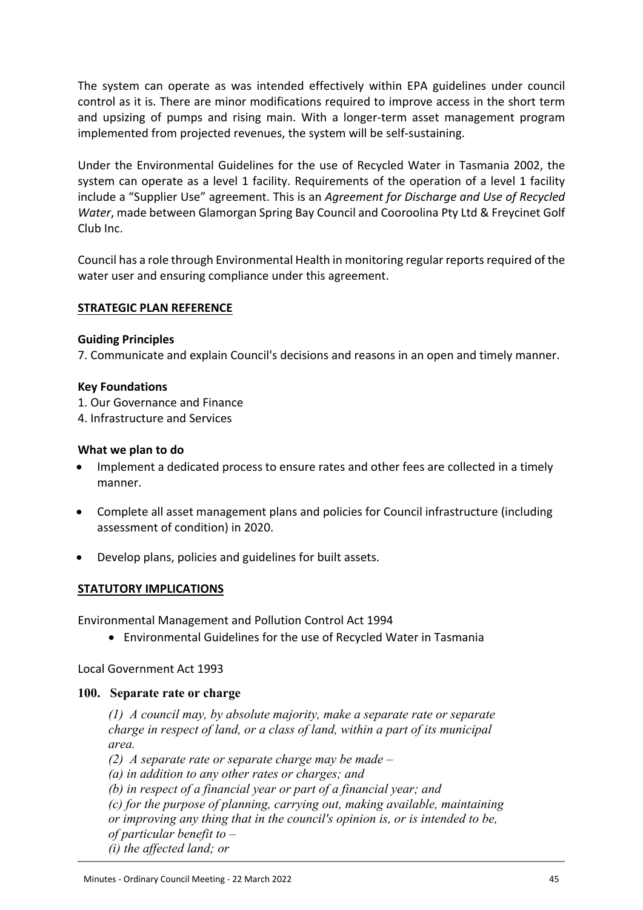The system can operate as was intended effectively within EPA guidelines under council control as it is. There are minor modifications required to improve access in the short term and upsizing of pumps and rising main. With a longer-term asset management program implemented from projected revenues, the system will be self-sustaining.

Under the Environmental Guidelines for the use of Recycled Water in Tasmania 2002, the system can operate as a level 1 facility. Requirements of the operation of a level 1 facility include a "Supplier Use" agreement. This is an *Agreement for Discharge and Use of Recycled Water*, made between Glamorgan Spring Bay Council and Cooroolina Pty Ltd & Freycinet Golf Club Inc.

Council has a role through Environmental Health in monitoring regular reports required of the water user and ensuring compliance under this agreement.

## STRATEGIC PLAN REFERENCE

**Guiding Principles**

7. Communicate and explain Council's decisions and reasons in an open and timely manner.

**Key Foundations**

1. Our Governance and Finance
4. Infrastructure and Services

**What we plan to do**

- Implement a dedicated process to ensure rates and other fees are collected in a timely manner.
- Complete all asset management plans and policies for Council infrastructure (including assessment of condition) in 2020.
- Develop plans, policies and guidelines for built assets.

## STATUTORY IMPLICATIONS

Environmental Management and Pollution Control Act 1994

- Environmental Guidelines for the use of Recycled Water in Tasmania

Local Government Act 1993

**100. Separate rate or charge**

*(1) A council may, by absolute majority, make a separate rate or separate charge in respect of land, or a class of land, within a part of its municipal area.*

*(2) A separate rate or separate charge may be made –*

*(a) in addition to any other rates or charges; and*

*(b) in respect of a financial year or part of a financial year; and*

*(c) for the purpose of planning, carrying out, making available, maintaining or improving any thing that in the council's opinion is, or is intended to be, of particular benefit to –*

*(i) the affected land; or*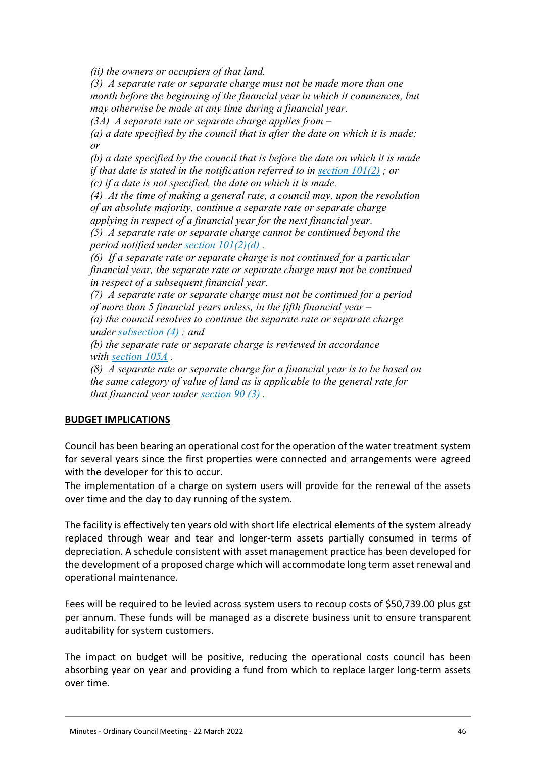*(ii) the owners or occupiers of that land.*

*(3) A separate rate or separate charge must not be made more than one month before the beginning of the financial year in which it commences, but may otherwise be made at any time during a financial year.*

*(3A) A separate rate or separate charge applies from –*

*(a) a date specified by the council that is after the date on which it is made; or*

*(b) a date specified by the council that is before the date on which it is made if that date is stated in the notification referred to in section 101(2) ; or*

*(c) if a date is not specified, the date on which it is made.*

*(4) At the time of making a general rate, a council may, upon the resolution of an absolute majority, continue a separate rate or separate charge applying in respect of a financial year for the next financial year.*

*(5) A separate rate or separate charge cannot be continued beyond the period notified under section 101(2)(d) .*

*(6) If a separate rate or separate charge is not continued for a particular financial year, the separate rate or separate charge must not be continued in respect of a subsequent financial year.*

*(7) A separate rate or separate charge must not be continued for a period of more than 5 financial years unless, in the fifth financial year –*

*(a) the council resolves to continue the separate rate or separate charge under subsection (4) ; and*

*(b) the separate rate or separate charge is reviewed in accordance with section 105A .*

*(8) A separate rate or separate charge for a financial year is to be based on the same category of value of land as is applicable to the general rate for that financial year under section 90 (3) .*

**BUDGET IMPLICATIONS**

Council has been bearing an operational cost for the operation of the water treatment system for several years since the first properties were connected and arrangements were agreed with the developer for this to occur.

The implementation of a charge on system users will provide for the renewal of the assets over time and the day to day running of the system.

The facility is effectively ten years old with short life electrical elements of the system already replaced through wear and tear and longer-term assets partially consumed in terms of depreciation. A schedule consistent with asset management practice has been developed for the development of a proposed charge which will accommodate long term asset renewal and operational maintenance.

Fees will be required to be levied across system users to recoup costs of $50,739.00 plus gst per annum. These funds will be managed as a discrete business unit to ensure transparent auditability for system customers.

The impact on budget will be positive, reducing the operational costs council has been absorbing year on year and providing a fund from which to replace larger long-term assets over time.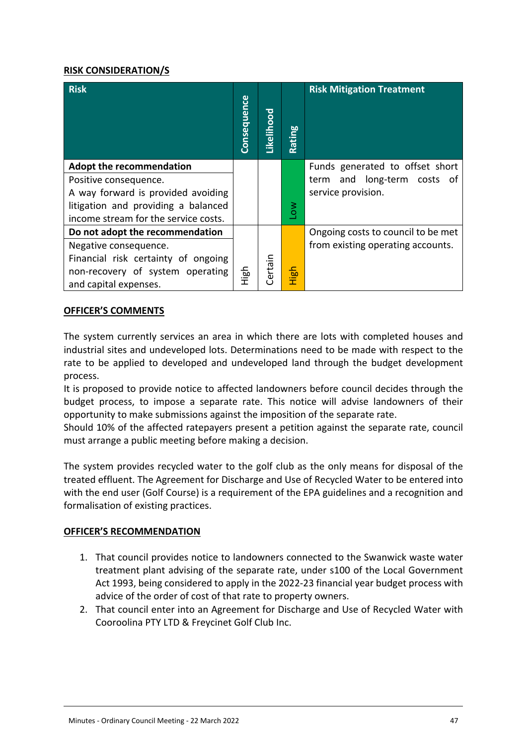**RISK CONSIDERATION/S**

| Risk | Consequence | Likelihood | Rating | Risk Mitigation Treatment |
|---|---|---|---|---|
| **Adopt the recommendation**<br>Positive consequence.<br>A way forward is provided avoiding litigation and providing a balanced income stream for the service costs. | | | Low | Funds generated to offset short term and long-term costs of service provision. |
| **Do not adopt the recommendation**<br>Negative consequence.<br>Financial risk certainty of ongoing non-recovery of system operating and capital expenses. | High | Certain | High | Ongoing costs to council to be met from existing operating accounts. |

**OFFICER'S COMMENTS**

The system currently services an area in which there are lots with completed houses and industrial sites and undeveloped lots. Determinations need to be made with respect to the rate to be applied to developed and undeveloped land through the budget development process.

It is proposed to provide notice to affected landowners before council decides through the budget process, to impose a separate rate. This notice will advise landowners of their opportunity to make submissions against the imposition of the separate rate.

Should 10% of the affected ratepayers present a petition against the separate rate, council must arrange a public meeting before making a decision.

The system provides recycled water to the golf club as the only means for disposal of the treated effluent. The Agreement for Discharge and Use of Recycled Water to be entered into with the end user (Golf Course) is a requirement of the EPA guidelines and a recognition and formalisation of existing practices.

**OFFICER'S RECOMMENDATION**

1. That council provides notice to landowners connected to the Swanwick waste water treatment plant advising of the separate rate, under s100 of the Local Government Act 1993, being considered to apply in the 2022-23 financial year budget process with advice of the order of cost of that rate to property owners.
2. That council enter into an Agreement for Discharge and Use of Recycled Water with Cooroolina PTY LTD & Freycinet Golf Club Inc.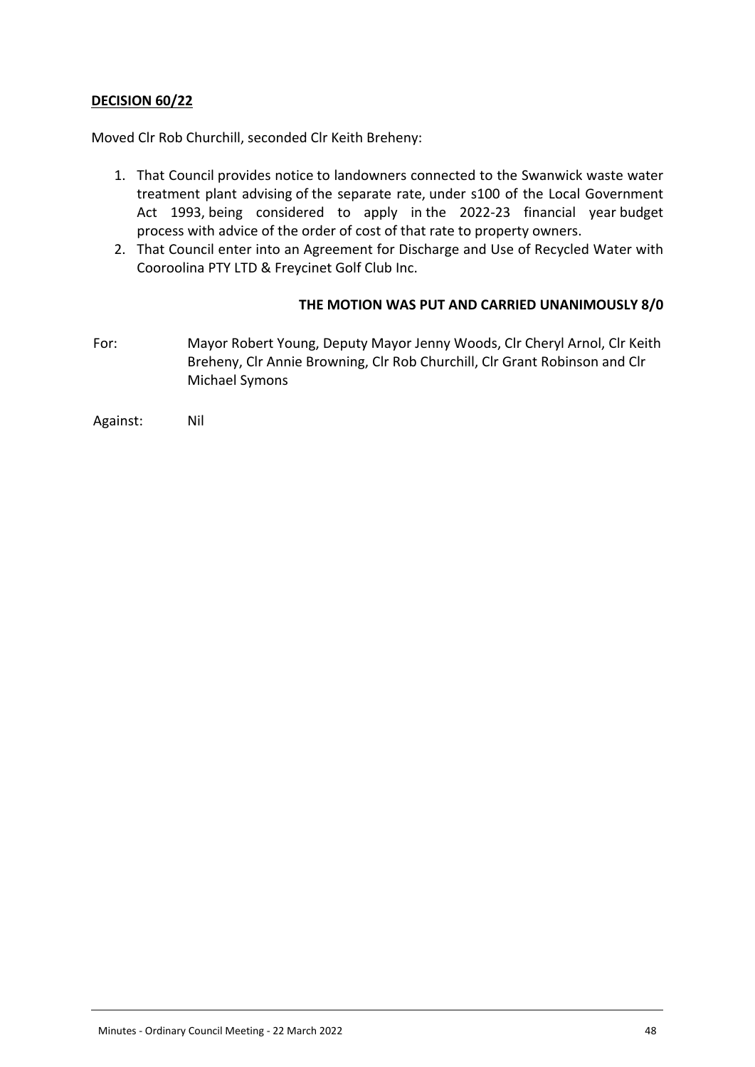**DECISION 60/22**

Moved Clr Rob Churchill, seconded Clr Keith Breheny:

1. That Council provides notice to landowners connected to the Swanwick waste water treatment plant advising of the separate rate, under s100 of the Local Government Act 1993, being considered to apply in the 2022-23 financial year budget process with advice of the order of cost of that rate to property owners.
2. That Council enter into an Agreement for Discharge and Use of Recycled Water with Cooroolina PTY LTD & Freycinet Golf Club Inc.

**THE MOTION WAS PUT AND CARRIED UNANIMOUSLY 8/0**

For: Mayor Robert Young, Deputy Mayor Jenny Woods, Clr Cheryl Arnol, Clr Keith Breheny, Clr Annie Browning, Clr Rob Churchill, Clr Grant Robinson and Clr Michael Symons

Against: Nil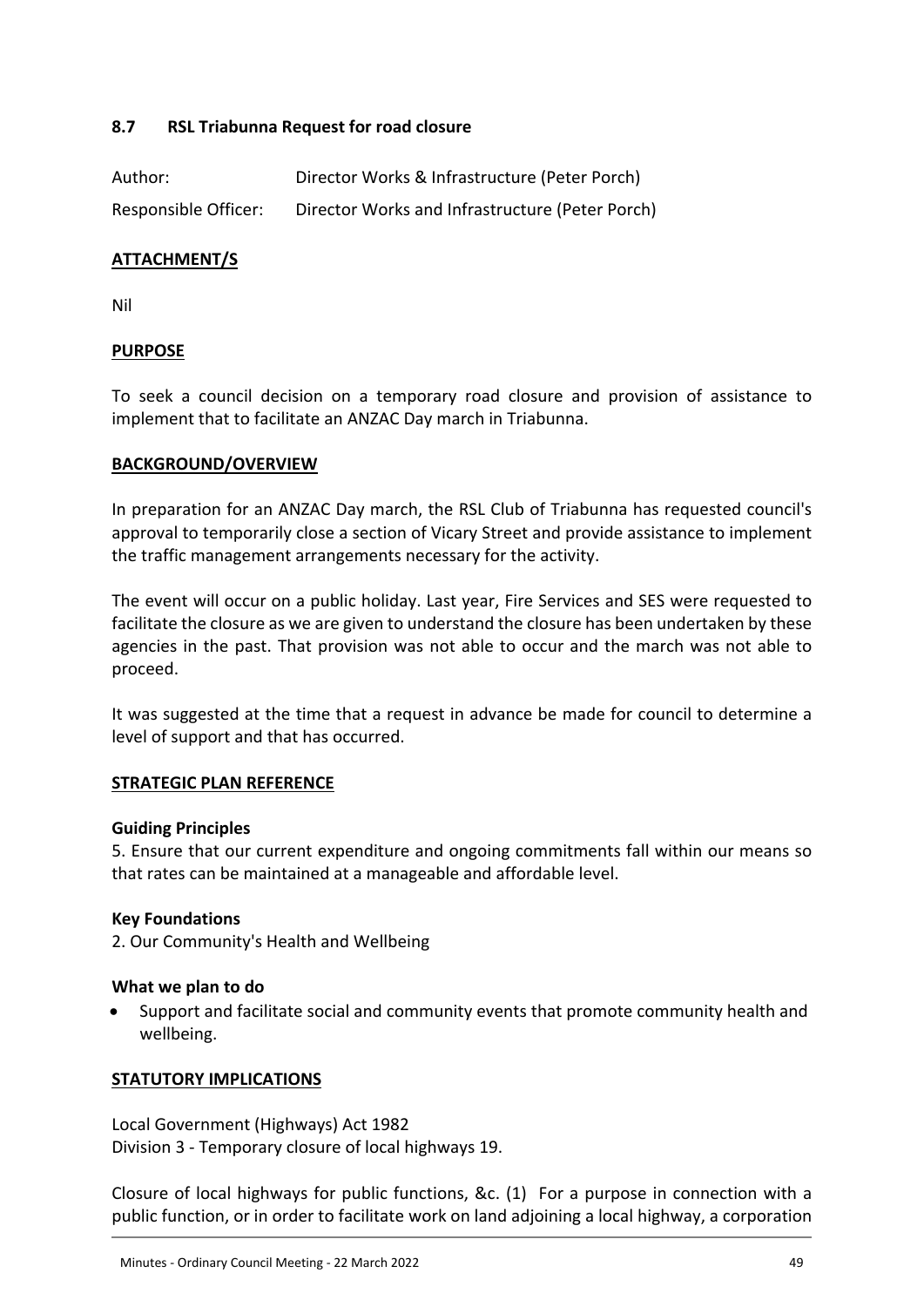## 8.7 RSL Triabunna Request for road closure

Author: Director Works & Infrastructure (Peter Porch)

Responsible Officer: Director Works and Infrastructure (Peter Porch)

**ATTACHMENT/S**

Nil

**PURPOSE**

To seek a council decision on a temporary road closure and provision of assistance to implement that to facilitate an ANZAC Day march in Triabunna.

**BACKGROUND/OVERVIEW**

In preparation for an ANZAC Day march, the RSL Club of Triabunna has requested council's approval to temporarily close a section of Vicary Street and provide assistance to implement the traffic management arrangements necessary for the activity.

The event will occur on a public holiday. Last year, Fire Services and SES were requested to facilitate the closure as we are given to understand the closure has been undertaken by these agencies in the past. That provision was not able to occur and the march was not able to proceed.

It was suggested at the time that a request in advance be made for council to determine a level of support and that has occurred.

**STRATEGIC PLAN REFERENCE**

**Guiding Principles**
5. Ensure that our current expenditure and ongoing commitments fall within our means so that rates can be maintained at a manageable and affordable level.

**Key Foundations**
2. Our Community's Health and Wellbeing

**What we plan to do**

- Support and facilitate social and community events that promote community health and wellbeing.

**STATUTORY IMPLICATIONS**

Local Government (Highways) Act 1982
Division 3 - Temporary closure of local highways 19.

Closure of local highways for public functions, &c. (1) For a purpose in connection with a public function, or in order to facilitate work on land adjoining a local highway, a corporation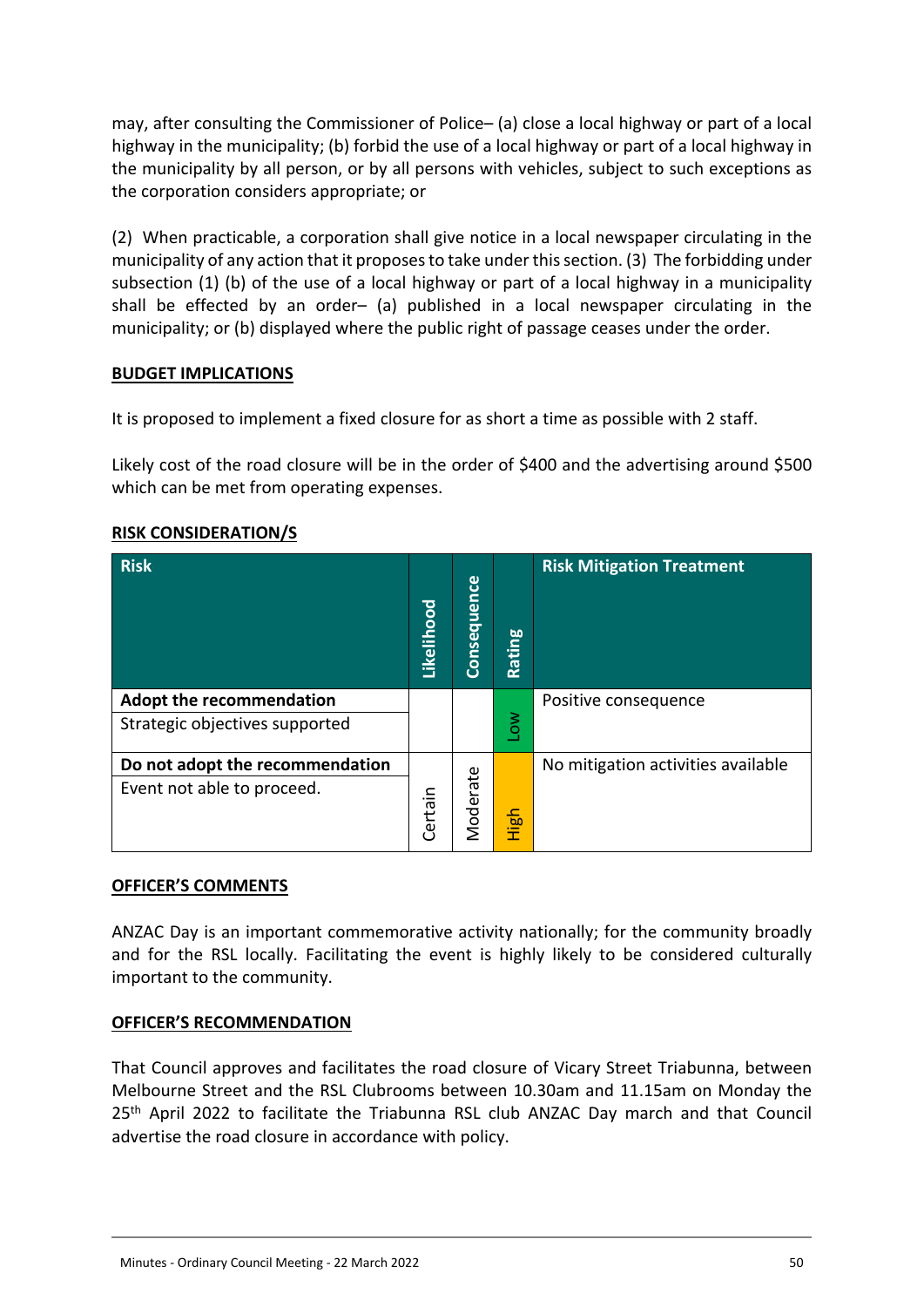may, after consulting the Commissioner of Police– (a) close a local highway or part of a local highway in the municipality; (b) forbid the use of a local highway or part of a local highway in the municipality by all person, or by all persons with vehicles, subject to such exceptions as the corporation considers appropriate; or

(2) When practicable, a corporation shall give notice in a local newspaper circulating in the municipality of any action that it proposes to take under this section. (3) The forbidding under subsection (1) (b) of the use of a local highway or part of a local highway in a municipality shall be effected by an order– (a) published in a local newspaper circulating in the municipality; or (b) displayed where the public right of passage ceases under the order.

**BUDGET IMPLICATIONS**

It is proposed to implement a fixed closure for as short a time as possible with 2 staff.

Likely cost of the road closure will be in the order of $400 and the advertising around $500 which can be met from operating expenses.

**RISK CONSIDERATION/S**

| Risk | Likelihood | Consequence | Rating | Risk Mitigation Treatment |
|---|---|---|---|---|
| **Adopt the recommendation** | | | Low | Positive consequence |
| Strategic objectives supported | | | | |
| **Do not adopt the recommendation** | Certain | Moderate | High | No mitigation activities available |
| Event not able to proceed. | | | | |

**OFFICER'S COMMENTS**

ANZAC Day is an important commemorative activity nationally; for the community broadly and for the RSL locally. Facilitating the event is highly likely to be considered culturally important to the community.

**OFFICER'S RECOMMENDATION**

That Council approves and facilitates the road closure of Vicary Street Triabunna, between Melbourne Street and the RSL Clubrooms between 10.30am and 11.15am on Monday the 25th April 2022 to facilitate the Triabunna RSL club ANZAC Day march and that Council advertise the road closure in accordance with policy.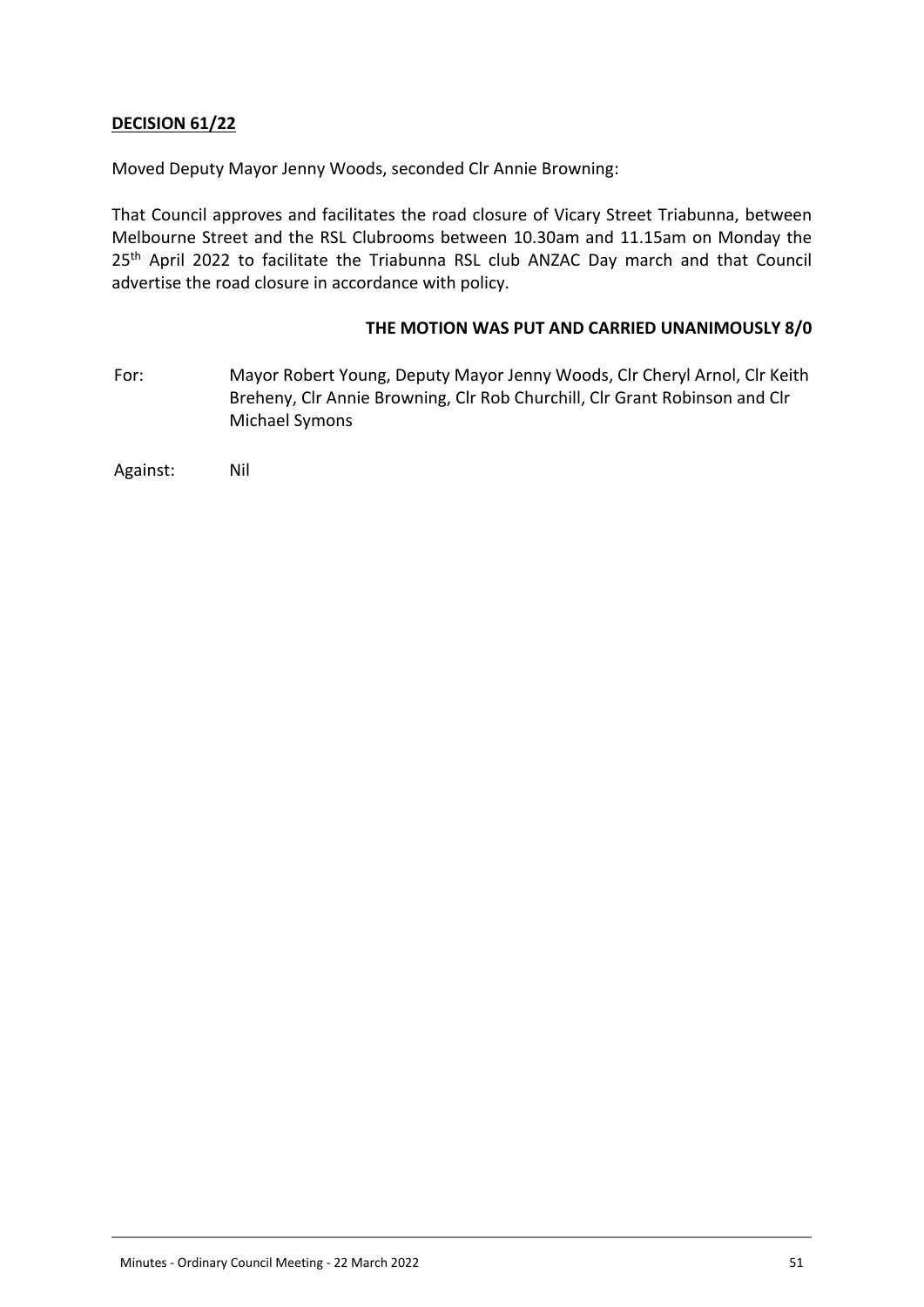**DECISION 61/22**

Moved Deputy Mayor Jenny Woods, seconded Clr Annie Browning:

That Council approves and facilitates the road closure of Vicary Street Triabunna, between Melbourne Street and the RSL Clubrooms between 10.30am and 11.15am on Monday the 25th April 2022 to facilitate the Triabunna RSL club ANZAC Day march and that Council advertise the road closure in accordance with policy.

**THE MOTION WAS PUT AND CARRIED UNANIMOUSLY 8/0**

For: Mayor Robert Young, Deputy Mayor Jenny Woods, Clr Cheryl Arnol, Clr Keith Breheny, Clr Annie Browning, Clr Rob Churchill, Clr Grant Robinson and Clr Michael Symons

Against: Nil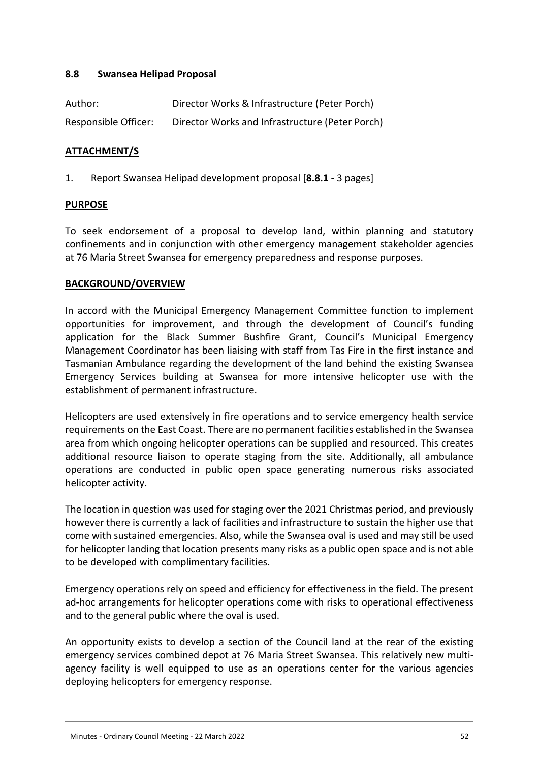### 8.8 Swansea Helipad Proposal

Author: Director Works & Infrastructure (Peter Porch)

Responsible Officer: Director Works and Infrastructure (Peter Porch)

**ATTACHMENT/S**

1. Report Swansea Helipad development proposal [**8.8.1** - 3 pages]

**PURPOSE**

To seek endorsement of a proposal to develop land, within planning and statutory confinements and in conjunction with other emergency management stakeholder agencies at 76 Maria Street Swansea for emergency preparedness and response purposes.

**BACKGROUND/OVERVIEW**

In accord with the Municipal Emergency Management Committee function to implement opportunities for improvement, and through the development of Council's funding application for the Black Summer Bushfire Grant, Council's Municipal Emergency Management Coordinator has been liaising with staff from Tas Fire in the first instance and Tasmanian Ambulance regarding the development of the land behind the existing Swansea Emergency Services building at Swansea for more intensive helicopter use with the establishment of permanent infrastructure.

Helicopters are used extensively in fire operations and to service emergency health service requirements on the East Coast. There are no permanent facilities established in the Swansea area from which ongoing helicopter operations can be supplied and resourced. This creates additional resource liaison to operate staging from the site. Additionally, all ambulance operations are conducted in public open space generating numerous risks associated helicopter activity.

The location in question was used for staging over the 2021 Christmas period, and previously however there is currently a lack of facilities and infrastructure to sustain the higher use that come with sustained emergencies. Also, while the Swansea oval is used and may still be used for helicopter landing that location presents many risks as a public open space and is not able to be developed with complimentary facilities.

Emergency operations rely on speed and efficiency for effectiveness in the field. The present ad-hoc arrangements for helicopter operations come with risks to operational effectiveness and to the general public where the oval is used.

An opportunity exists to develop a section of the Council land at the rear of the existing emergency services combined depot at 76 Maria Street Swansea. This relatively new multi-agency facility is well equipped to use as an operations center for the various agencies deploying helicopters for emergency response.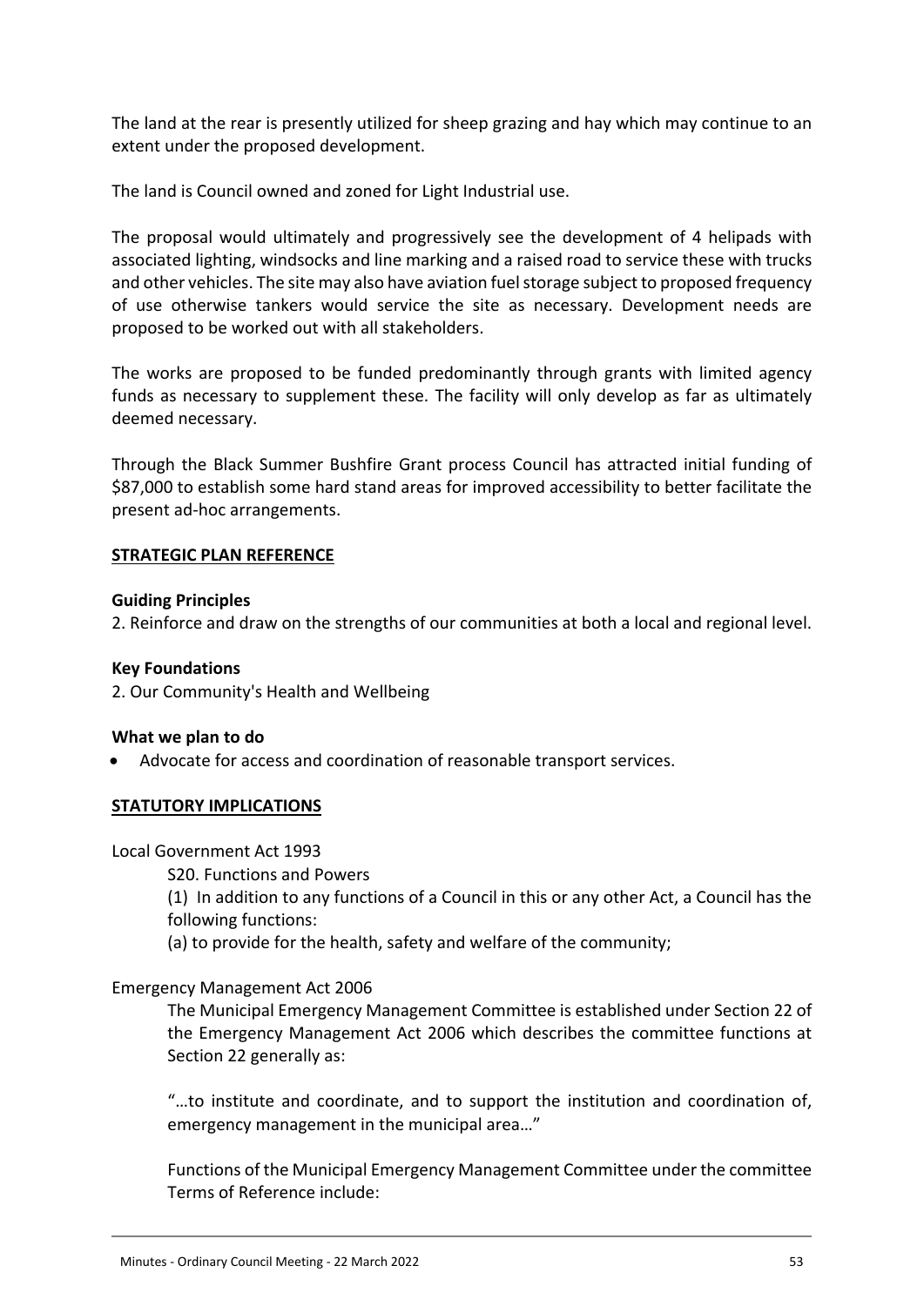The land at the rear is presently utilized for sheep grazing and hay which may continue to an extent under the proposed development.

The land is Council owned and zoned for Light Industrial use.

The proposal would ultimately and progressively see the development of 4 helipads with associated lighting, windsocks and line marking and a raised road to service these with trucks and other vehicles. The site may also have aviation fuel storage subject to proposed frequency of use otherwise tankers would service the site as necessary. Development needs are proposed to be worked out with all stakeholders.

The works are proposed to be funded predominantly through grants with limited agency funds as necessary to supplement these. The facility will only develop as far as ultimately deemed necessary.

Through the Black Summer Bushfire Grant process Council has attracted initial funding of $87,000 to establish some hard stand areas for improved accessibility to better facilitate the present ad-hoc arrangements.

## STRATEGIC PLAN REFERENCE

**Guiding Principles**

2. Reinforce and draw on the strengths of our communities at both a local and regional level.

**Key Foundations**

2. Our Community's Health and Wellbeing

**What we plan to do**

- Advocate for access and coordination of reasonable transport services.

## STATUTORY IMPLICATIONS

Local Government Act 1993

S20. Functions and Powers

(1) In addition to any functions of a Council in this or any other Act, a Council has the following functions:

(a) to provide for the health, safety and welfare of the community;

Emergency Management Act 2006

The Municipal Emergency Management Committee is established under Section 22 of the Emergency Management Act 2006 which describes the committee functions at Section 22 generally as:

"…to institute and coordinate, and to support the institution and coordination of, emergency management in the municipal area…"

Functions of the Municipal Emergency Management Committee under the committee Terms of Reference include: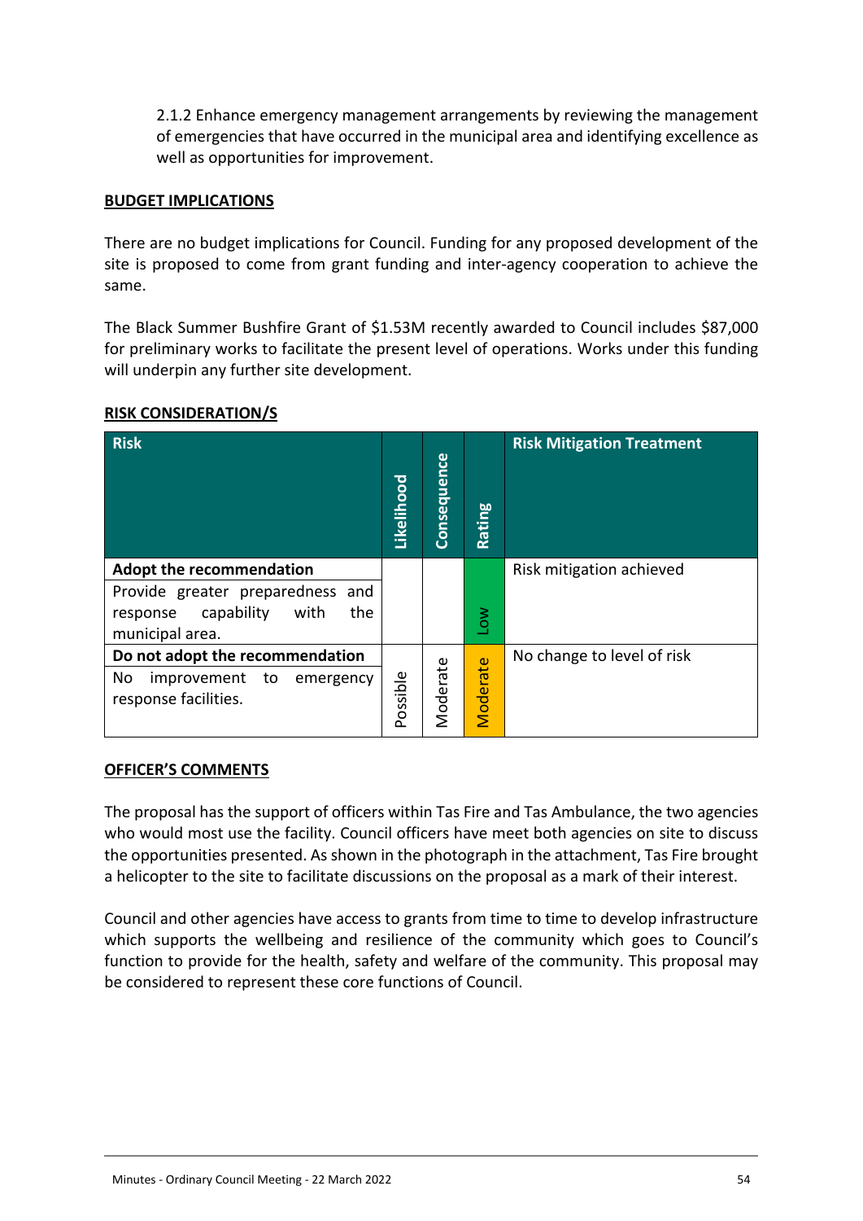2.1.2 Enhance emergency management arrangements by reviewing the management of emergencies that have occurred in the municipal area and identifying excellence as well as opportunities for improvement.

**BUDGET IMPLICATIONS**

There are no budget implications for Council. Funding for any proposed development of the site is proposed to come from grant funding and inter-agency cooperation to achieve the same.

The Black Summer Bushfire Grant of $1.53M recently awarded to Council includes $87,000 for preliminary works to facilitate the present level of operations. Works under this funding will underpin any further site development.

**RISK CONSIDERATION/S**

| Risk | Likelihood | Consequence | Rating | Risk Mitigation Treatment |
|---|---|---|---|---|
| **Adopt the recommendation**<br>Provide greater preparedness and response capability with the municipal area. | | | Low | Risk mitigation achieved |
| **Do not adopt the recommendation**<br>No improvement to emergency response facilities. | Possible | Moderate | Moderate | No change to level of risk |

**OFFICER'S COMMENTS**

The proposal has the support of officers within Tas Fire and Tas Ambulance, the two agencies who would most use the facility. Council officers have meet both agencies on site to discuss the opportunities presented. As shown in the photograph in the attachment, Tas Fire brought a helicopter to the site to facilitate discussions on the proposal as a mark of their interest.

Council and other agencies have access to grants from time to time to develop infrastructure which supports the wellbeing and resilience of the community which goes to Council's function to provide for the health, safety and welfare of the community. This proposal may be considered to represent these core functions of Council.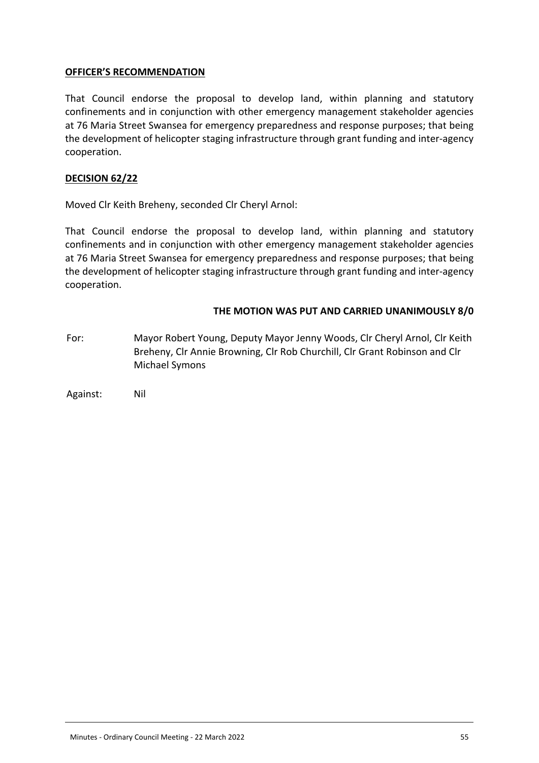**OFFICER'S RECOMMENDATION**

That Council endorse the proposal to develop land, within planning and statutory confinements and in conjunction with other emergency management stakeholder agencies at 76 Maria Street Swansea for emergency preparedness and response purposes; that being the development of helicopter staging infrastructure through grant funding and inter-agency cooperation.

**DECISION 62/22**

Moved Clr Keith Breheny, seconded Clr Cheryl Arnol:

That Council endorse the proposal to develop land, within planning and statutory confinements and in conjunction with other emergency management stakeholder agencies at 76 Maria Street Swansea for emergency preparedness and response purposes; that being the development of helicopter staging infrastructure through grant funding and inter-agency cooperation.

**THE MOTION WAS PUT AND CARRIED UNANIMOUSLY 8/0**

For: Mayor Robert Young, Deputy Mayor Jenny Woods, Clr Cheryl Arnol, Clr Keith Breheny, Clr Annie Browning, Clr Rob Churchill, Clr Grant Robinson and Clr Michael Symons

Against: Nil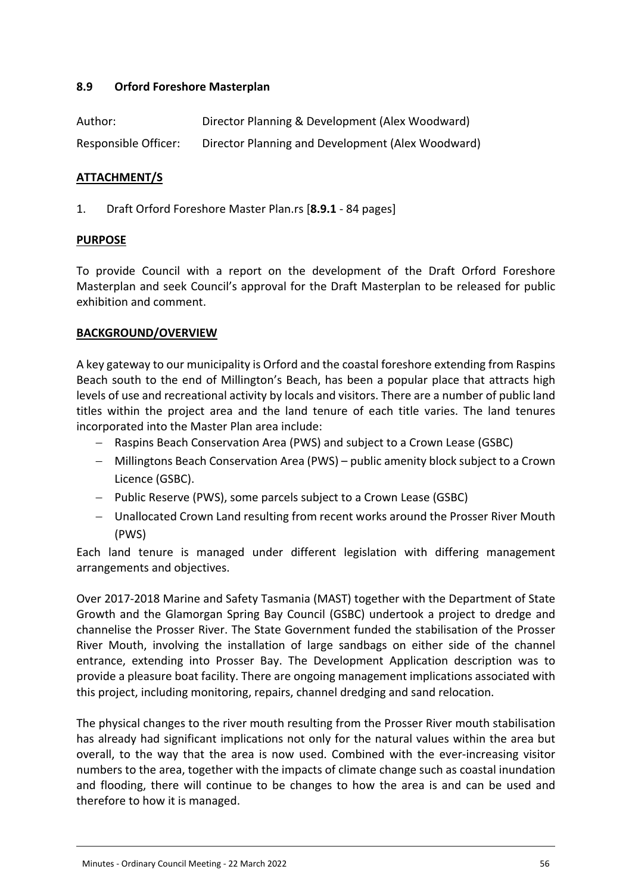### 8.9 Orford Foreshore Masterplan

Author: Director Planning & Development (Alex Woodward)

Responsible Officer: Director Planning and Development (Alex Woodward)

**ATTACHMENT/S**

1. Draft Orford Foreshore Master Plan.rs [**8.9.1** - 84 pages]

**PURPOSE**

To provide Council with a report on the development of the Draft Orford Foreshore Masterplan and seek Council's approval for the Draft Masterplan to be released for public exhibition and comment.

**BACKGROUND/OVERVIEW**

A key gateway to our municipality is Orford and the coastal foreshore extending from Raspins Beach south to the end of Millington's Beach, has been a popular place that attracts high levels of use and recreational activity by locals and visitors. There are a number of public land titles within the project area and the land tenure of each title varies. The land tenures incorporated into the Master Plan area include:

- Raspins Beach Conservation Area (PWS) and subject to a Crown Lease (GSBC)
- Millingtons Beach Conservation Area (PWS) – public amenity block subject to a Crown Licence (GSBC).
- Public Reserve (PWS), some parcels subject to a Crown Lease (GSBC)
- Unallocated Crown Land resulting from recent works around the Prosser River Mouth (PWS)

Each land tenure is managed under different legislation with differing management arrangements and objectives.

Over 2017-2018 Marine and Safety Tasmania (MAST) together with the Department of State Growth and the Glamorgan Spring Bay Council (GSBC) undertook a project to dredge and channelise the Prosser River. The State Government funded the stabilisation of the Prosser River Mouth, involving the installation of large sandbags on either side of the channel entrance, extending into Prosser Bay. The Development Application description was to provide a pleasure boat facility. There are ongoing management implications associated with this project, including monitoring, repairs, channel dredging and sand relocation.

The physical changes to the river mouth resulting from the Prosser River mouth stabilisation has already had significant implications not only for the natural values within the area but overall, to the way that the area is now used. Combined with the ever-increasing visitor numbers to the area, together with the impacts of climate change such as coastal inundation and flooding, there will continue to be changes to how the area is and can be used and therefore to how it is managed.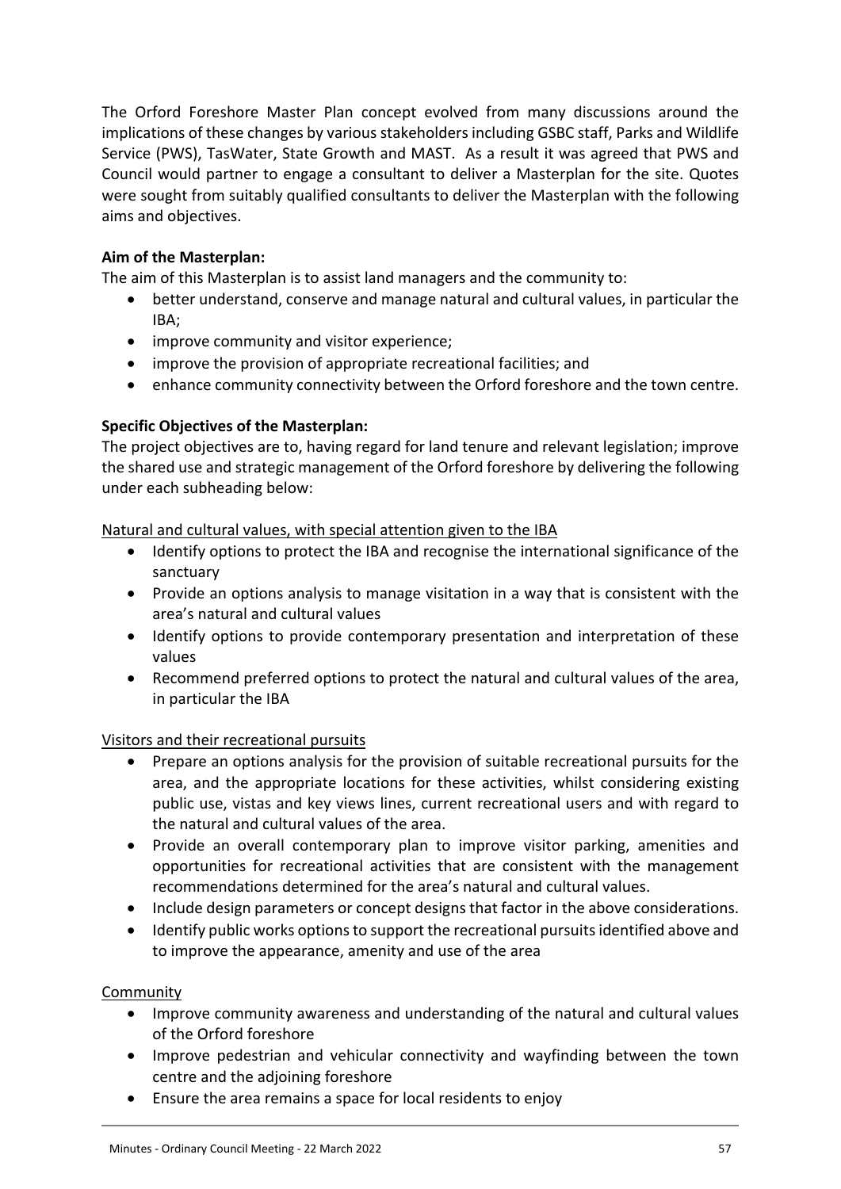The Orford Foreshore Master Plan concept evolved from many discussions around the implications of these changes by various stakeholders including GSBC staff, Parks and Wildlife Service (PWS), TasWater, State Growth and MAST. As a result it was agreed that PWS and Council would partner to engage a consultant to deliver a Masterplan for the site. Quotes were sought from suitably qualified consultants to deliver the Masterplan with the following aims and objectives.

**Aim of the Masterplan:**

The aim of this Masterplan is to assist land managers and the community to:

- better understand, conserve and manage natural and cultural values, in particular the IBA;
- improve community and visitor experience;
- improve the provision of appropriate recreational facilities; and
- enhance community connectivity between the Orford foreshore and the town centre.

**Specific Objectives of the Masterplan:**

The project objectives are to, having regard for land tenure and relevant legislation; improve the shared use and strategic management of the Orford foreshore by delivering the following under each subheading below:

<u>Natural and cultural values, with special attention given to the IBA</u>

- Identify options to protect the IBA and recognise the international significance of the sanctuary
- Provide an options analysis to manage visitation in a way that is consistent with the area's natural and cultural values
- Identify options to provide contemporary presentation and interpretation of these values
- Recommend preferred options to protect the natural and cultural values of the area, in particular the IBA

<u>Visitors and their recreational pursuits</u>

- Prepare an options analysis for the provision of suitable recreational pursuits for the area, and the appropriate locations for these activities, whilst considering existing public use, vistas and key views lines, current recreational users and with regard to the natural and cultural values of the area.
- Provide an overall contemporary plan to improve visitor parking, amenities and opportunities for recreational activities that are consistent with the management recommendations determined for the area's natural and cultural values.
- Include design parameters or concept designs that factor in the above considerations.
- Identify public works options to support the recreational pursuits identified above and to improve the appearance, amenity and use of the area

<u>Community</u>

- Improve community awareness and understanding of the natural and cultural values of the Orford foreshore
- Improve pedestrian and vehicular connectivity and wayfinding between the town centre and the adjoining foreshore
- Ensure the area remains a space for local residents to enjoy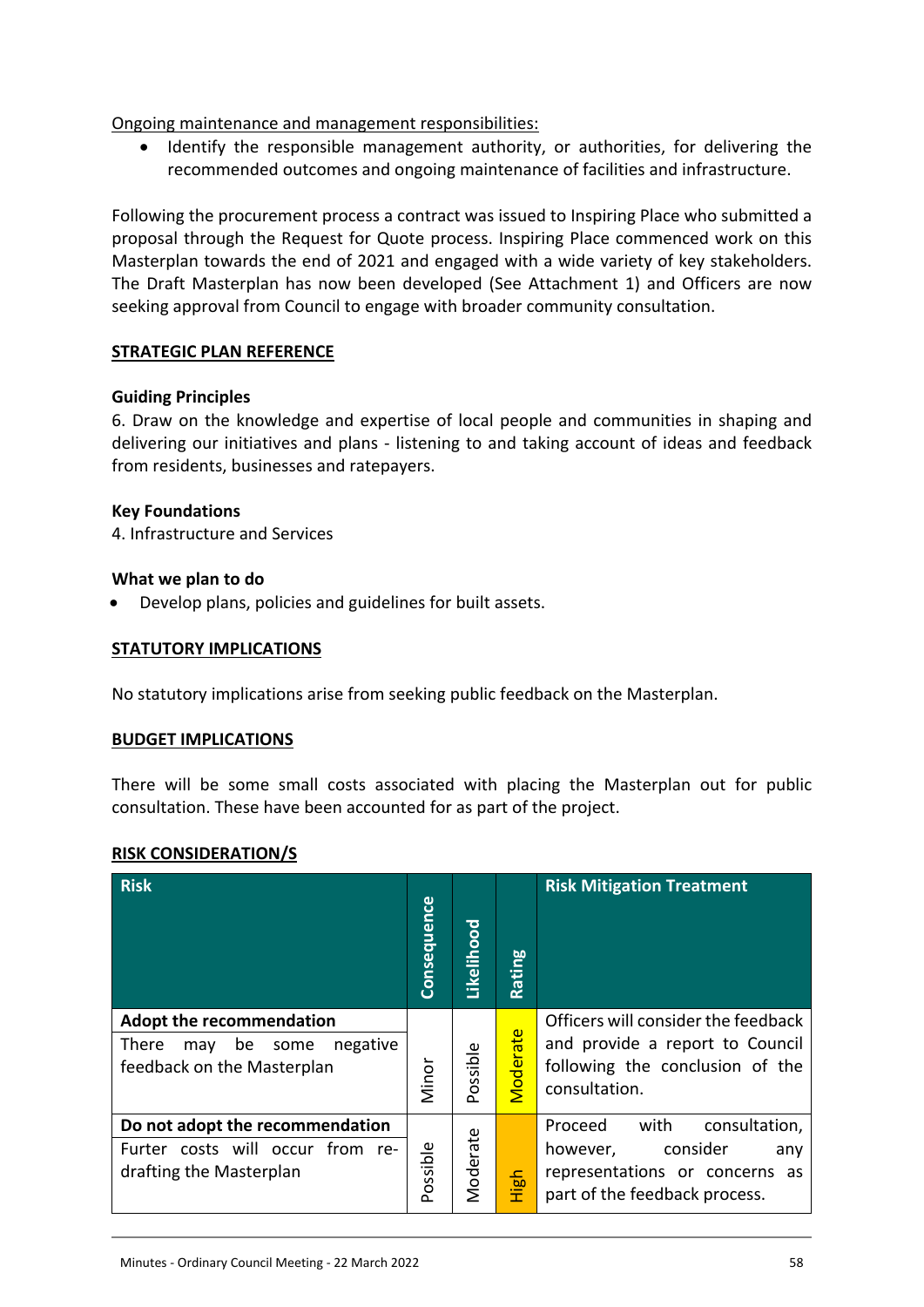Ongoing maintenance and management responsibilities:

- Identify the responsible management authority, or authorities, for delivering the recommended outcomes and ongoing maintenance of facilities and infrastructure.

Following the procurement process a contract was issued to Inspiring Place who submitted a proposal through the Request for Quote process. Inspiring Place commenced work on this Masterplan towards the end of 2021 and engaged with a wide variety of key stakeholders. The Draft Masterplan has now been developed (See Attachment 1) and Officers are now seeking approval from Council to engage with broader community consultation.

## STRATEGIC PLAN REFERENCE

**Guiding Principles**

6. Draw on the knowledge and expertise of local people and communities in shaping and delivering our initiatives and plans - listening to and taking account of ideas and feedback from residents, businesses and ratepayers.

**Key Foundations**

4. Infrastructure and Services

**What we plan to do**

- Develop plans, policies and guidelines for built assets.

## STATUTORY IMPLICATIONS

No statutory implications arise from seeking public feedback on the Masterplan.

## BUDGET IMPLICATIONS

There will be some small costs associated with placing the Masterplan out for public consultation. These have been accounted for as part of the project.

## RISK CONSIDERATION/S

| Risk | Consequence | Likelihood | Rating | Risk Mitigation Treatment |
|---|---|---|---|---|
| **Adopt the recommendation**<br>There may be some negative feedback on the Masterplan | Minor | Possible | Moderate | Officers will consider the feedback and provide a report to Council following the conclusion of the consultation. |
| **Do not adopt the recommendation**<br>Furter costs will occur from re-drafting the Masterplan | Possible | Moderate | High | Proceed with consultation, however, consider any representations or concerns as part of the feedback process. |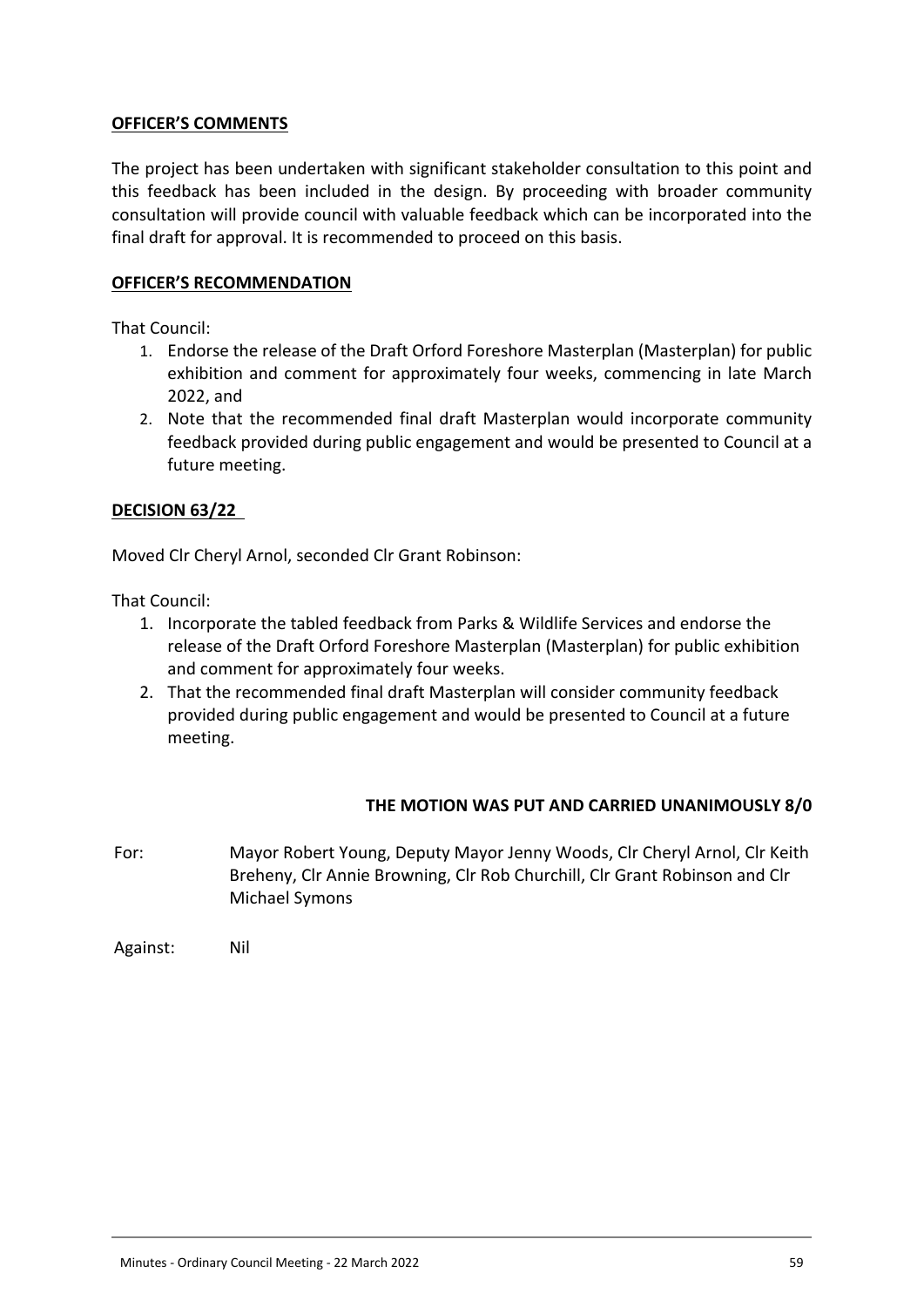**OFFICER'S COMMENTS**

The project has been undertaken with significant stakeholder consultation to this point and this feedback has been included in the design. By proceeding with broader community consultation will provide council with valuable feedback which can be incorporated into the final draft for approval. It is recommended to proceed on this basis.

**OFFICER'S RECOMMENDATION**

That Council:

1. Endorse the release of the Draft Orford Foreshore Masterplan (Masterplan) for public exhibition and comment for approximately four weeks, commencing in late March 2022, and
2. Note that the recommended final draft Masterplan would incorporate community feedback provided during public engagement and would be presented to Council at a future meeting.

**DECISION 63/22**

Moved Clr Cheryl Arnol, seconded Clr Grant Robinson:

That Council:

1. Incorporate the tabled feedback from Parks & Wildlife Services and endorse the release of the Draft Orford Foreshore Masterplan (Masterplan) for public exhibition and comment for approximately four weeks.
2. That the recommended final draft Masterplan will consider community feedback provided during public engagement and would be presented to Council at a future meeting.

**THE MOTION WAS PUT AND CARRIED UNANIMOUSLY 8/0**

For: Mayor Robert Young, Deputy Mayor Jenny Woods, Clr Cheryl Arnol, Clr Keith Breheny, Clr Annie Browning, Clr Rob Churchill, Clr Grant Robinson and Clr Michael Symons

Against: Nil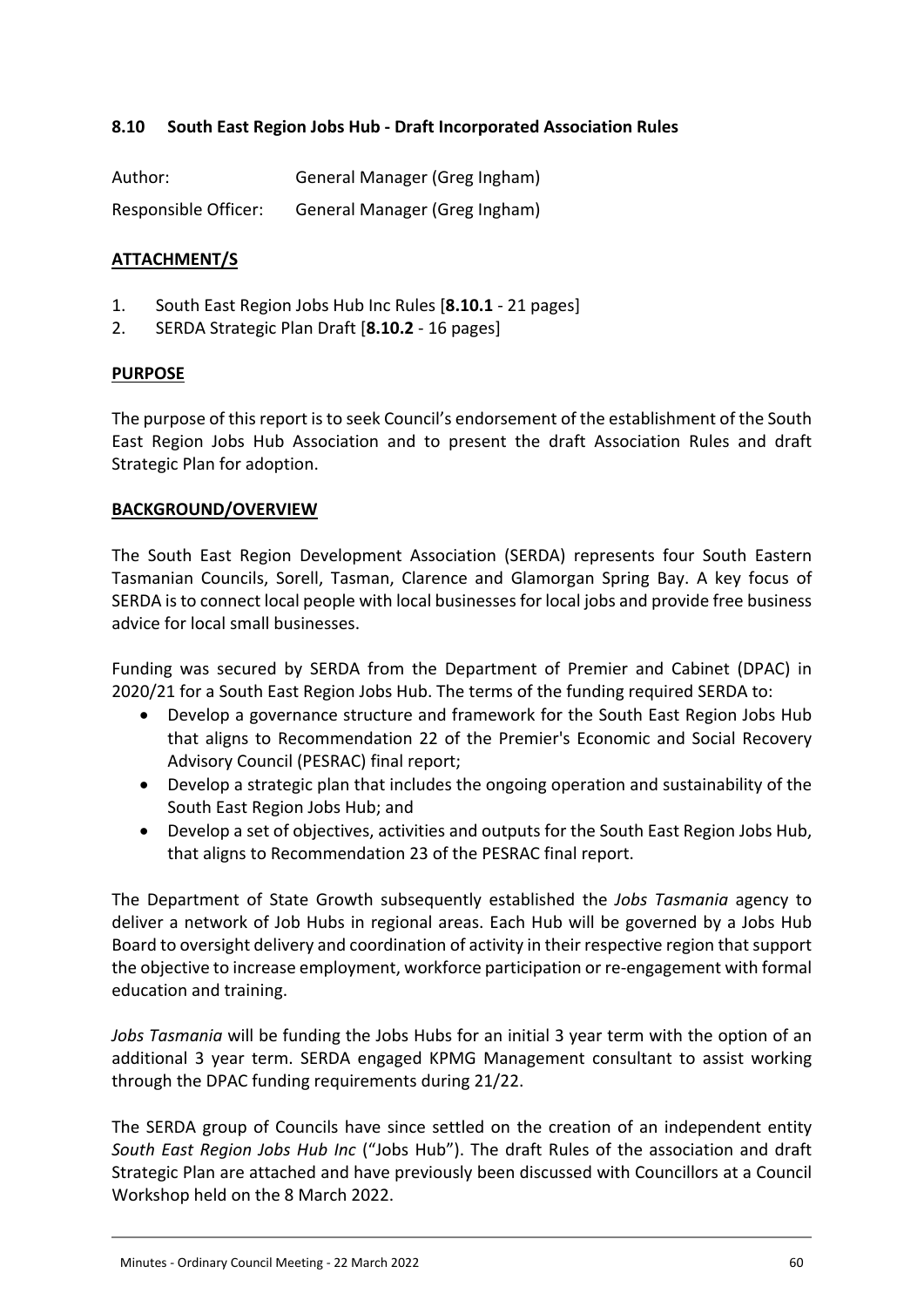### 8.10 South East Region Jobs Hub - Draft Incorporated Association Rules

Author: General Manager (Greg Ingham)

Responsible Officer: General Manager (Greg Ingham)

**ATTACHMENT/S**

1. South East Region Jobs Hub Inc Rules [**8.10.1** - 21 pages]
2. SERDA Strategic Plan Draft [**8.10.2** - 16 pages]

**PURPOSE**

The purpose of this report is to seek Council's endorsement of the establishment of the South East Region Jobs Hub Association and to present the draft Association Rules and draft Strategic Plan for adoption.

**BACKGROUND/OVERVIEW**

The South East Region Development Association (SERDA) represents four South Eastern Tasmanian Councils, Sorell, Tasman, Clarence and Glamorgan Spring Bay. A key focus of SERDA is to connect local people with local businesses for local jobs and provide free business advice for local small businesses.

Funding was secured by SERDA from the Department of Premier and Cabinet (DPAC) in 2020/21 for a South East Region Jobs Hub. The terms of the funding required SERDA to:

- Develop a governance structure and framework for the South East Region Jobs Hub that aligns to Recommendation 22 of the Premier's Economic and Social Recovery Advisory Council (PESRAC) final report;
- Develop a strategic plan that includes the ongoing operation and sustainability of the South East Region Jobs Hub; and
- Develop a set of objectives, activities and outputs for the South East Region Jobs Hub, that aligns to Recommendation 23 of the PESRAC final report.

The Department of State Growth subsequently established the *Jobs Tasmania* agency to deliver a network of Job Hubs in regional areas. Each Hub will be governed by a Jobs Hub Board to oversight delivery and coordination of activity in their respective region that support the objective to increase employment, workforce participation or re-engagement with formal education and training.

*Jobs Tasmania* will be funding the Jobs Hubs for an initial 3 year term with the option of an additional 3 year term. SERDA engaged KPMG Management consultant to assist working through the DPAC funding requirements during 21/22.

The SERDA group of Councils have since settled on the creation of an independent entity *South East Region Jobs Hub Inc* ("Jobs Hub"). The draft Rules of the association and draft Strategic Plan are attached and have previously been discussed with Councillors at a Council Workshop held on the 8 March 2022.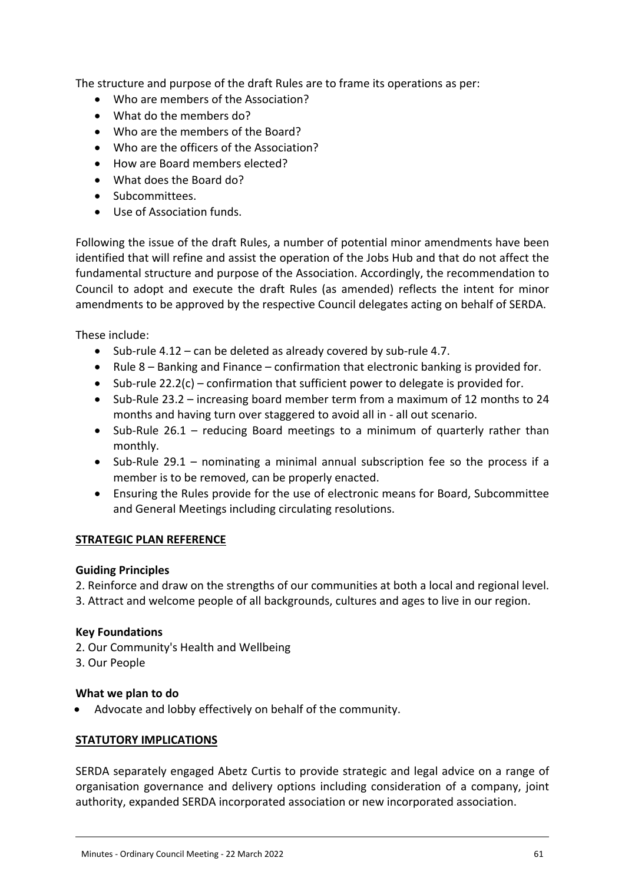The structure and purpose of the draft Rules are to frame its operations as per:

- Who are members of the Association?
- What do the members do?
- Who are the members of the Board?
- Who are the officers of the Association?
- How are Board members elected?
- What does the Board do?
- Subcommittees.
- Use of Association funds.

Following the issue of the draft Rules, a number of potential minor amendments have been identified that will refine and assist the operation of the Jobs Hub and that do not affect the fundamental structure and purpose of the Association. Accordingly, the recommendation to Council to adopt and execute the draft Rules (as amended) reflects the intent for minor amendments to be approved by the respective Council delegates acting on behalf of SERDA.

These include:

- Sub-rule 4.12 – can be deleted as already covered by sub-rule 4.7.
- Rule 8 – Banking and Finance – confirmation that electronic banking is provided for.
- Sub-rule 22.2(c) – confirmation that sufficient power to delegate is provided for.
- Sub-Rule 23.2 – increasing board member term from a maximum of 12 months to 24 months and having turn over staggered to avoid all in - all out scenario.
- Sub-Rule 26.1 – reducing Board meetings to a minimum of quarterly rather than monthly.
- Sub-Rule 29.1 – nominating a minimal annual subscription fee so the process if a member is to be removed, can be properly enacted.
- Ensuring the Rules provide for the use of electronic means for Board, Subcommittee and General Meetings including circulating resolutions.

## STRATEGIC PLAN REFERENCE

**Guiding Principles**

2. Reinforce and draw on the strengths of our communities at both a local and regional level.
3. Attract and welcome people of all backgrounds, cultures and ages to live in our region.

**Key Foundations**

2. Our Community's Health and Wellbeing
3. Our People

**What we plan to do**

- Advocate and lobby effectively on behalf of the community.

## STATUTORY IMPLICATIONS

SERDA separately engaged Abetz Curtis to provide strategic and legal advice on a range of organisation governance and delivery options including consideration of a company, joint authority, expanded SERDA incorporated association or new incorporated association.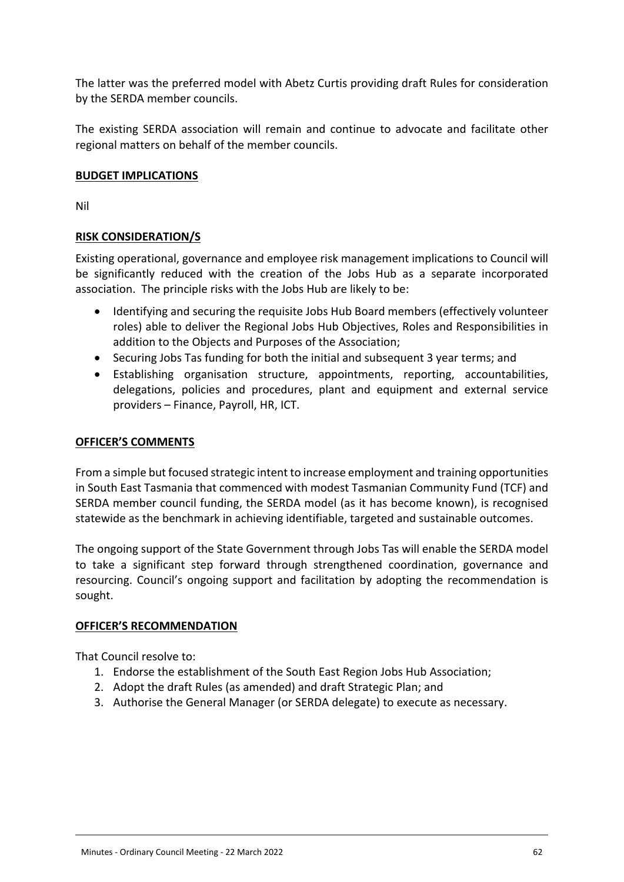The latter was the preferred model with Abetz Curtis providing draft Rules for consideration by the SERDA member councils.

The existing SERDA association will remain and continue to advocate and facilitate other regional matters on behalf of the member councils.

**BUDGET IMPLICATIONS**

Nil

**RISK CONSIDERATION/S**

Existing operational, governance and employee risk management implications to Council will be significantly reduced with the creation of the Jobs Hub as a separate incorporated association. The principle risks with the Jobs Hub are likely to be:

- Identifying and securing the requisite Jobs Hub Board members (effectively volunteer roles) able to deliver the Regional Jobs Hub Objectives, Roles and Responsibilities in addition to the Objects and Purposes of the Association;
- Securing Jobs Tas funding for both the initial and subsequent 3 year terms; and
- Establishing organisation structure, appointments, reporting, accountabilities, delegations, policies and procedures, plant and equipment and external service providers – Finance, Payroll, HR, ICT.

**OFFICER'S COMMENTS**

From a simple but focused strategic intent to increase employment and training opportunities in South East Tasmania that commenced with modest Tasmanian Community Fund (TCF) and SERDA member council funding, the SERDA model (as it has become known), is recognised statewide as the benchmark in achieving identifiable, targeted and sustainable outcomes.

The ongoing support of the State Government through Jobs Tas will enable the SERDA model to take a significant step forward through strengthened coordination, governance and resourcing. Council's ongoing support and facilitation by adopting the recommendation is sought.

**OFFICER'S RECOMMENDATION**

That Council resolve to:

1. Endorse the establishment of the South East Region Jobs Hub Association;
2. Adopt the draft Rules (as amended) and draft Strategic Plan; and
3. Authorise the General Manager (or SERDA delegate) to execute as necessary.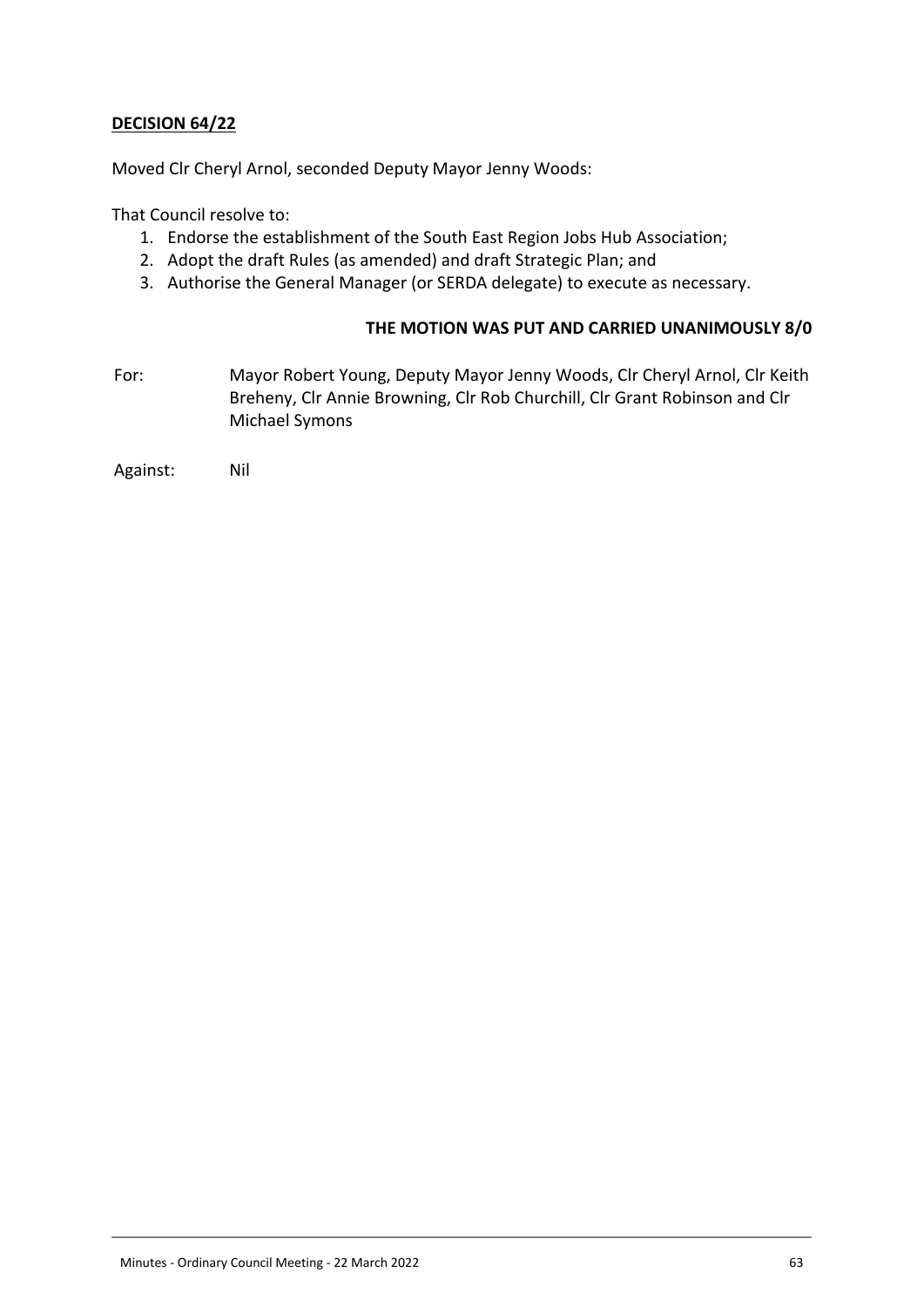**DECISION 64/22**

Moved Clr Cheryl Arnol, seconded Deputy Mayor Jenny Woods:

That Council resolve to:

1. Endorse the establishment of the South East Region Jobs Hub Association;
2. Adopt the draft Rules (as amended) and draft Strategic Plan; and
3. Authorise the General Manager (or SERDA delegate) to execute as necessary.

**THE MOTION WAS PUT AND CARRIED UNANIMOUSLY 8/0**

For: Mayor Robert Young, Deputy Mayor Jenny Woods, Clr Cheryl Arnol, Clr Keith Breheny, Clr Annie Browning, Clr Rob Churchill, Clr Grant Robinson and Clr Michael Symons

Against: Nil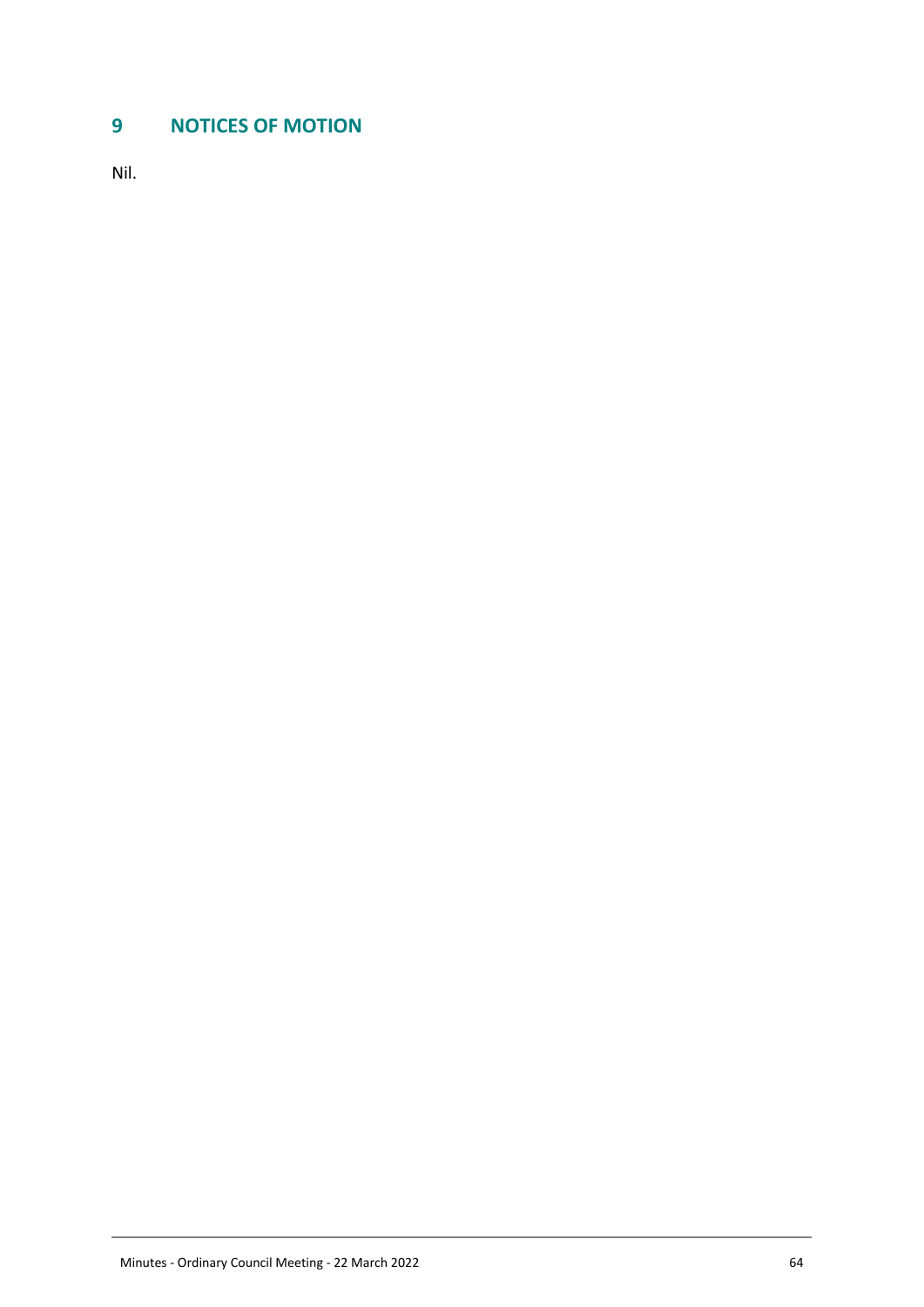# 9 NOTICES OF MOTION

Nil.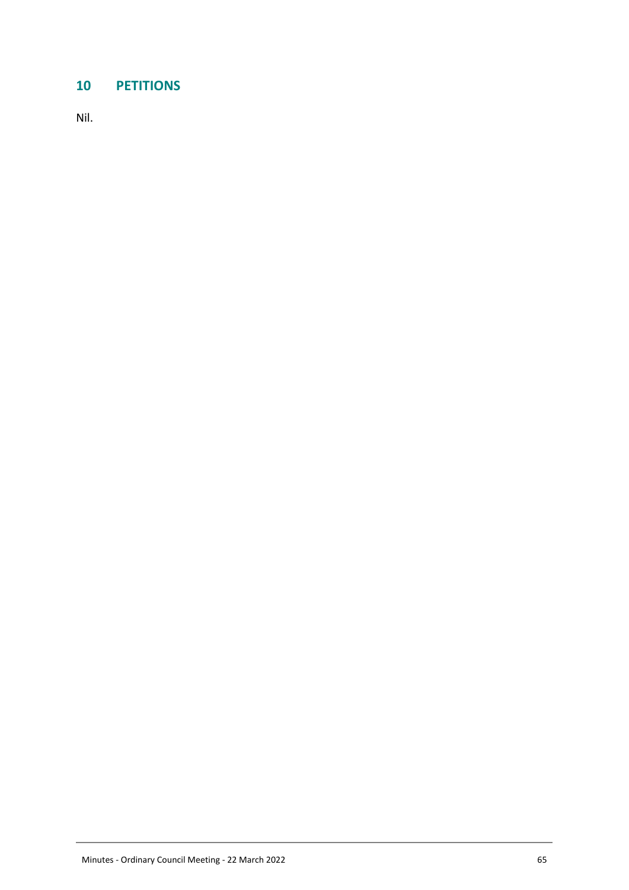# 10 PETITIONS

Nil.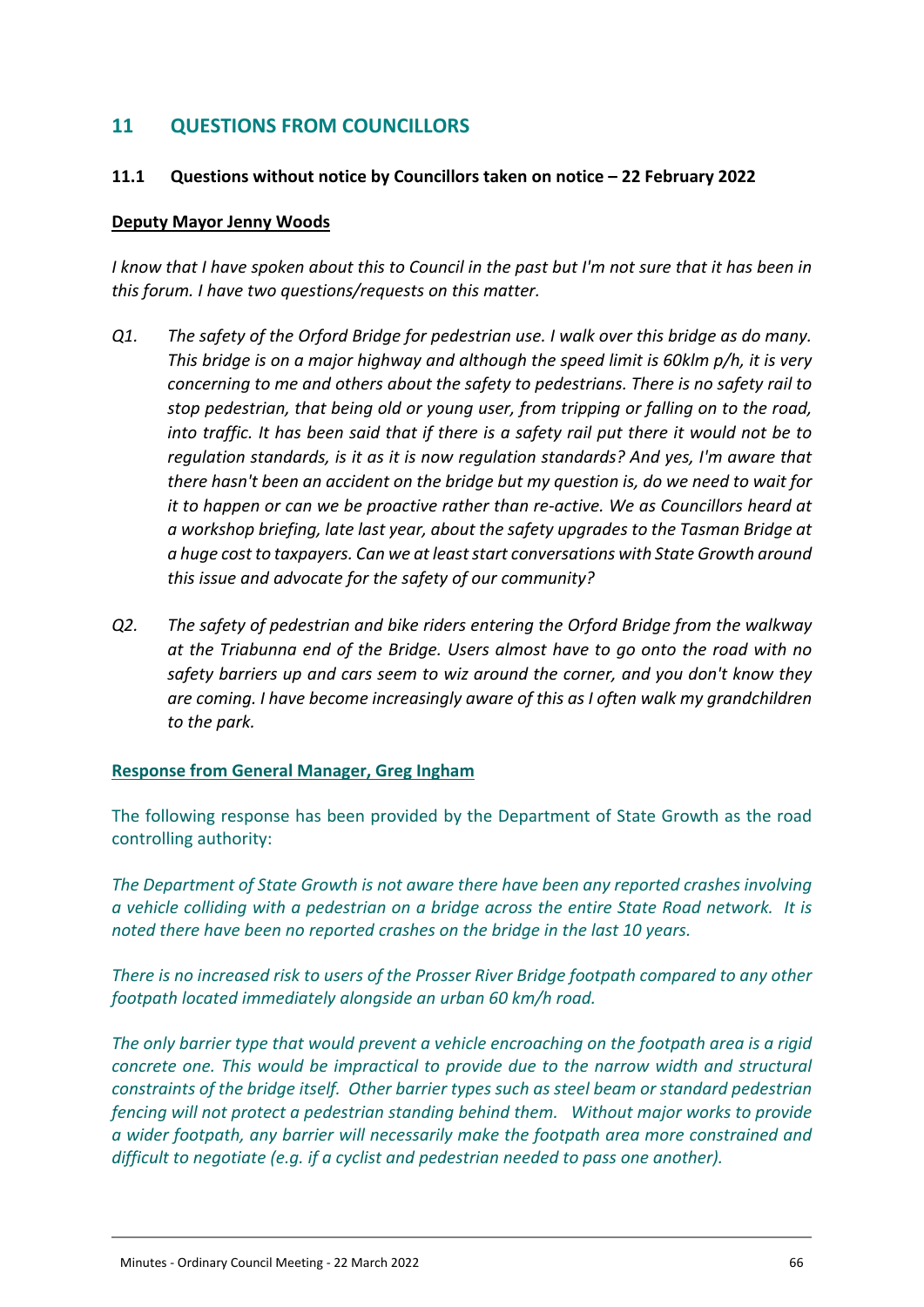## 11 QUESTIONS FROM COUNCILLORS

### 11.1 Questions without notice by Councillors taken on notice – 22 February 2022

**Deputy Mayor Jenny Woods**

*I know that I have spoken about this to Council in the past but I'm not sure that it has been in this forum. I have two questions/requests on this matter.*

*Q1. The safety of the Orford Bridge for pedestrian use. I walk over this bridge as do many. This bridge is on a major highway and although the speed limit is 60klm p/h, it is very concerning to me and others about the safety to pedestrians. There is no safety rail to stop pedestrian, that being old or young user, from tripping or falling on to the road, into traffic. It has been said that if there is a safety rail put there it would not be to regulation standards, is it as it is now regulation standards? And yes, I'm aware that there hasn't been an accident on the bridge but my question is, do we need to wait for it to happen or can we be proactive rather than re-active. We as Councillors heard at a workshop briefing, late last year, about the safety upgrades to the Tasman Bridge at a huge cost to taxpayers. Can we at least start conversations with State Growth around this issue and advocate for the safety of our community?*

*Q2. The safety of pedestrian and bike riders entering the Orford Bridge from the walkway at the Triabunna end of the Bridge. Users almost have to go onto the road with no safety barriers up and cars seem to wiz around the corner, and you don't know they are coming. I have become increasingly aware of this as I often walk my grandchildren to the park.*

**Response from General Manager, Greg Ingham**

The following response has been provided by the Department of State Growth as the road controlling authority:

*The Department of State Growth is not aware there have been any reported crashes involving a vehicle colliding with a pedestrian on a bridge across the entire State Road network. It is noted there have been no reported crashes on the bridge in the last 10 years.*

*There is no increased risk to users of the Prosser River Bridge footpath compared to any other footpath located immediately alongside an urban 60 km/h road.*

*The only barrier type that would prevent a vehicle encroaching on the footpath area is a rigid concrete one. This would be impractical to provide due to the narrow width and structural constraints of the bridge itself. Other barrier types such as steel beam or standard pedestrian fencing will not protect a pedestrian standing behind them. Without major works to provide a wider footpath, any barrier will necessarily make the footpath area more constrained and difficult to negotiate (e.g. if a cyclist and pedestrian needed to pass one another).*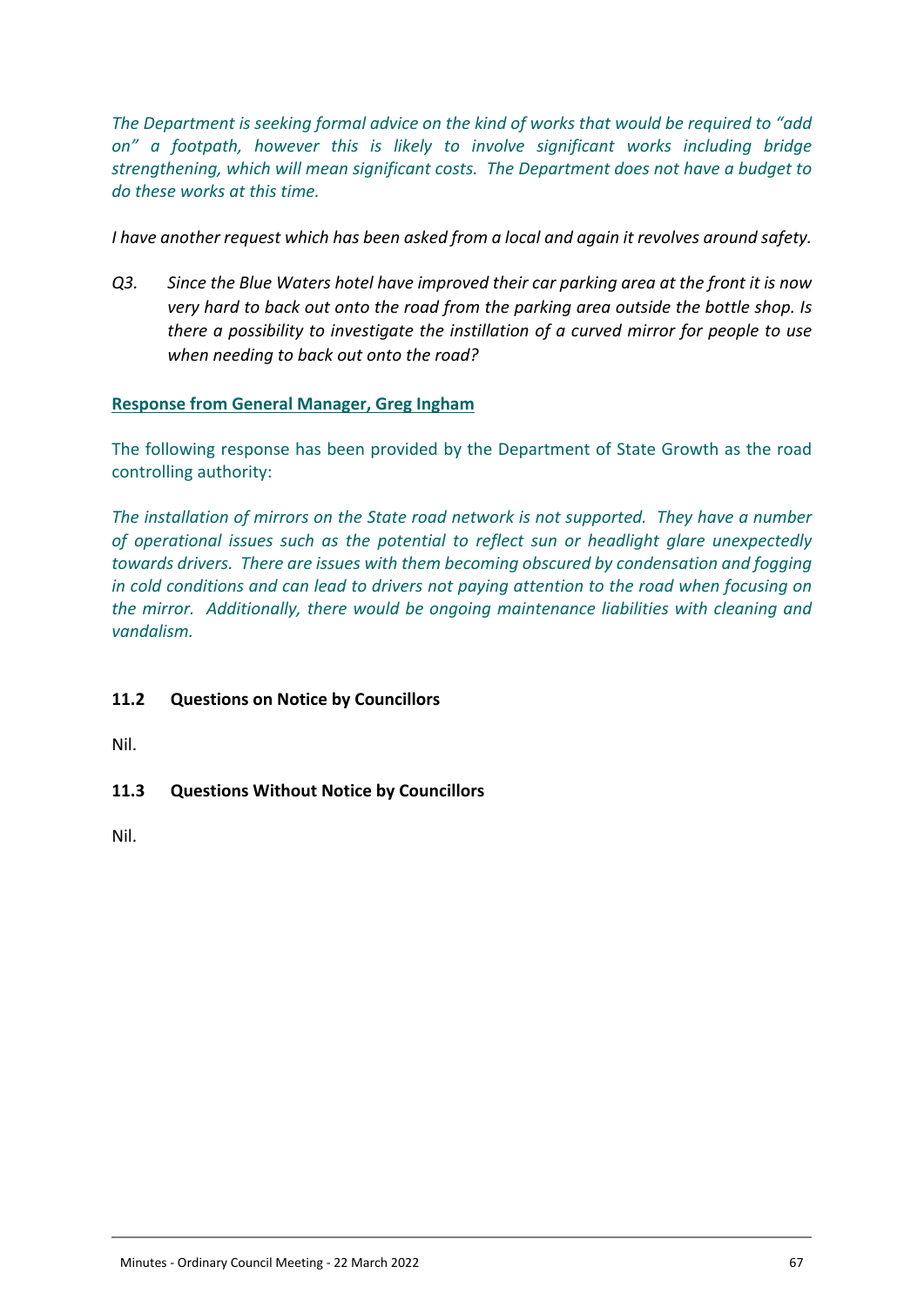*The Department is seeking formal advice on the kind of works that would be required to "add on" a footpath, however this is likely to involve significant works including bridge strengthening, which will mean significant costs. The Department does not have a budget to do these works at this time.*

*I have another request which has been asked from a local and again it revolves around safety.*

*Q3. Since the Blue Waters hotel have improved their car parking area at the front it is now very hard to back out onto the road from the parking area outside the bottle shop. Is there a possibility to investigate the instillation of a curved mirror for people to use when needing to back out onto the road?*

**Response from General Manager, Greg Ingham**

The following response has been provided by the Department of State Growth as the road controlling authority:

*The installation of mirrors on the State road network is not supported. They have a number of operational issues such as the potential to reflect sun or headlight glare unexpectedly towards drivers. There are issues with them becoming obscured by condensation and fogging in cold conditions and can lead to drivers not paying attention to the road when focusing on the mirror. Additionally, there would be ongoing maintenance liabilities with cleaning and vandalism.*

### 11.2 Questions on Notice by Councillors

Nil.

### 11.3 Questions Without Notice by Councillors

Nil.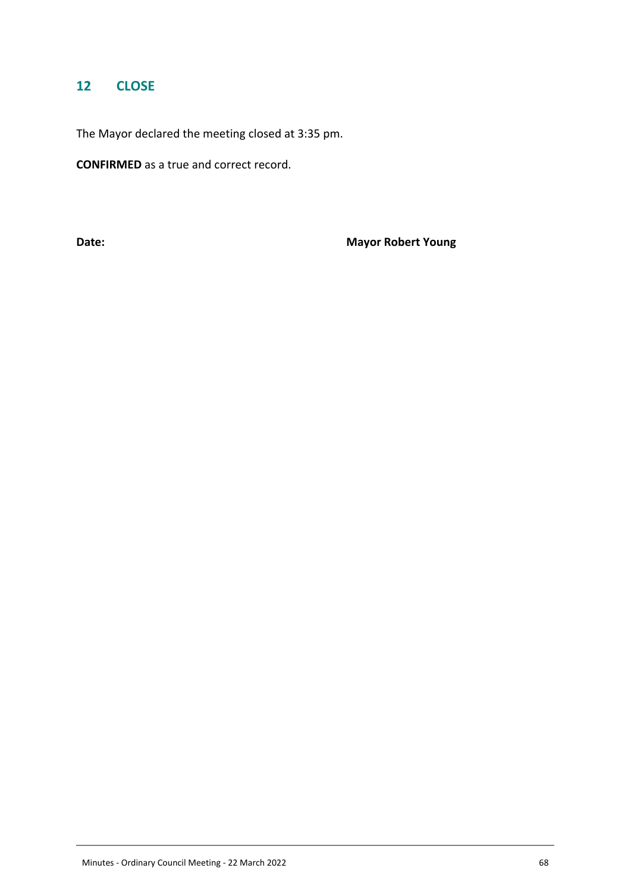## 12 CLOSE

The Mayor declared the meeting closed at 3:35 pm.

**CONFIRMED** as a true and correct record.

**Date:** **Mayor Robert Young**